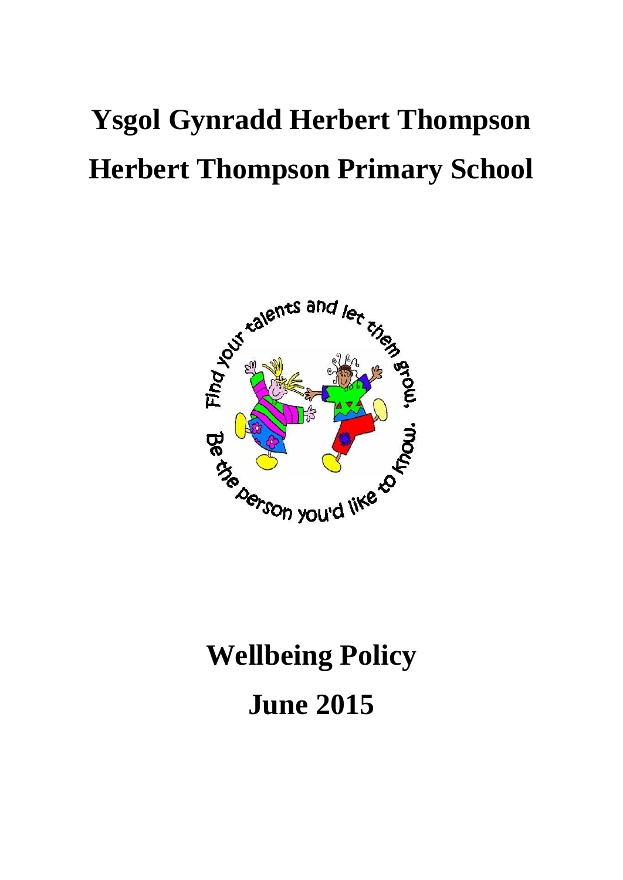# Ysgol Gynradd Herbert Thompson
# Herbert Thompson Primary School

# Wellbeing Policy
# June 2015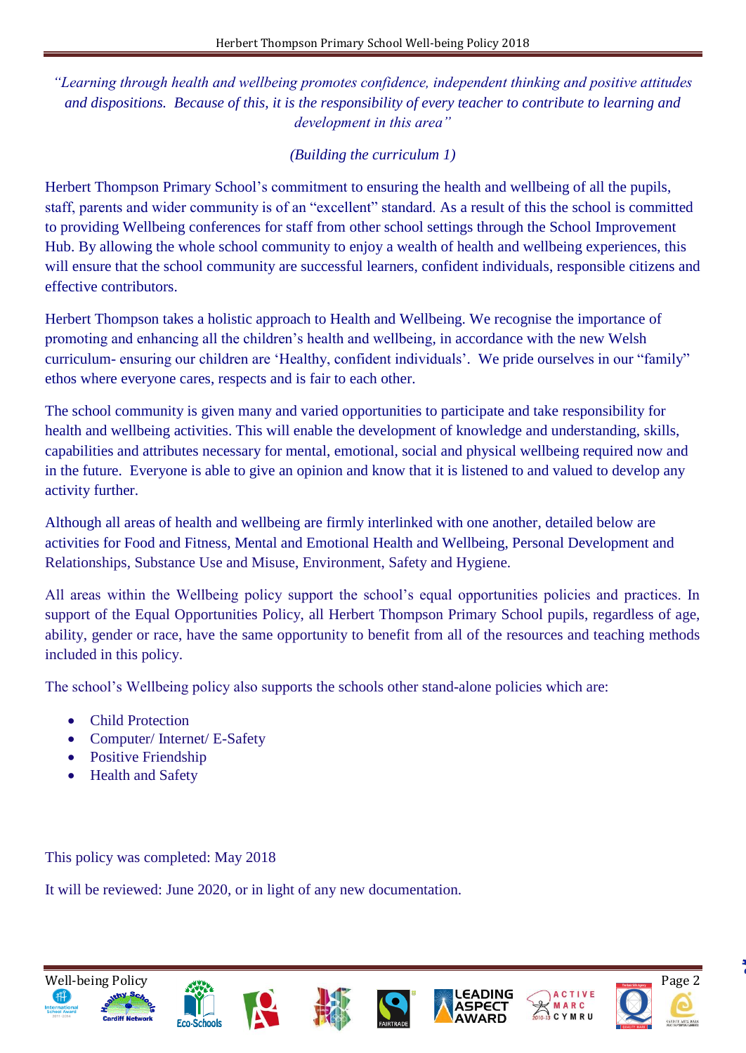*"Learning through health and wellbeing promotes confidence, independent thinking and positive attitudes and dispositions. Because of this, it is the responsibility of every teacher to contribute to learning and development in this area"*

*(Building the curriculum 1)*

Herbert Thompson Primary School's commitment to ensuring the health and wellbeing of all the pupils, staff, parents and wider community is of an "excellent" standard. As a result of this the school is committed to providing Wellbeing conferences for staff from other school settings through the School Improvement Hub. By allowing the whole school community to enjoy a wealth of health and wellbeing experiences, this will ensure that the school community are successful learners, confident individuals, responsible citizens and effective contributors.

Herbert Thompson takes a holistic approach to Health and Wellbeing. We recognise the importance of promoting and enhancing all the children's health and wellbeing, in accordance with the new Welsh curriculum- ensuring our children are 'Healthy, confident individuals'. We pride ourselves in our "family" ethos where everyone cares, respects and is fair to each other.

The school community is given many and varied opportunities to participate and take responsibility for health and wellbeing activities. This will enable the development of knowledge and understanding, skills, capabilities and attributes necessary for mental, emotional, social and physical wellbeing required now and in the future. Everyone is able to give an opinion and know that it is listened to and valued to develop any activity further.

Although all areas of health and wellbeing are firmly interlinked with one another, detailed below are activities for Food and Fitness, Mental and Emotional Health and Wellbeing, Personal Development and Relationships, Substance Use and Misuse, Environment, Safety and Hygiene.

All areas within the Wellbeing policy support the school's equal opportunities policies and practices. In support of the Equal Opportunities Policy, all Herbert Thompson Primary School pupils, regardless of age, ability, gender or race, have the same opportunity to benefit from all of the resources and teaching methods included in this policy.

The school's Wellbeing policy also supports the schools other stand-alone policies which are:

- Child Protection
- Computer/ Internet/ E-Safety
- Positive Friendship
- Health and Safety

This policy was completed: May 2018

It will be reviewed: June 2020, or in light of any new documentation.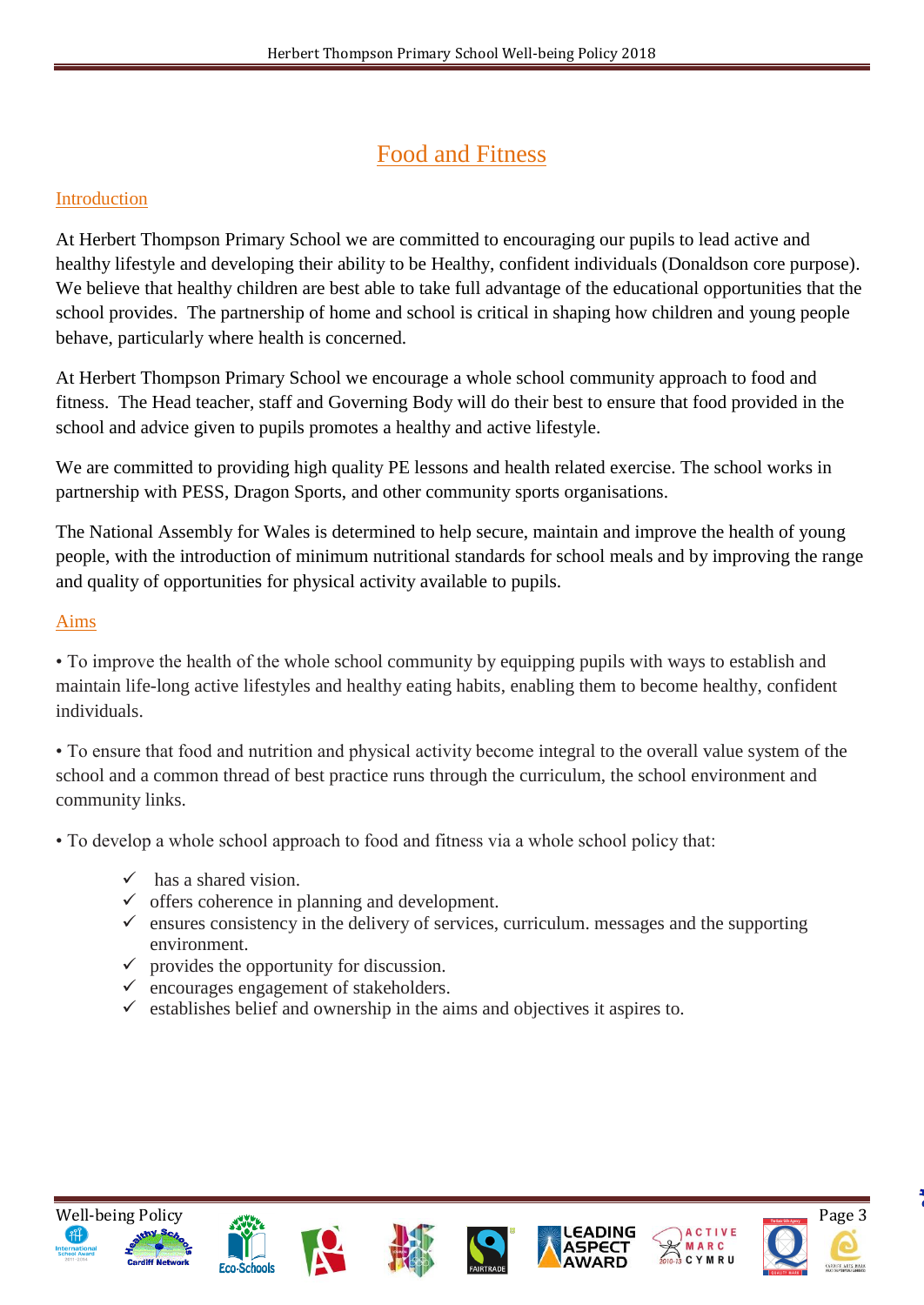# Food and Fitness

## Introduction

At Herbert Thompson Primary School we are committed to encouraging our pupils to lead active and healthy lifestyle and developing their ability to be Healthy, confident individuals (Donaldson core purpose). We believe that healthy children are best able to take full advantage of the educational opportunities that the school provides. The partnership of home and school is critical in shaping how children and young people behave, particularly where health is concerned.

At Herbert Thompson Primary School we encourage a whole school community approach to food and fitness. The Head teacher, staff and Governing Body will do their best to ensure that food provided in the school and advice given to pupils promotes a healthy and active lifestyle.

We are committed to providing high quality PE lessons and health related exercise. The school works in partnership with PESS, Dragon Sports, and other community sports organisations.

The National Assembly for Wales is determined to help secure, maintain and improve the health of young people, with the introduction of minimum nutritional standards for school meals and by improving the range and quality of opportunities for physical activity available to pupils.

## Aims

• To improve the health of the whole school community by equipping pupils with ways to establish and maintain life-long active lifestyles and healthy eating habits, enabling them to become healthy, confident individuals.

• To ensure that food and nutrition and physical activity become integral to the overall value system of the school and a common thread of best practice runs through the curriculum, the school environment and community links.

• To develop a whole school approach to food and fitness via a whole school policy that:

- ✓ has a shared vision.
- ✓ offers coherence in planning and development.
- ✓ ensures consistency in the delivery of services, curriculum. messages and the supporting environment.
- ✓ provides the opportunity for discussion.
- ✓ encourages engagement of stakeholders.
- ✓ establishes belief and ownership in the aims and objectives it aspires to.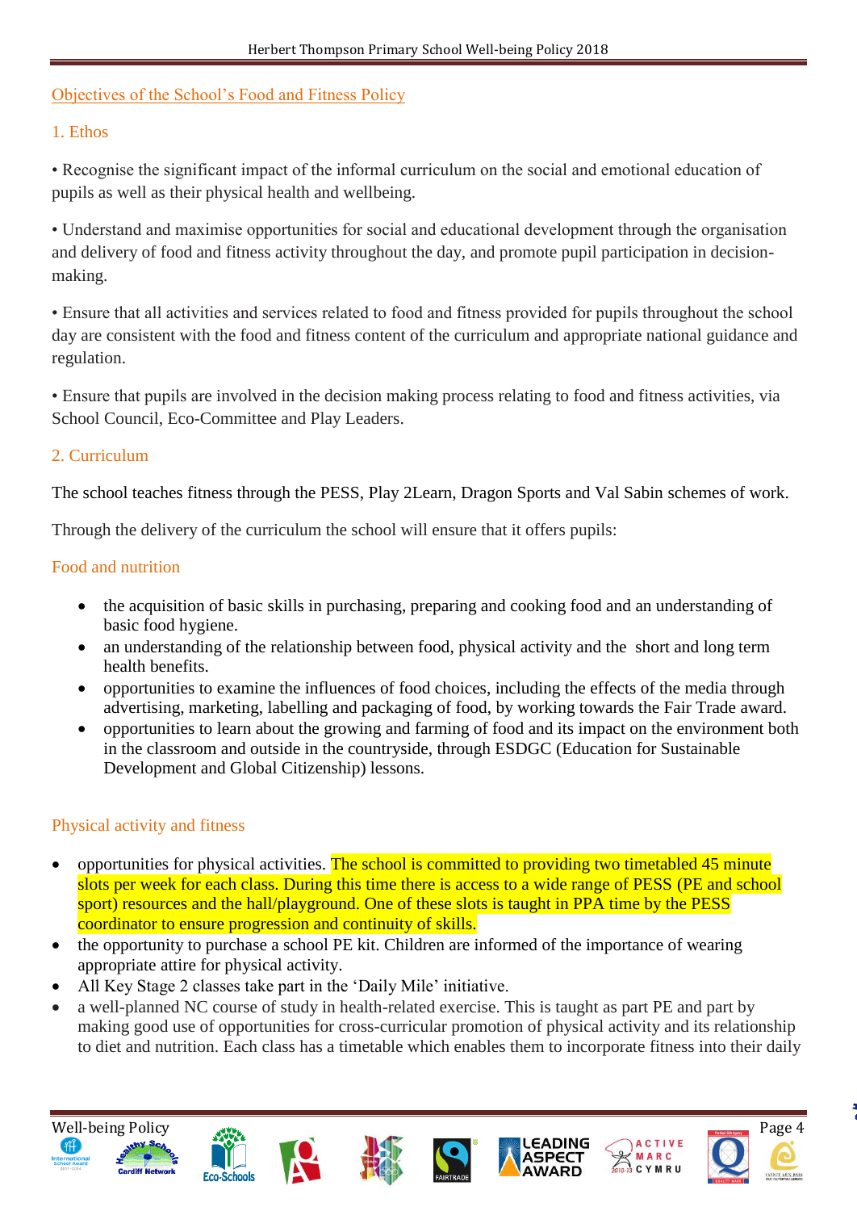## Objectives of the School's Food and Fitness Policy

### 1. Ethos

• Recognise the significant impact of the informal curriculum on the social and emotional education of pupils as well as their physical health and wellbeing.

• Understand and maximise opportunities for social and educational development through the organisation and delivery of food and fitness activity throughout the day, and promote pupil participation in decision-making.

• Ensure that all activities and services related to food and fitness provided for pupils throughout the school day are consistent with the food and fitness content of the curriculum and appropriate national guidance and regulation.

• Ensure that pupils are involved in the decision making process relating to food and fitness activities, via School Council, Eco-Committee and Play Leaders.

### 2. Curriculum

The school teaches fitness through the PESS, Play 2Learn, Dragon Sports and Val Sabin schemes of work.

Through the delivery of the curriculum the school will ensure that it offers pupils:

#### Food and nutrition

- the acquisition of basic skills in purchasing, preparing and cooking food and an understanding of basic food hygiene.
- an understanding of the relationship between food, physical activity and the short and long term health benefits.
- opportunities to examine the influences of food choices, including the effects of the media through advertising, marketing, labelling and packaging of food, by working towards the Fair Trade award.
- opportunities to learn about the growing and farming of food and its impact on the environment both in the classroom and outside in the countryside, through ESDGC (Education for Sustainable Development and Global Citizenship) lessons.

#### Physical activity and fitness

- opportunities for physical activities. The school is committed to providing two timetabled 45 minute slots per week for each class. During this time there is access to a wide range of PESS (PE and school sport) resources and the hall/playground. One of these slots is taught in PPA time by the PESS coordinator to ensure progression and continuity of skills.
- the opportunity to purchase a school PE kit. Children are informed of the importance of wearing appropriate attire for physical activity.
- All Key Stage 2 classes take part in the 'Daily Mile' initiative.
- a well-planned NC course of study in health-related exercise. This is taught as part PE and part by making good use of opportunities for cross-curricular promotion of physical activity and its relationship to diet and nutrition. Each class has a timetable which enables them to incorporate fitness into their daily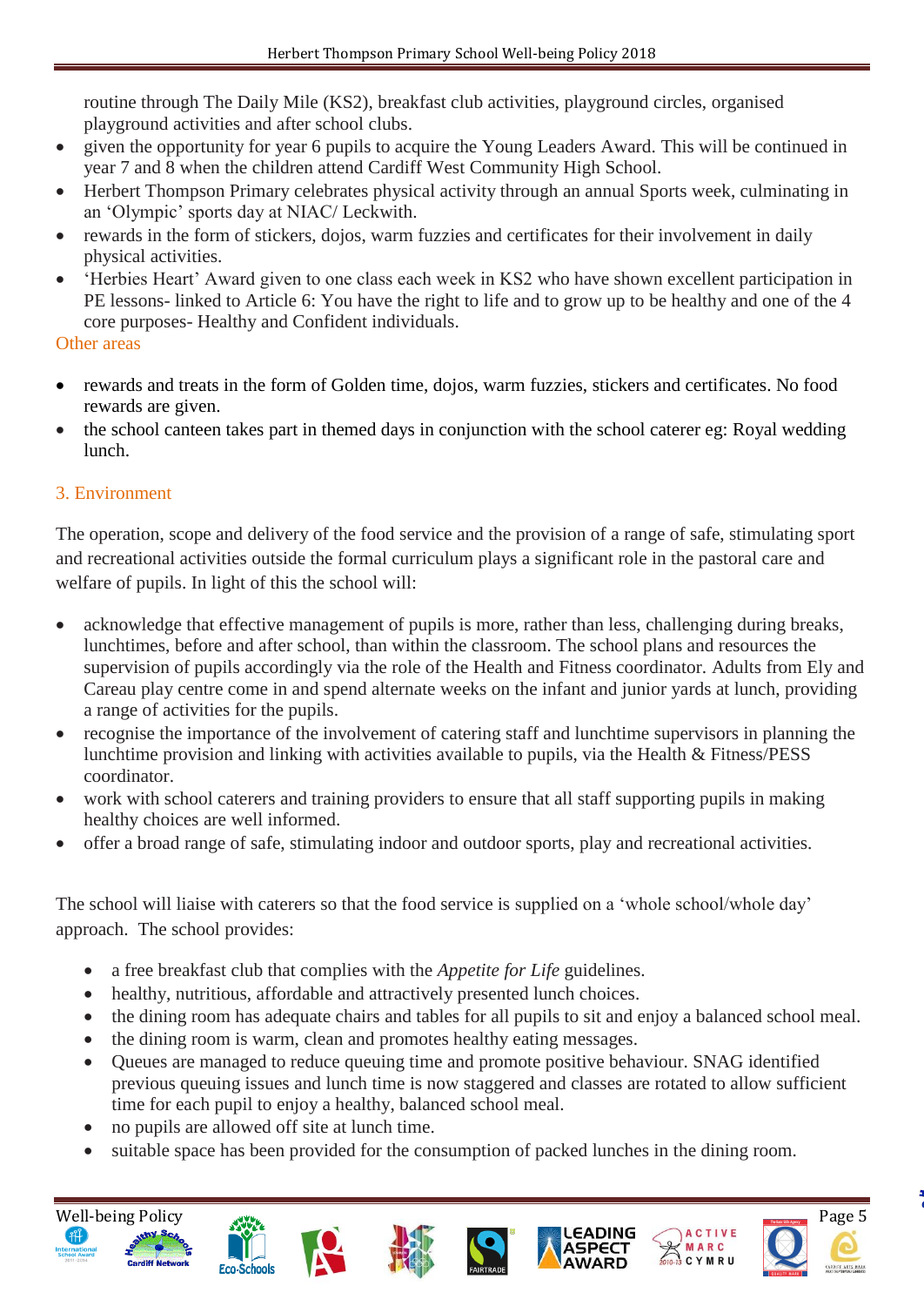routine through The Daily Mile (KS2), breakfast club activities, playground circles, organised playground activities and after school clubs.

- given the opportunity for year 6 pupils to acquire the Young Leaders Award. This will be continued in year 7 and 8 when the children attend Cardiff West Community High School.
- Herbert Thompson Primary celebrates physical activity through an annual Sports week, culminating in an 'Olympic' sports day at NIAC/ Leckwith.
- rewards in the form of stickers, dojos, warm fuzzies and certificates for their involvement in daily physical activities.
- 'Herbies Heart' Award given to one class each week in KS2 who have shown excellent participation in PE lessons- linked to Article 6: You have the right to life and to grow up to be healthy and one of the 4 core purposes- Healthy and Confident individuals.

### Other areas

- rewards and treats in the form of Golden time, dojos, warm fuzzies, stickers and certificates. No food rewards are given.
- the school canteen takes part in themed days in conjunction with the school caterer eg: Royal wedding lunch.

## 3. Environment

The operation, scope and delivery of the food service and the provision of a range of safe, stimulating sport and recreational activities outside the formal curriculum plays a significant role in the pastoral care and welfare of pupils. In light of this the school will:

- acknowledge that effective management of pupils is more, rather than less, challenging during breaks, lunchtimes, before and after school, than within the classroom. The school plans and resources the supervision of pupils accordingly via the role of the Health and Fitness coordinator. Adults from Ely and Careau play centre come in and spend alternate weeks on the infant and junior yards at lunch, providing a range of activities for the pupils.
- recognise the importance of the involvement of catering staff and lunchtime supervisors in planning the lunchtime provision and linking with activities available to pupils, via the Health & Fitness/PESS coordinator.
- work with school caterers and training providers to ensure that all staff supporting pupils in making healthy choices are well informed.
- offer a broad range of safe, stimulating indoor and outdoor sports, play and recreational activities.

The school will liaise with caterers so that the food service is supplied on a 'whole school/whole day' approach. The school provides:

- a free breakfast club that complies with the *Appetite for Life* guidelines.
- healthy, nutritious, affordable and attractively presented lunch choices.
- the dining room has adequate chairs and tables for all pupils to sit and enjoy a balanced school meal.
- the dining room is warm, clean and promotes healthy eating messages.
- Queues are managed to reduce queuing time and promote positive behaviour. SNAG identified previous queuing issues and lunch time is now staggered and classes are rotated to allow sufficient time for each pupil to enjoy a healthy, balanced school meal.
- no pupils are allowed off site at lunch time.
- suitable space has been provided for the consumption of packed lunches in the dining room.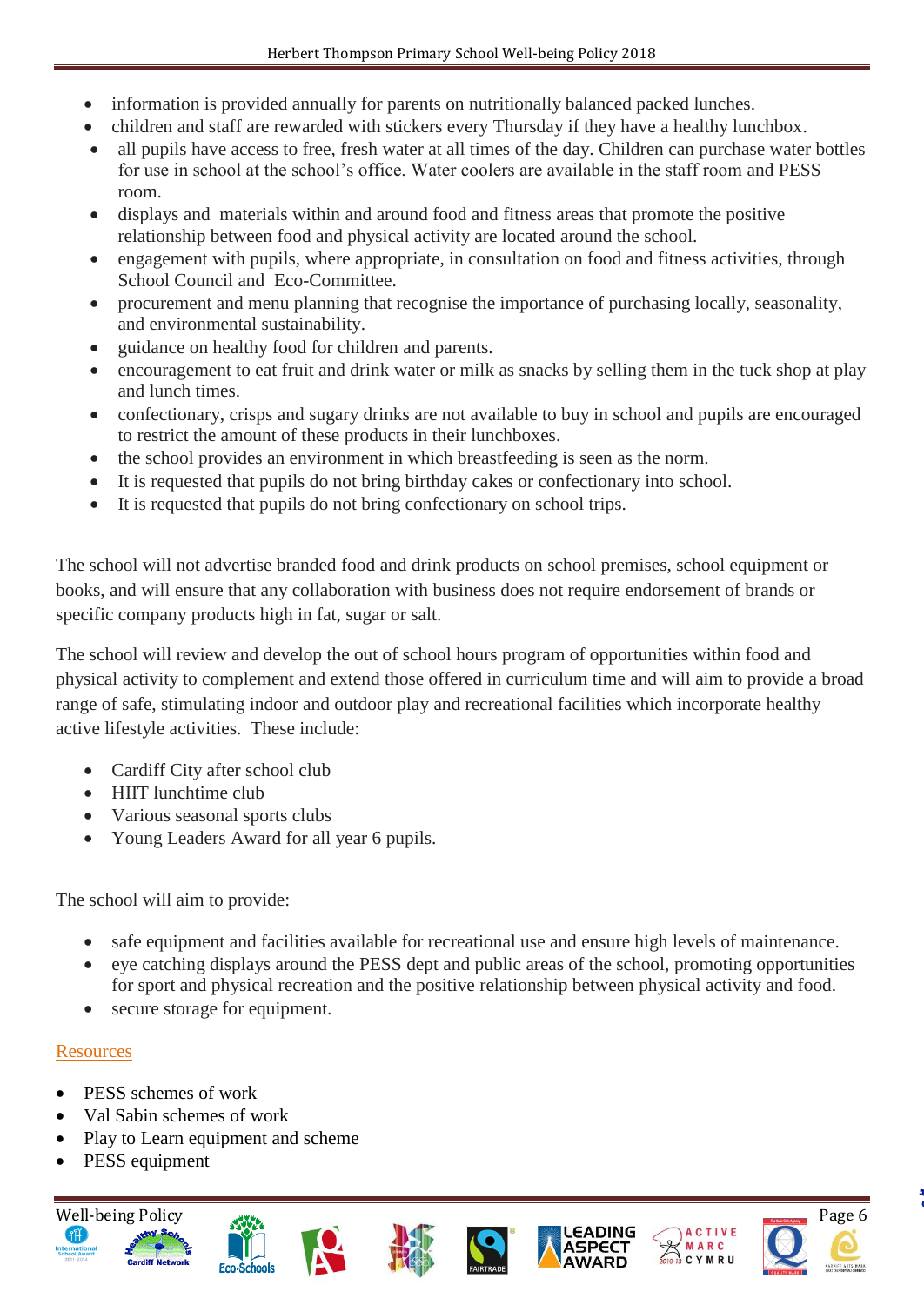- information is provided annually for parents on nutritionally balanced packed lunches.
- children and staff are rewarded with stickers every Thursday if they have a healthy lunchbox.
- all pupils have access to free, fresh water at all times of the day. Children can purchase water bottles for use in school at the school's office. Water coolers are available in the staff room and PESS room.
- displays and materials within and around food and fitness areas that promote the positive relationship between food and physical activity are located around the school.
- engagement with pupils, where appropriate, in consultation on food and fitness activities, through School Council and Eco-Committee.
- procurement and menu planning that recognise the importance of purchasing locally, seasonality, and environmental sustainability.
- guidance on healthy food for children and parents.
- encouragement to eat fruit and drink water or milk as snacks by selling them in the tuck shop at play and lunch times.
- confectionary, crisps and sugary drinks are not available to buy in school and pupils are encouraged to restrict the amount of these products in their lunchboxes.
- the school provides an environment in which breastfeeding is seen as the norm.
- It is requested that pupils do not bring birthday cakes or confectionary into school.
- It is requested that pupils do not bring confectionary on school trips.

The school will not advertise branded food and drink products on school premises, school equipment or books, and will ensure that any collaboration with business does not require endorsement of brands or specific company products high in fat, sugar or salt.

The school will review and develop the out of school hours program of opportunities within food and physical activity to complement and extend those offered in curriculum time and will aim to provide a broad range of safe, stimulating indoor and outdoor play and recreational facilities which incorporate healthy active lifestyle activities. These include:

- Cardiff City after school club
- HIIT lunchtime club
- Various seasonal sports clubs
- Young Leaders Award for all year 6 pupils.

The school will aim to provide:

- safe equipment and facilities available for recreational use and ensure high levels of maintenance.
- eye catching displays around the PESS dept and public areas of the school, promoting opportunities for sport and physical recreation and the positive relationship between physical activity and food.
- secure storage for equipment.

## Resources

- PESS schemes of work
- Val Sabin schemes of work
- Play to Learn equipment and scheme
- PESS equipment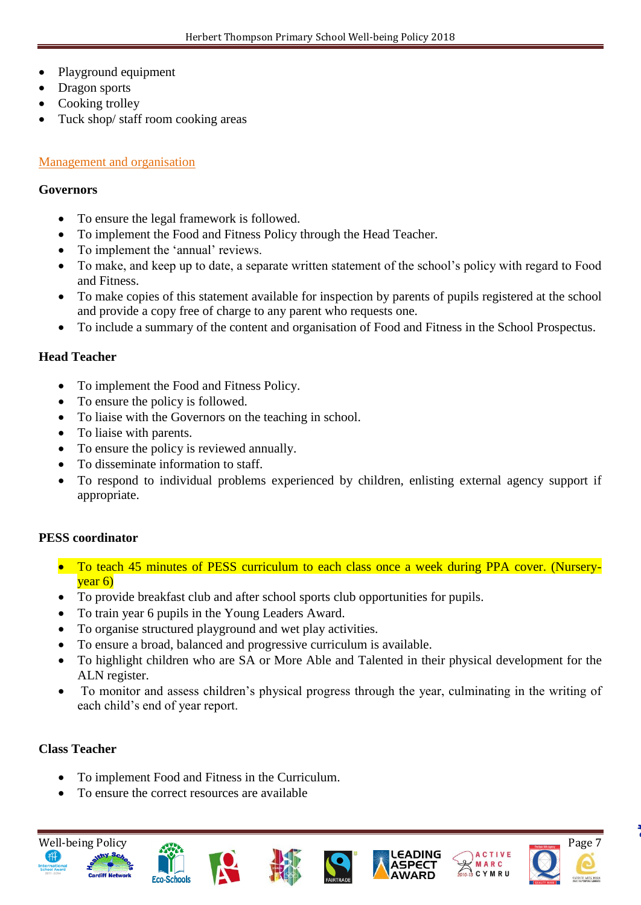- Playground equipment
- Dragon sports
- Cooking trolley
- Tuck shop/ staff room cooking areas

## Management and organisation

**Governors**

- To ensure the legal framework is followed.
- To implement the Food and Fitness Policy through the Head Teacher.
- To implement the 'annual' reviews.
- To make, and keep up to date, a separate written statement of the school's policy with regard to Food and Fitness.
- To make copies of this statement available for inspection by parents of pupils registered at the school and provide a copy free of charge to any parent who requests one.
- To include a summary of the content and organisation of Food and Fitness in the School Prospectus.

**Head Teacher**

- To implement the Food and Fitness Policy.
- To ensure the policy is followed.
- To liaise with the Governors on the teaching in school.
- To liaise with parents.
- To ensure the policy is reviewed annually.
- To disseminate information to staff.
- To respond to individual problems experienced by children, enlisting external agency support if appropriate.

**PESS coordinator**

- To teach 45 minutes of PESS curriculum to each class once a week during PPA cover. (Nursery-year 6)
- To provide breakfast club and after school sports club opportunities for pupils.
- To train year 6 pupils in the Young Leaders Award.
- To organise structured playground and wet play activities.
- To ensure a broad, balanced and progressive curriculum is available.
- To highlight children who are SA or More Able and Talented in their physical development for the ALN register.
- To monitor and assess children's physical progress through the year, culminating in the writing of each child's end of year report.

**Class Teacher**

- To implement Food and Fitness in the Curriculum.
- To ensure the correct resources are available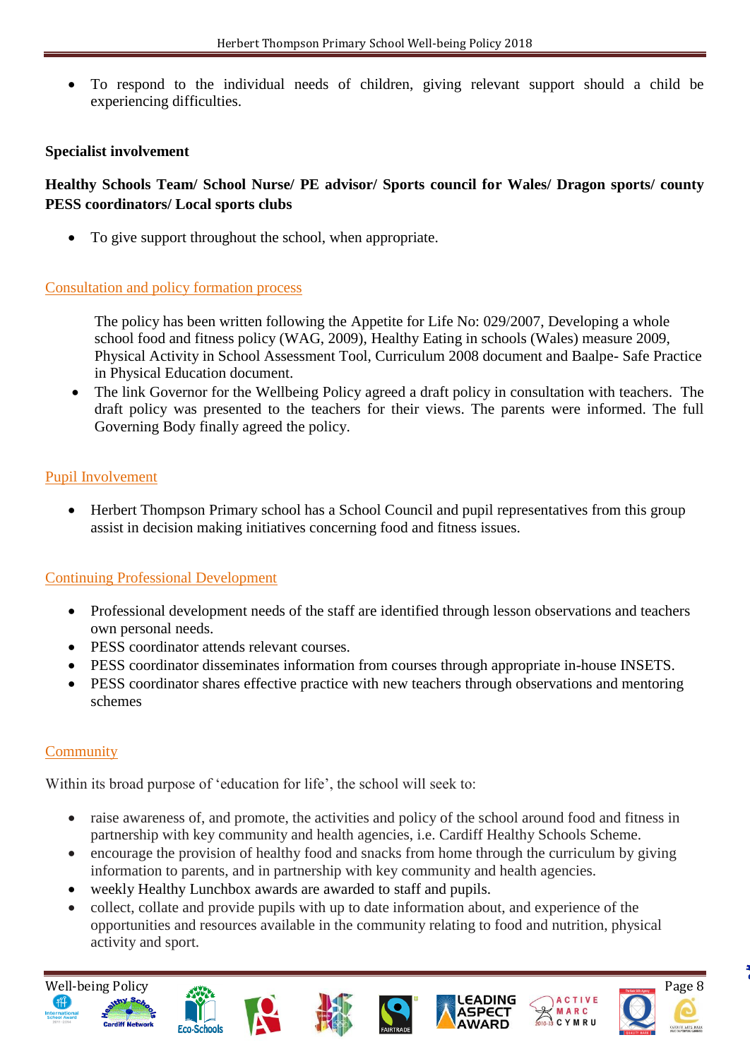- To respond to the individual needs of children, giving relevant support should a child be experiencing difficulties.

**Specialist involvement**

**Healthy Schools Team/ School Nurse/ PE advisor/ Sports council for Wales/ Dragon sports/ county PESS coordinators/ Local sports clubs**

- To give support throughout the school, when appropriate.

## Consultation and policy formation process

The policy has been written following the Appetite for Life No: 029/2007, Developing a whole school food and fitness policy (WAG, 2009), Healthy Eating in schools (Wales) measure 2009, Physical Activity in School Assessment Tool, Curriculum 2008 document and Baalpe- Safe Practice in Physical Education document.

- The link Governor for the Wellbeing Policy agreed a draft policy in consultation with teachers. The draft policy was presented to the teachers for their views. The parents were informed. The full Governing Body finally agreed the policy.

## Pupil Involvement

- Herbert Thompson Primary school has a School Council and pupil representatives from this group assist in decision making initiatives concerning food and fitness issues.

## Continuing Professional Development

- Professional development needs of the staff are identified through lesson observations and teachers own personal needs.
- PESS coordinator attends relevant courses.
- PESS coordinator disseminates information from courses through appropriate in-house INSETS.
- PESS coordinator shares effective practice with new teachers through observations and mentoring schemes

## Community

Within its broad purpose of 'education for life', the school will seek to:

- raise awareness of, and promote, the activities and policy of the school around food and fitness in partnership with key community and health agencies, i.e. Cardiff Healthy Schools Scheme.
- encourage the provision of healthy food and snacks from home through the curriculum by giving information to parents, and in partnership with key community and health agencies.
- weekly Healthy Lunchbox awards are awarded to staff and pupils.
- collect, collate and provide pupils with up to date information about, and experience of the opportunities and resources available in the community relating to food and nutrition, physical activity and sport.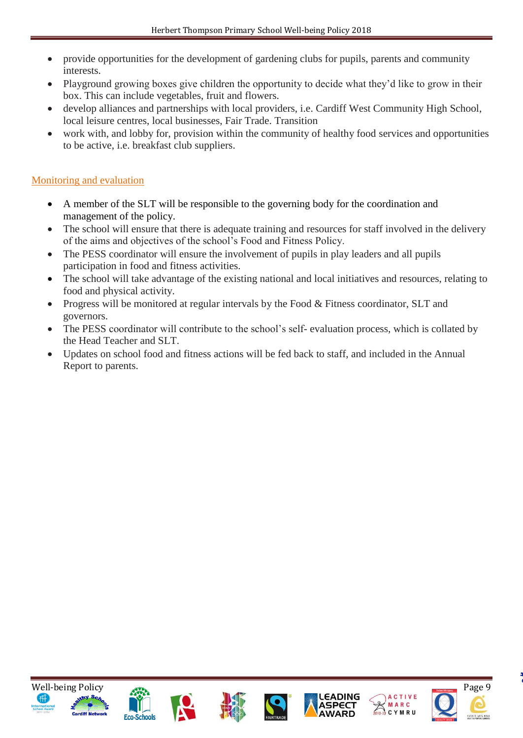- provide opportunities for the development of gardening clubs for pupils, parents and community interests.
- Playground growing boxes give children the opportunity to decide what they'd like to grow in their box. This can include vegetables, fruit and flowers.
- develop alliances and partnerships with local providers, i.e. Cardiff West Community High School, local leisure centres, local businesses, Fair Trade. Transition
- work with, and lobby for, provision within the community of healthy food services and opportunities to be active, i.e. breakfast club suppliers.

## Monitoring and evaluation

- A member of the SLT will be responsible to the governing body for the coordination and management of the policy.
- The school will ensure that there is adequate training and resources for staff involved in the delivery of the aims and objectives of the school's Food and Fitness Policy.
- The PESS coordinator will ensure the involvement of pupils in play leaders and all pupils participation in food and fitness activities.
- The school will take advantage of the existing national and local initiatives and resources, relating to food and physical activity.
- Progress will be monitored at regular intervals by the Food & Fitness coordinator, SLT and governors.
- The PESS coordinator will contribute to the school's self- evaluation process, which is collated by the Head Teacher and SLT.
- Updates on school food and fitness actions will be fed back to staff, and included in the Annual Report to parents.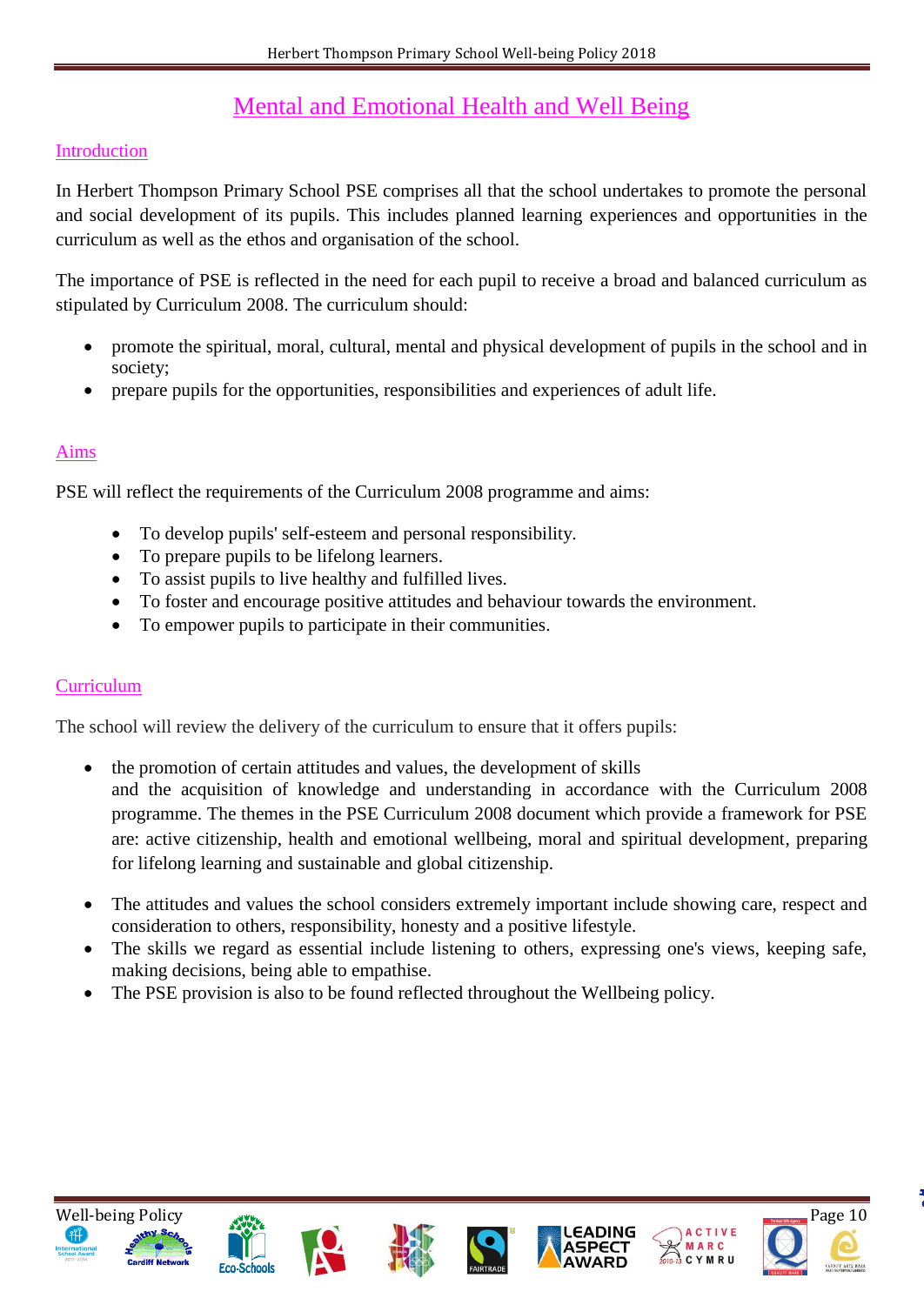# Mental and Emotional Health and Well Being

## Introduction

In Herbert Thompson Primary School PSE comprises all that the school undertakes to promote the personal and social development of its pupils. This includes planned learning experiences and opportunities in the curriculum as well as the ethos and organisation of the school.

The importance of PSE is reflected in the need for each pupil to receive a broad and balanced curriculum as stipulated by Curriculum 2008. The curriculum should:

- promote the spiritual, moral, cultural, mental and physical development of pupils in the school and in society;
- prepare pupils for the opportunities, responsibilities and experiences of adult life.

## Aims

PSE will reflect the requirements of the Curriculum 2008 programme and aims:

- To develop pupils' self-esteem and personal responsibility.
- To prepare pupils to be lifelong learners.
- To assist pupils to live healthy and fulfilled lives.
- To foster and encourage positive attitudes and behaviour towards the environment.
- To empower pupils to participate in their communities.

## Curriculum

The school will review the delivery of the curriculum to ensure that it offers pupils:

- the promotion of certain attitudes and values, the development of skills and the acquisition of knowledge and understanding in accordance with the Curriculum 2008 programme. The themes in the PSE Curriculum 2008 document which provide a framework for PSE are: active citizenship, health and emotional wellbeing, moral and spiritual development, preparing for lifelong learning and sustainable and global citizenship.
- The attitudes and values the school considers extremely important include showing care, respect and consideration to others, responsibility, honesty and a positive lifestyle.
- The skills we regard as essential include listening to others, expressing one's views, keeping safe, making decisions, being able to empathise.
- The PSE provision is also to be found reflected throughout the Wellbeing policy.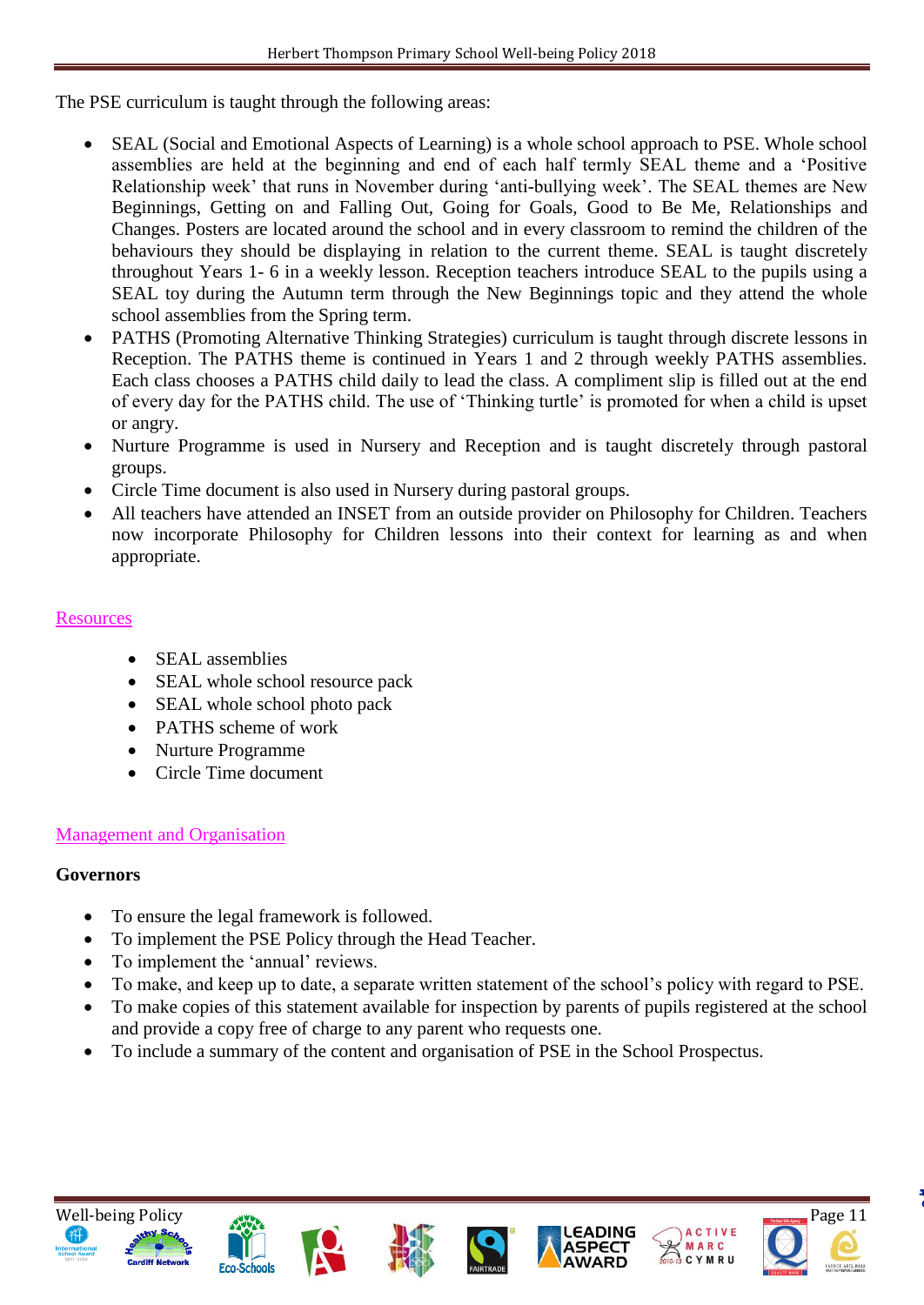The PSE curriculum is taught through the following areas:

- SEAL (Social and Emotional Aspects of Learning) is a whole school approach to PSE. Whole school assemblies are held at the beginning and end of each half termly SEAL theme and a 'Positive Relationship week' that runs in November during 'anti-bullying week'. The SEAL themes are New Beginnings, Getting on and Falling Out, Going for Goals, Good to Be Me, Relationships and Changes. Posters are located around the school and in every classroom to remind the children of the behaviours they should be displaying in relation to the current theme. SEAL is taught discretely throughout Years 1- 6 in a weekly lesson. Reception teachers introduce SEAL to the pupils using a SEAL toy during the Autumn term through the New Beginnings topic and they attend the whole school assemblies from the Spring term.
- PATHS (Promoting Alternative Thinking Strategies) curriculum is taught through discrete lessons in Reception. The PATHS theme is continued in Years 1 and 2 through weekly PATHS assemblies. Each class chooses a PATHS child daily to lead the class. A compliment slip is filled out at the end of every day for the PATHS child. The use of 'Thinking turtle' is promoted for when a child is upset or angry.
- Nurture Programme is used in Nursery and Reception and is taught discretely through pastoral groups.
- Circle Time document is also used in Nursery during pastoral groups.
- All teachers have attended an INSET from an outside provider on Philosophy for Children. Teachers now incorporate Philosophy for Children lessons into their context for learning as and when appropriate.

## Resources

- SEAL assemblies
- SEAL whole school resource pack
- SEAL whole school photo pack
- PATHS scheme of work
- Nurture Programme
- Circle Time document

## Management and Organisation

**Governors**

- To ensure the legal framework is followed.
- To implement the PSE Policy through the Head Teacher.
- To implement the 'annual' reviews.
- To make, and keep up to date, a separate written statement of the school's policy with regard to PSE.
- To make copies of this statement available for inspection by parents of pupils registered at the school and provide a copy free of charge to any parent who requests one.
- To include a summary of the content and organisation of PSE in the School Prospectus.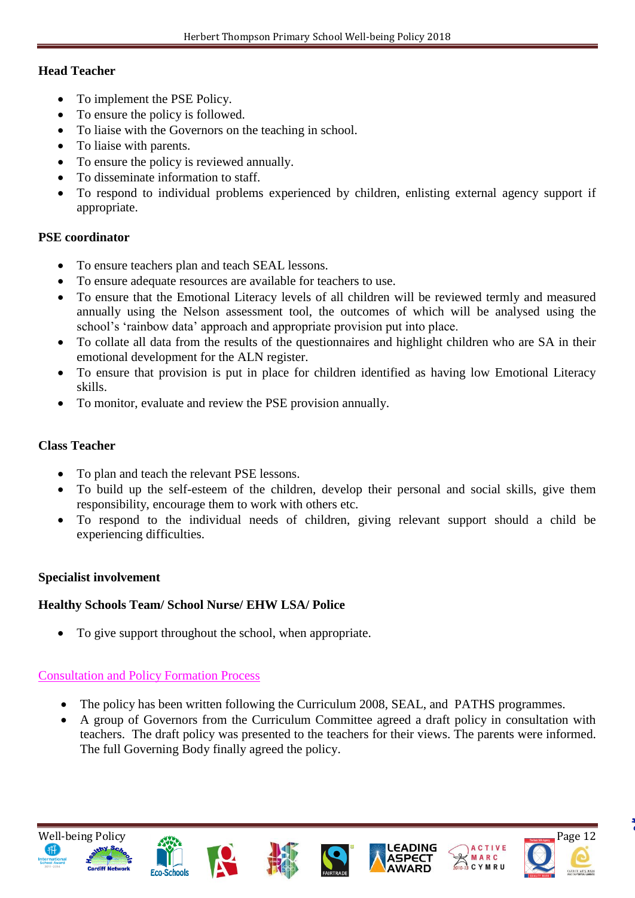**Head Teacher**

- To implement the PSE Policy.
- To ensure the policy is followed.
- To liaise with the Governors on the teaching in school.
- To liaise with parents.
- To ensure the policy is reviewed annually.
- To disseminate information to staff.
- To respond to individual problems experienced by children, enlisting external agency support if appropriate.

**PSE coordinator**

- To ensure teachers plan and teach SEAL lessons.
- To ensure adequate resources are available for teachers to use.
- To ensure that the Emotional Literacy levels of all children will be reviewed termly and measured annually using the Nelson assessment tool, the outcomes of which will be analysed using the school's 'rainbow data' approach and appropriate provision put into place.
- To collate all data from the results of the questionnaires and highlight children who are SA in their emotional development for the ALN register.
- To ensure that provision is put in place for children identified as having low Emotional Literacy skills.
- To monitor, evaluate and review the PSE provision annually.

**Class Teacher**

- To plan and teach the relevant PSE lessons.
- To build up the self-esteem of the children, develop their personal and social skills, give them responsibility, encourage them to work with others etc.
- To respond to the individual needs of children, giving relevant support should a child be experiencing difficulties.

**Specialist involvement**

**Healthy Schools Team/ School Nurse/ EHW LSA/ Police**

- To give support throughout the school, when appropriate.

## Consultation and Policy Formation Process

- The policy has been written following the Curriculum 2008, SEAL, and PATHS programmes.
- A group of Governors from the Curriculum Committee agreed a draft policy in consultation with teachers. The draft policy was presented to the teachers for their views. The parents were informed. The full Governing Body finally agreed the policy.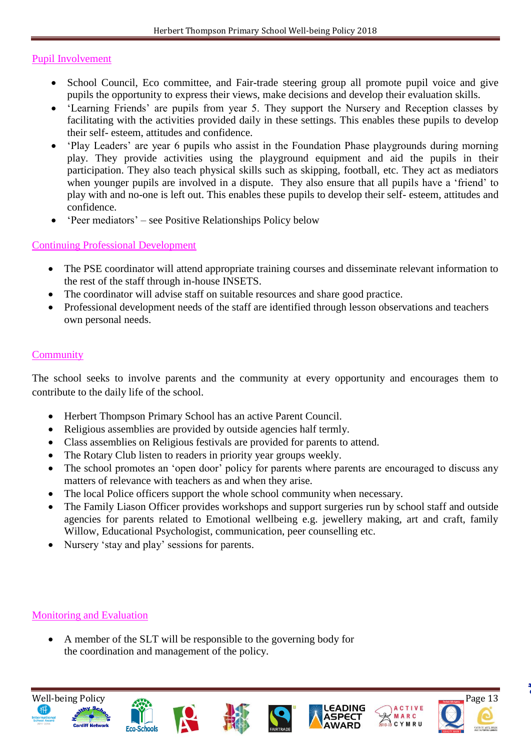## Pupil Involvement

- School Council, Eco committee, and Fair-trade steering group all promote pupil voice and give pupils the opportunity to express their views, make decisions and develop their evaluation skills.
- 'Learning Friends' are pupils from year 5. They support the Nursery and Reception classes by facilitating with the activities provided daily in these settings. This enables these pupils to develop their self- esteem, attitudes and confidence.
- 'Play Leaders' are year 6 pupils who assist in the Foundation Phase playgrounds during morning play. They provide activities using the playground equipment and aid the pupils in their participation. They also teach physical skills such as skipping, football, etc. They act as mediators when younger pupils are involved in a dispute. They also ensure that all pupils have a 'friend' to play with and no-one is left out. This enables these pupils to develop their self- esteem, attitudes and confidence.
- 'Peer mediators' – see Positive Relationships Policy below

## Continuing Professional Development

- The PSE coordinator will attend appropriate training courses and disseminate relevant information to the rest of the staff through in-house INSETS.
- The coordinator will advise staff on suitable resources and share good practice.
- Professional development needs of the staff are identified through lesson observations and teachers own personal needs.

## Community

The school seeks to involve parents and the community at every opportunity and encourages them to contribute to the daily life of the school.

- Herbert Thompson Primary School has an active Parent Council.
- Religious assemblies are provided by outside agencies half termly.
- Class assemblies on Religious festivals are provided for parents to attend.
- The Rotary Club listen to readers in priority year groups weekly.
- The school promotes an 'open door' policy for parents where parents are encouraged to discuss any matters of relevance with teachers as and when they arise.
- The local Police officers support the whole school community when necessary.
- The Family Liason Officer provides workshops and support surgeries run by school staff and outside agencies for parents related to Emotional wellbeing e.g. jewellery making, art and craft, family Willow, Educational Psychologist, communication, peer counselling etc.
- Nursery 'stay and play' sessions for parents.

## Monitoring and Evaluation

- A member of the SLT will be responsible to the governing body for the coordination and management of the policy.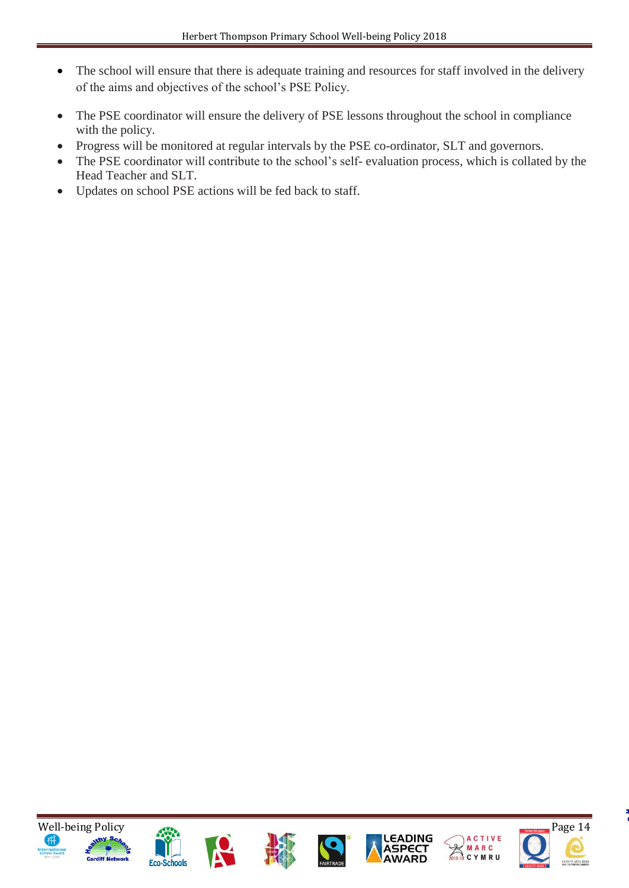- The school will ensure that there is adequate training and resources for staff involved in the delivery of the aims and objectives of the school's PSE Policy.
- The PSE coordinator will ensure the delivery of PSE lessons throughout the school in compliance with the policy.
- Progress will be monitored at regular intervals by the PSE co-ordinator, SLT and governors.
- The PSE coordinator will contribute to the school's self- evaluation process, which is collated by the Head Teacher and SLT.
- Updates on school PSE actions will be fed back to staff.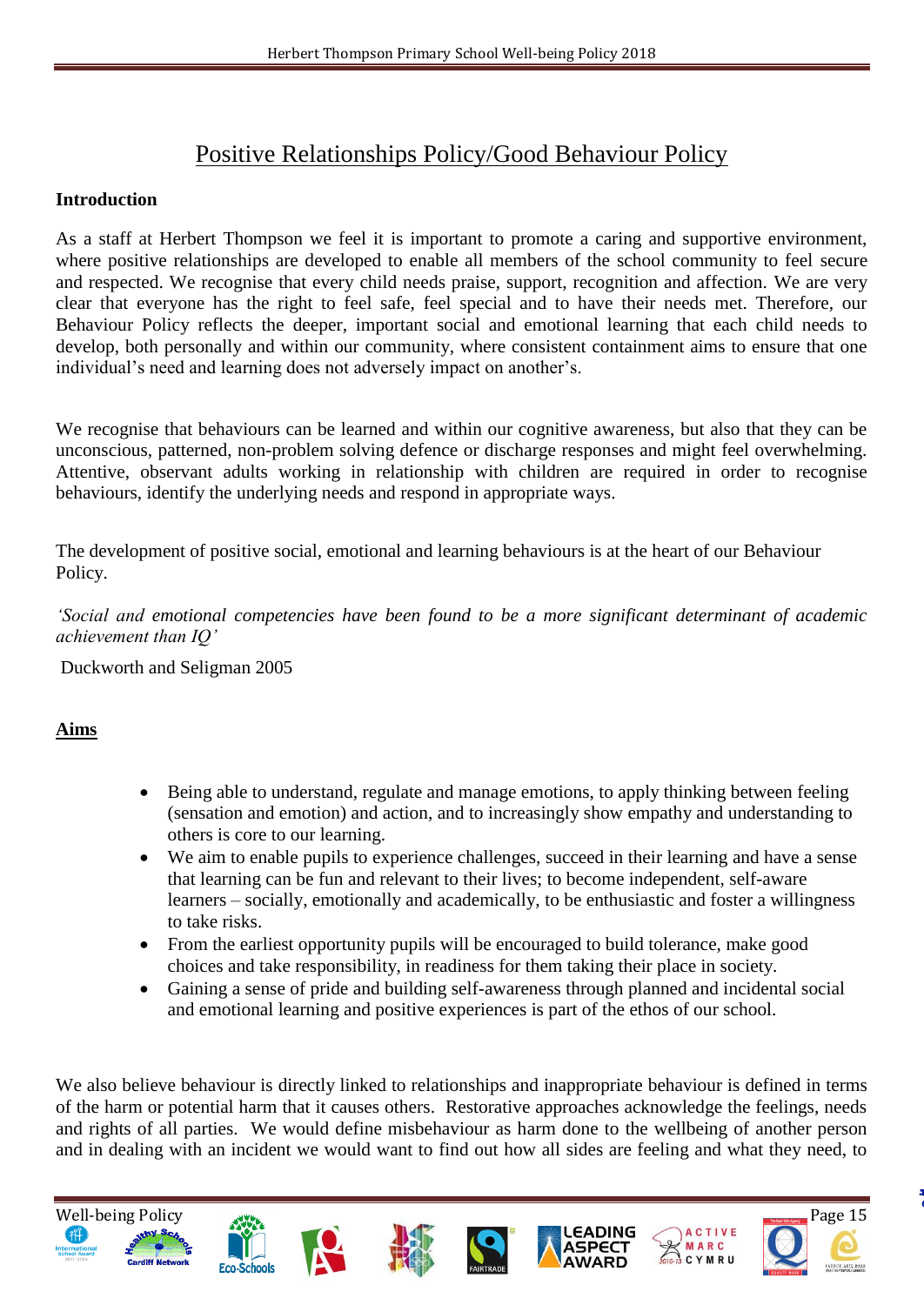# Positive Relationships Policy/Good Behaviour Policy

**Introduction**

As a staff at Herbert Thompson we feel it is important to promote a caring and supportive environment, where positive relationships are developed to enable all members of the school community to feel secure and respected. We recognise that every child needs praise, support, recognition and affection. We are very clear that everyone has the right to feel safe, feel special and to have their needs met. Therefore, our Behaviour Policy reflects the deeper, important social and emotional learning that each child needs to develop, both personally and within our community, where consistent containment aims to ensure that one individual's need and learning does not adversely impact on another's.

We recognise that behaviours can be learned and within our cognitive awareness, but also that they can be unconscious, patterned, non-problem solving defence or discharge responses and might feel overwhelming. Attentive, observant adults working in relationship with children are required in order to recognise behaviours, identify the underlying needs and respond in appropriate ways.

The development of positive social, emotional and learning behaviours is at the heart of our Behaviour Policy.

*'Social and emotional competencies have been found to be a more significant determinant of academic achievement than IQ'*

Duckworth and Seligman 2005

## Aims

- Being able to understand, regulate and manage emotions, to apply thinking between feeling (sensation and emotion) and action, and to increasingly show empathy and understanding to others is core to our learning.
- We aim to enable pupils to experience challenges, succeed in their learning and have a sense that learning can be fun and relevant to their lives; to become independent, self-aware learners – socially, emotionally and academically, to be enthusiastic and foster a willingness to take risks.
- From the earliest opportunity pupils will be encouraged to build tolerance, make good choices and take responsibility, in readiness for them taking their place in society.
- Gaining a sense of pride and building self-awareness through planned and incidental social and emotional learning and positive experiences is part of the ethos of our school.

We also believe behaviour is directly linked to relationships and inappropriate behaviour is defined in terms of the harm or potential harm that it causes others. Restorative approaches acknowledge the feelings, needs and rights of all parties. We would define misbehaviour as harm done to the wellbeing of another person and in dealing with an incident we would want to find out how all sides are feeling and what they need, to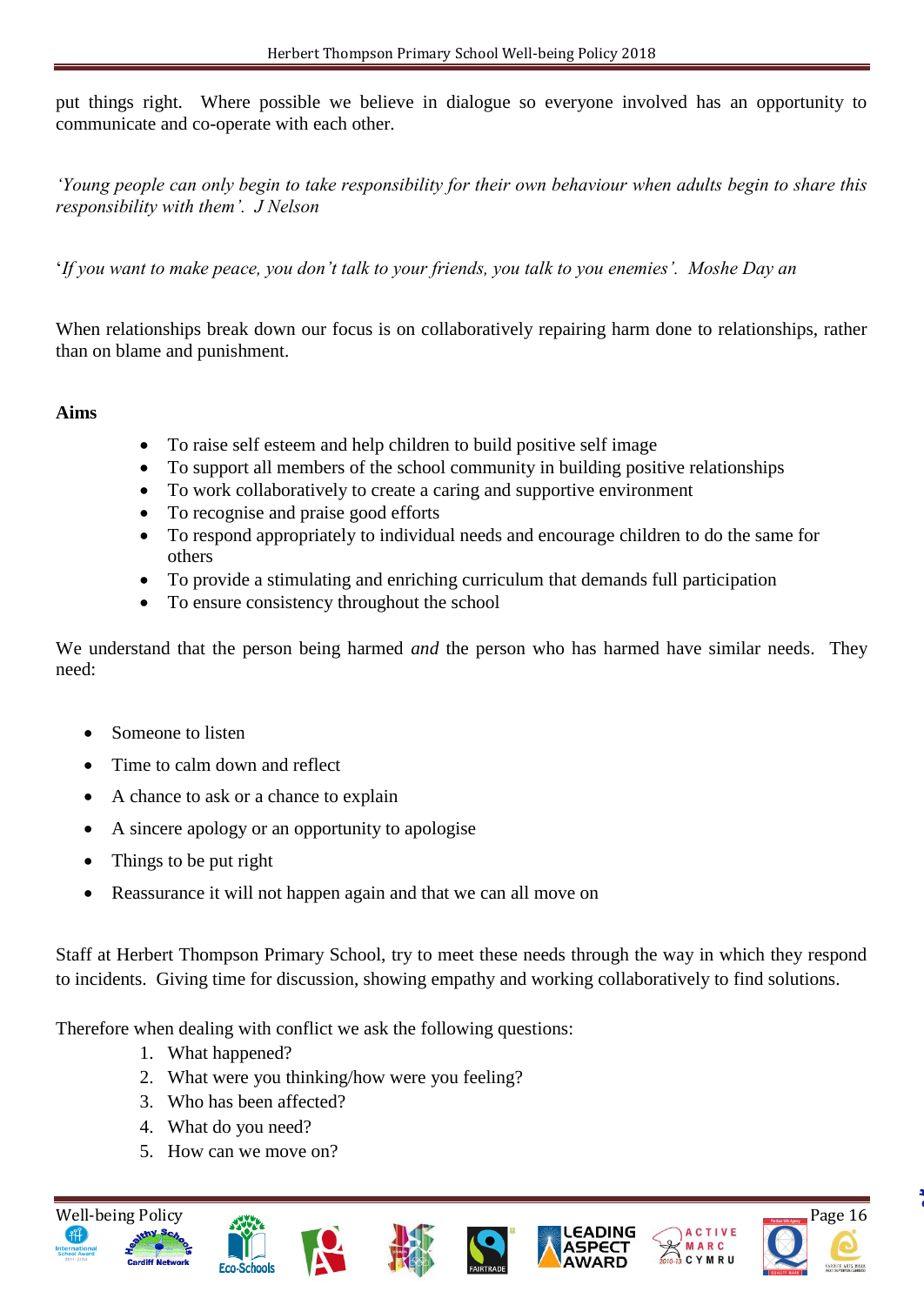put things right. Where possible we believe in dialogue so everyone involved has an opportunity to communicate and co-operate with each other.

*'Young people can only begin to take responsibility for their own behaviour when adults begin to share this responsibility with them'. J Nelson*

'*If you want to make peace, you don't talk to your friends, you talk to you enemies'. Moshe Day an*

When relationships break down our focus is on collaboratively repairing harm done to relationships, rather than on blame and punishment.

**Aims**

- To raise self esteem and help children to build positive self image
- To support all members of the school community in building positive relationships
- To work collaboratively to create a caring and supportive environment
- To recognise and praise good efforts
- To respond appropriately to individual needs and encourage children to do the same for others
- To provide a stimulating and enriching curriculum that demands full participation
- To ensure consistency throughout the school

We understand that the person being harmed *and* the person who has harmed have similar needs. They need:

- Someone to listen
- Time to calm down and reflect
- A chance to ask or a chance to explain
- A sincere apology or an opportunity to apologise
- Things to be put right
- Reassurance it will not happen again and that we can all move on

Staff at Herbert Thompson Primary School, try to meet these needs through the way in which they respond to incidents. Giving time for discussion, showing empathy and working collaboratively to find solutions.

Therefore when dealing with conflict we ask the following questions:

1. What happened?
2. What were you thinking/how were you feeling?
3. Who has been affected?
4. What do you need?
5. How can we move on?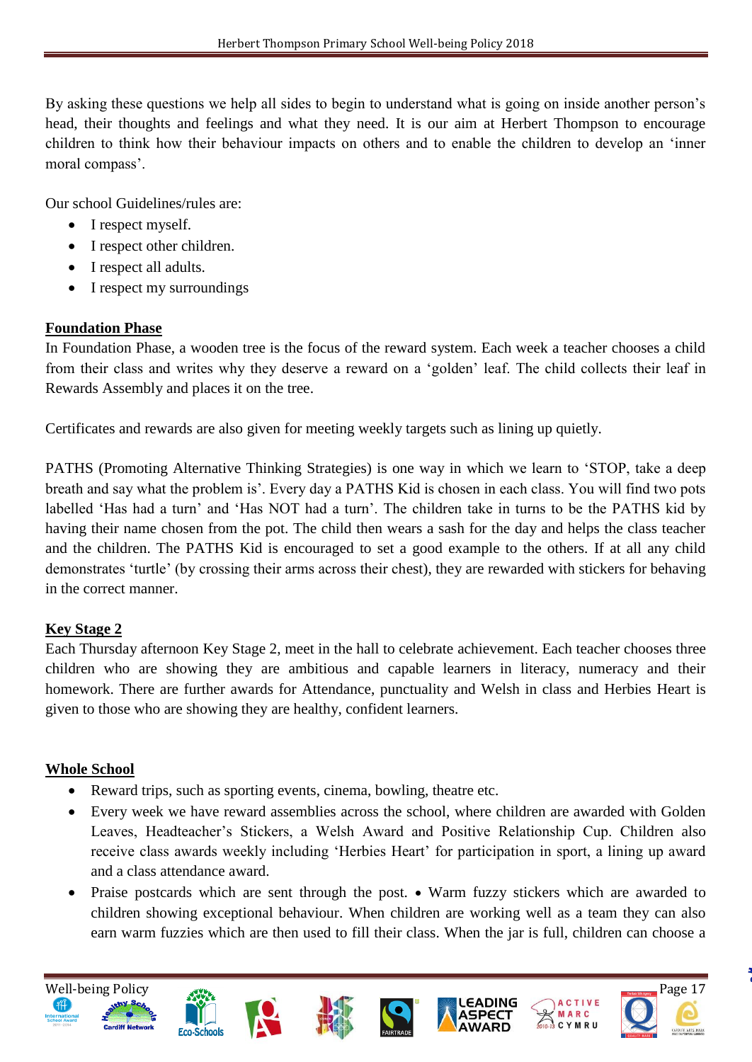By asking these questions we help all sides to begin to understand what is going on inside another person's head, their thoughts and feelings and what they need. It is our aim at Herbert Thompson to encourage children to think how their behaviour impacts on others and to enable the children to develop an 'inner moral compass'.

Our school Guidelines/rules are:

- I respect myself.
- I respect other children.
- I respect all adults.
- I respect my surroundings

**Foundation Phase**

In Foundation Phase, a wooden tree is the focus of the reward system. Each week a teacher chooses a child from their class and writes why they deserve a reward on a 'golden' leaf. The child collects their leaf in Rewards Assembly and places it on the tree.

Certificates and rewards are also given for meeting weekly targets such as lining up quietly.

PATHS (Promoting Alternative Thinking Strategies) is one way in which we learn to 'STOP, take a deep breath and say what the problem is'. Every day a PATHS Kid is chosen in each class. You will find two pots labelled 'Has had a turn' and 'Has NOT had a turn'. The children take in turns to be the PATHS kid by having their name chosen from the pot. The child then wears a sash for the day and helps the class teacher and the children. The PATHS Kid is encouraged to set a good example to the others. If at all any child demonstrates 'turtle' (by crossing their arms across their chest), they are rewarded with stickers for behaving in the correct manner.

**Key Stage 2**

Each Thursday afternoon Key Stage 2, meet in the hall to celebrate achievement. Each teacher chooses three children who are showing they are ambitious and capable learners in literacy, numeracy and their homework. There are further awards for Attendance, punctuality and Welsh in class and Herbies Heart is given to those who are showing they are healthy, confident learners.

**Whole School**

- Reward trips, such as sporting events, cinema, bowling, theatre etc.
- Every week we have reward assemblies across the school, where children are awarded with Golden Leaves, Headteacher's Stickers, a Welsh Award and Positive Relationship Cup. Children also receive class awards weekly including 'Herbies Heart' for participation in sport, a lining up award and a class attendance award.
- Praise postcards which are sent through the post. • Warm fuzzy stickers which are awarded to children showing exceptional behaviour. When children are working well as a team they can also earn warm fuzzies which are then used to fill their class. When the jar is full, children can choose a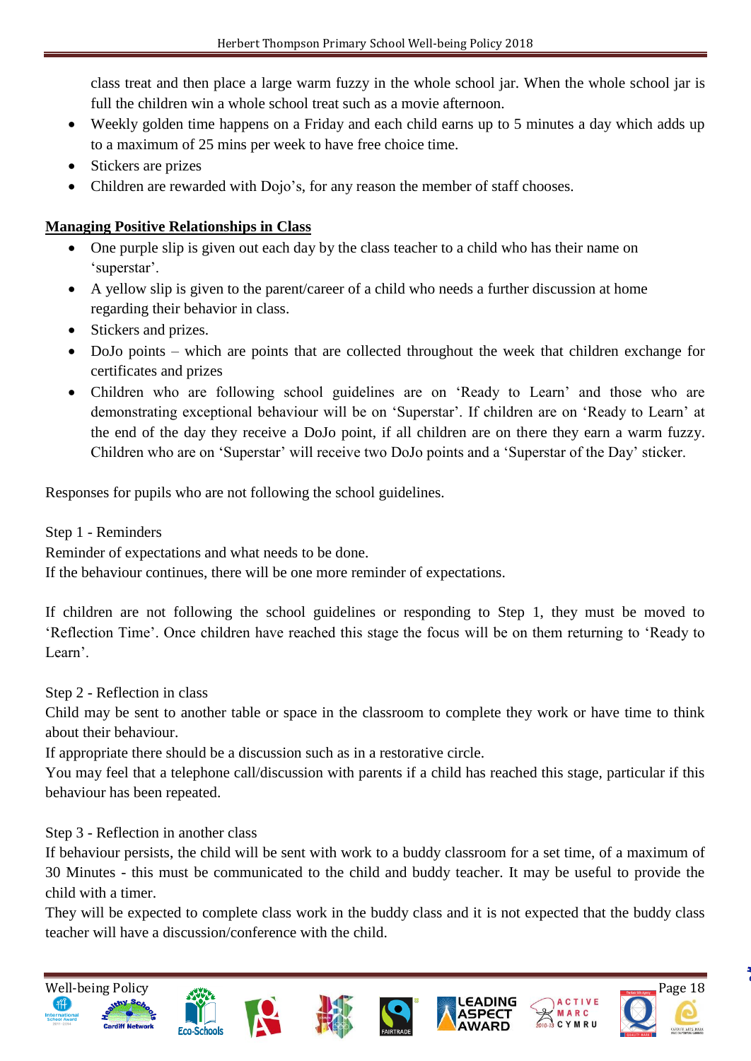class treat and then place a large warm fuzzy in the whole school jar. When the whole school jar is full the children win a whole school treat such as a movie afternoon.

- Weekly golden time happens on a Friday and each child earns up to 5 minutes a day which adds up to a maximum of 25 mins per week to have free choice time.
- Stickers are prizes
- Children are rewarded with Dojo's, for any reason the member of staff chooses.

**Managing Positive Relationships in Class**

- One purple slip is given out each day by the class teacher to a child who has their name on 'superstar'.
- A yellow slip is given to the parent/career of a child who needs a further discussion at home regarding their behavior in class.
- Stickers and prizes.
- DoJo points – which are points that are collected throughout the week that children exchange for certificates and prizes
- Children who are following school guidelines are on 'Ready to Learn' and those who are demonstrating exceptional behaviour will be on 'Superstar'. If children are on 'Ready to Learn' at the end of the day they receive a DoJo point, if all children are on there they earn a warm fuzzy. Children who are on 'Superstar' will receive two DoJo points and a 'Superstar of the Day' sticker.

Responses for pupils who are not following the school guidelines.

Step 1 - Reminders

Reminder of expectations and what needs to be done.

If the behaviour continues, there will be one more reminder of expectations.

If children are not following the school guidelines or responding to Step 1, they must be moved to 'Reflection Time'. Once children have reached this stage the focus will be on them returning to 'Ready to Learn'.

Step 2 - Reflection in class

Child may be sent to another table or space in the classroom to complete they work or have time to think about their behaviour.

If appropriate there should be a discussion such as in a restorative circle.

You may feel that a telephone call/discussion with parents if a child has reached this stage, particular if this behaviour has been repeated.

Step 3 - Reflection in another class

If behaviour persists, the child will be sent with work to a buddy classroom for a set time, of a maximum of 30 Minutes - this must be communicated to the child and buddy teacher. It may be useful to provide the child with a timer.

They will be expected to complete class work in the buddy class and it is not expected that the buddy class teacher will have a discussion/conference with the child.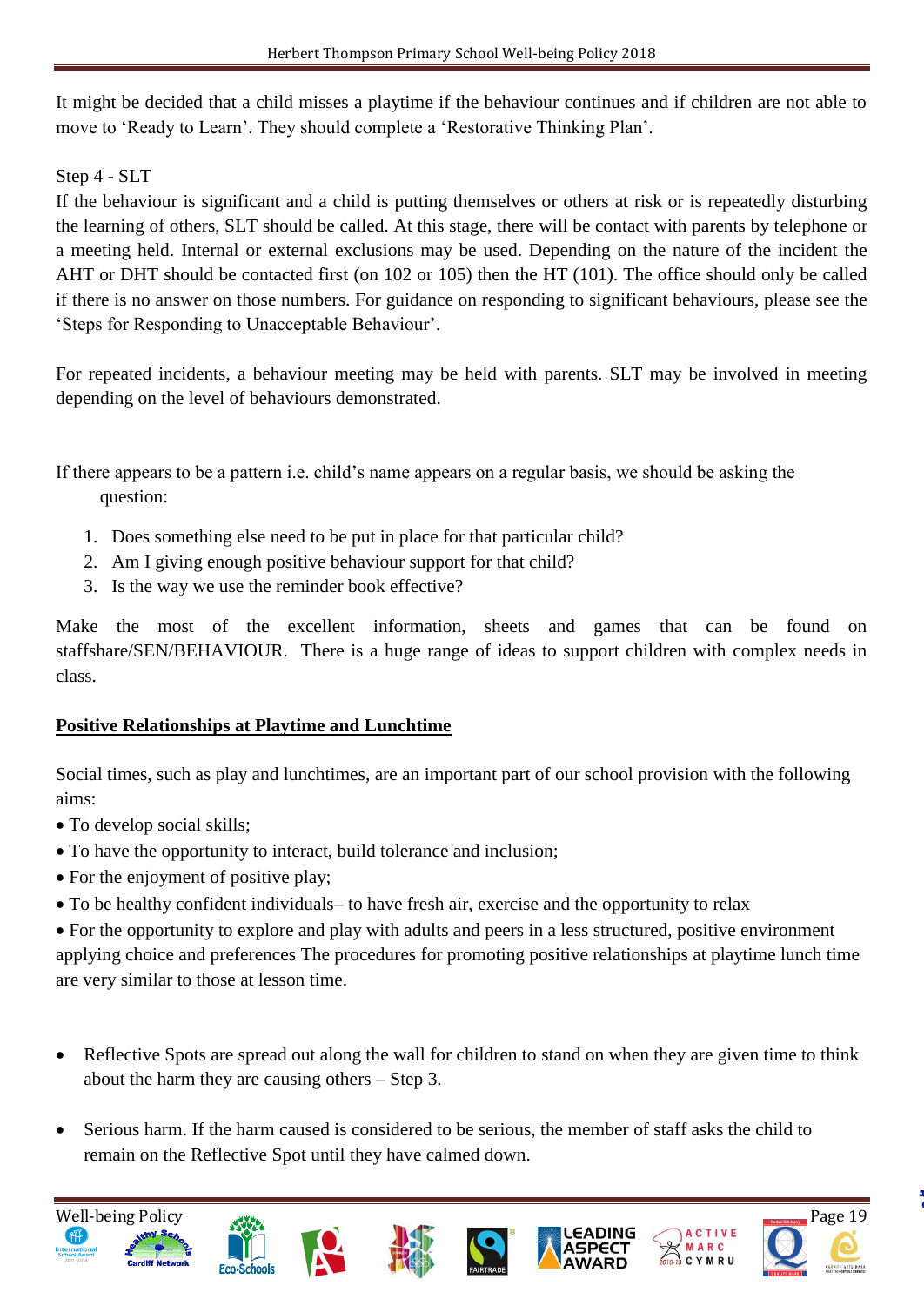It might be decided that a child misses a playtime if the behaviour continues and if children are not able to move to 'Ready to Learn'. They should complete a 'Restorative Thinking Plan'.

Step 4 - SLT

If the behaviour is significant and a child is putting themselves or others at risk or is repeatedly disturbing the learning of others, SLT should be called. At this stage, there will be contact with parents by telephone or a meeting held. Internal or external exclusions may be used. Depending on the nature of the incident the AHT or DHT should be contacted first (on 102 or 105) then the HT (101). The office should only be called if there is no answer on those numbers. For guidance on responding to significant behaviours, please see the 'Steps for Responding to Unacceptable Behaviour'.

For repeated incidents, a behaviour meeting may be held with parents. SLT may be involved in meeting depending on the level of behaviours demonstrated.

If there appears to be a pattern i.e. child's name appears on a regular basis, we should be asking the question:

1. Does something else need to be put in place for that particular child?
2. Am I giving enough positive behaviour support for that child?
3. Is the way we use the reminder book effective?

Make the most of the excellent information, sheets and games that can be found on staffshare/SEN/BEHAVIOUR. There is a huge range of ideas to support children with complex needs in class.

**Positive Relationships at Playtime and Lunchtime**

Social times, such as play and lunchtimes, are an important part of our school provision with the following aims:

- To develop social skills;
- To have the opportunity to interact, build tolerance and inclusion;
- For the enjoyment of positive play;
- To be healthy confident individuals– to have fresh air, exercise and the opportunity to relax
- For the opportunity to explore and play with adults and peers in a less structured, positive environment applying choice and preferences The procedures for promoting positive relationships at playtime lunch time are very similar to those at lesson time.

- Reflective Spots are spread out along the wall for children to stand on when they are given time to think about the harm they are causing others – Step 3.
- Serious harm. If the harm caused is considered to be serious, the member of staff asks the child to remain on the Reflective Spot until they have calmed down.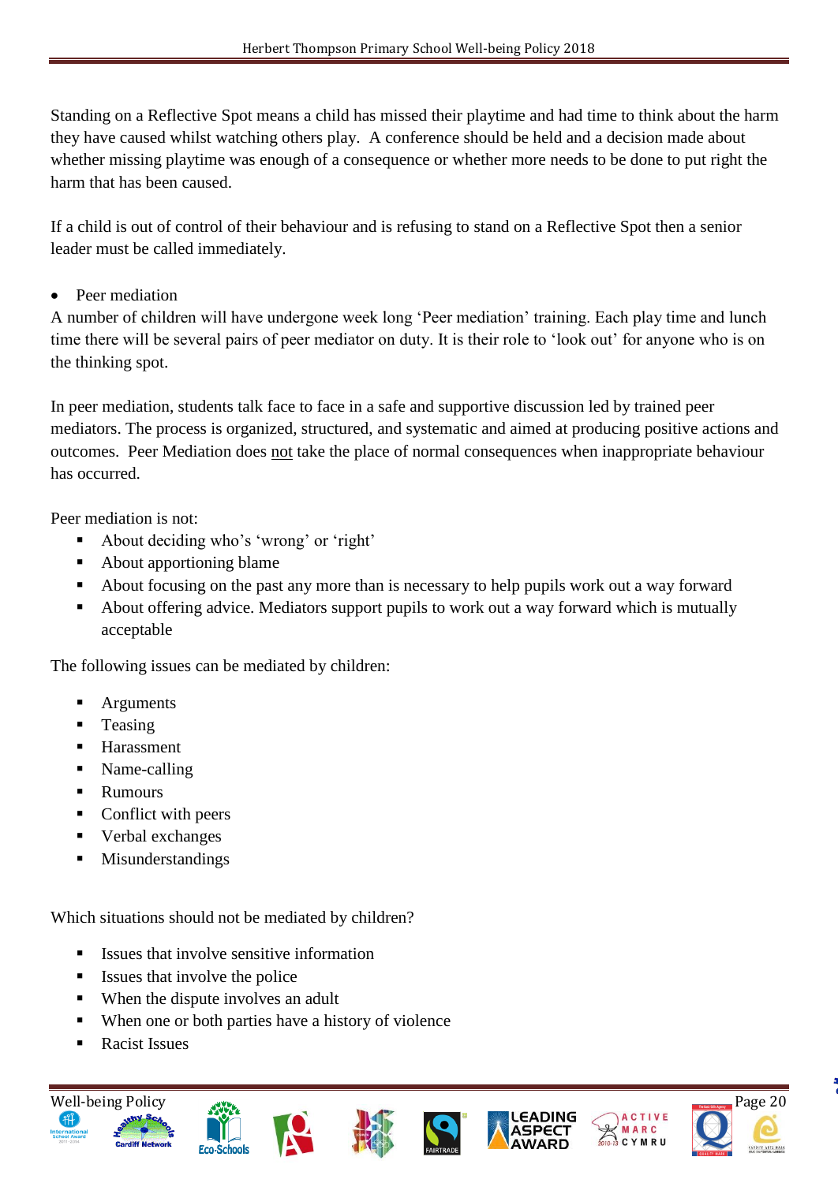Standing on a Reflective Spot means a child has missed their playtime and had time to think about the harm they have caused whilst watching others play. A conference should be held and a decision made about whether missing playtime was enough of a consequence or whether more needs to be done to put right the harm that has been caused.

If a child is out of control of their behaviour and is refusing to stand on a Reflective Spot then a senior leader must be called immediately.

- Peer mediation

A number of children will have undergone week long 'Peer mediation' training. Each play time and lunch time there will be several pairs of peer mediator on duty. It is their role to 'look out' for anyone who is on the thinking spot.

In peer mediation, students talk face to face in a safe and supportive discussion led by trained peer mediators. The process is organized, structured, and systematic and aimed at producing positive actions and outcomes. Peer Mediation does <u>not</u> take the place of normal consequences when inappropriate behaviour has occurred.

Peer mediation is not:

- About deciding who's 'wrong' or 'right'
- About apportioning blame
- About focusing on the past any more than is necessary to help pupils work out a way forward
- About offering advice. Mediators support pupils to work out a way forward which is mutually acceptable

The following issues can be mediated by children:

- Arguments
- Teasing
- Harassment
- Name-calling
- Rumours
- Conflict with peers
- Verbal exchanges
- Misunderstandings

Which situations should not be mediated by children?

- Issues that involve sensitive information
- Issues that involve the police
- When the dispute involves an adult
- When one or both parties have a history of violence
- Racist Issues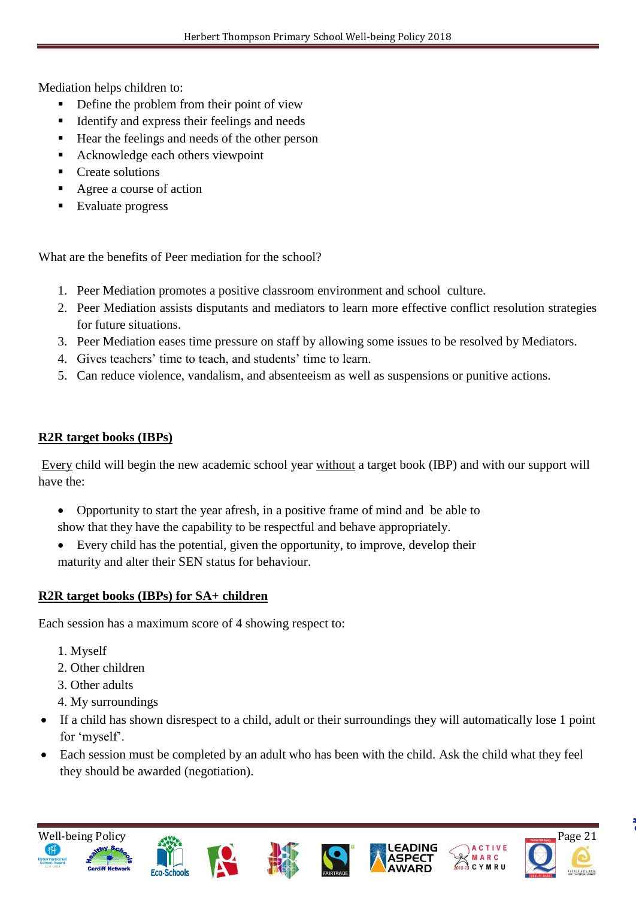Mediation helps children to:

- Define the problem from their point of view
- Identify and express their feelings and needs
- Hear the feelings and needs of the other person
- Acknowledge each others viewpoint
- Create solutions
- Agree a course of action
- Evaluate progress

What are the benefits of Peer mediation for the school?

1. Peer Mediation promotes a positive classroom environment and school culture.
2. Peer Mediation assists disputants and mediators to learn more effective conflict resolution strategies for future situations.
3. Peer Mediation eases time pressure on staff by allowing some issues to be resolved by Mediators.
4. Gives teachers' time to teach, and students' time to learn.
5. Can reduce violence, vandalism, and absenteeism as well as suspensions or punitive actions.

**R2R target books (IBPs)**

Every child will begin the new academic school year without a target book (IBP) and with our support will have the:

- Opportunity to start the year afresh, in a positive frame of mind and be able to show that they have the capability to be respectful and behave appropriately.
- Every child has the potential, given the opportunity, to improve, develop their maturity and alter their SEN status for behaviour.

**R2R target books (IBPs) for SA+ children**

Each session has a maximum score of 4 showing respect to:

1. Myself
2. Other children
3. Other adults
4. My surroundings

- If a child has shown disrespect to a child, adult or their surroundings they will automatically lose 1 point for 'myself'.
- Each session must be completed by an adult who has been with the child. Ask the child what they feel they should be awarded (negotiation).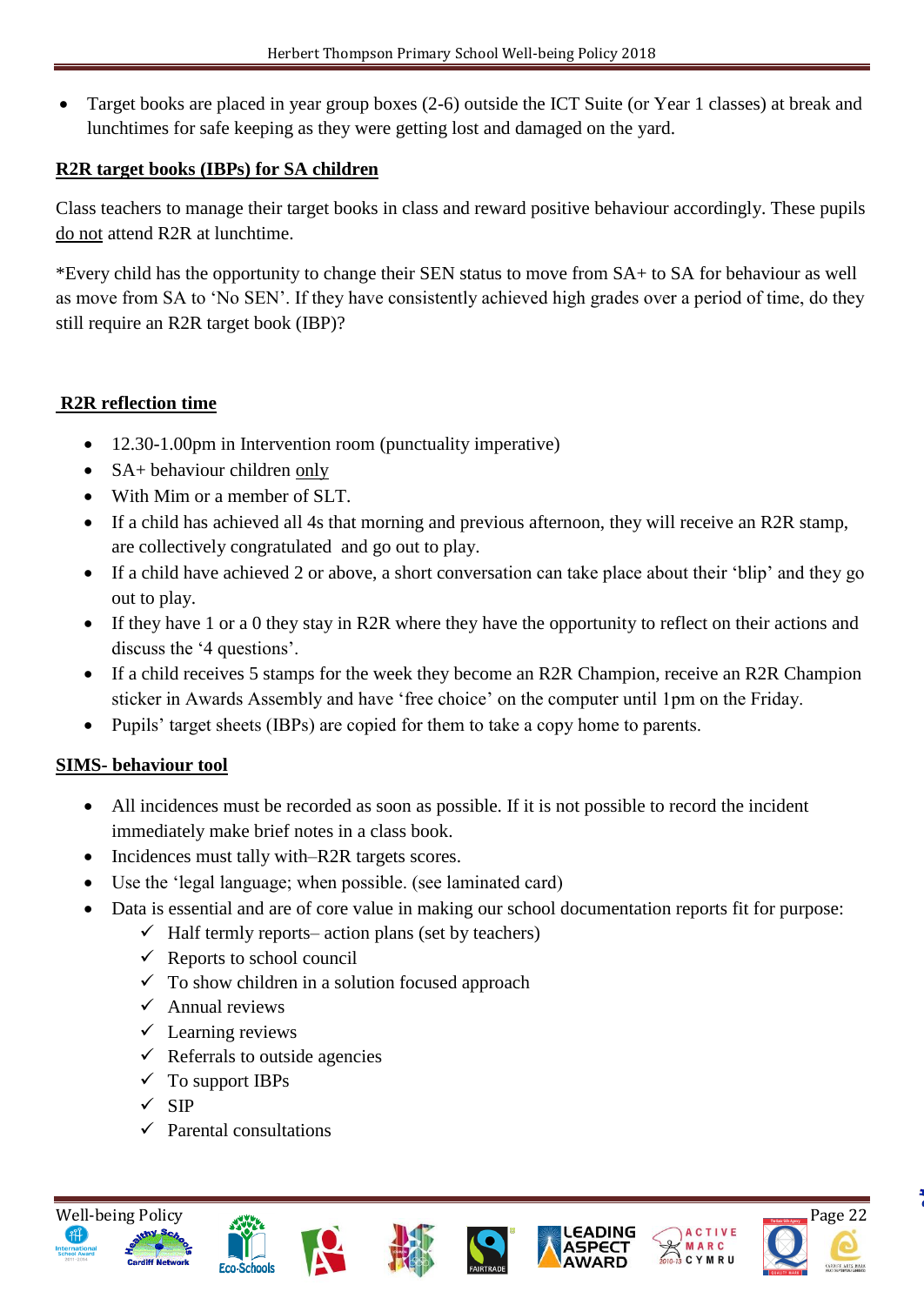- Target books are placed in year group boxes (2-6) outside the ICT Suite (or Year 1 classes) at break and lunchtimes for safe keeping as they were getting lost and damaged on the yard.

**R2R target books (IBPs) for SA children**

Class teachers to manage their target books in class and reward positive behaviour accordingly. These pupils <u>do not</u> attend R2R at lunchtime.

*Every child has the opportunity to change their SEN status to move from SA+ to SA for behaviour as well as move from SA to 'No SEN'. If they have consistently achieved high grades over a period of time, do they still require an R2R target book (IBP)?

**R2R reflection time**

- 12.30-1.00pm in Intervention room (punctuality imperative)
- SA+ behaviour children <u>only</u>
- With Mim or a member of SLT.
- If a child has achieved all 4s that morning and previous afternoon, they will receive an R2R stamp, are collectively congratulated and go out to play.
- If a child have achieved 2 or above, a short conversation can take place about their 'blip' and they go out to play.
- If they have 1 or a 0 they stay in R2R where they have the opportunity to reflect on their actions and discuss the '4 questions'.
- If a child receives 5 stamps for the week they become an R2R Champion, receive an R2R Champion sticker in Awards Assembly and have 'free choice' on the computer until 1pm on the Friday.
- Pupils' target sheets (IBPs) are copied for them to take a copy home to parents.

**SIMS- behaviour tool**

- All incidences must be recorded as soon as possible. If it is not possible to record the incident immediately make brief notes in a class book.
- Incidences must tally with–R2R targets scores.
- Use the 'legal language; when possible. (see laminated card)
- Data is essential and are of core value in making our school documentation reports fit for purpose:
  - ✓ Half termly reports– action plans (set by teachers)
  - ✓ Reports to school council
  - ✓ To show children in a solution focused approach
  - ✓ Annual reviews
  - ✓ Learning reviews
  - ✓ Referrals to outside agencies
  - ✓ To support IBPs
  - ✓ SIP
  - ✓ Parental consultations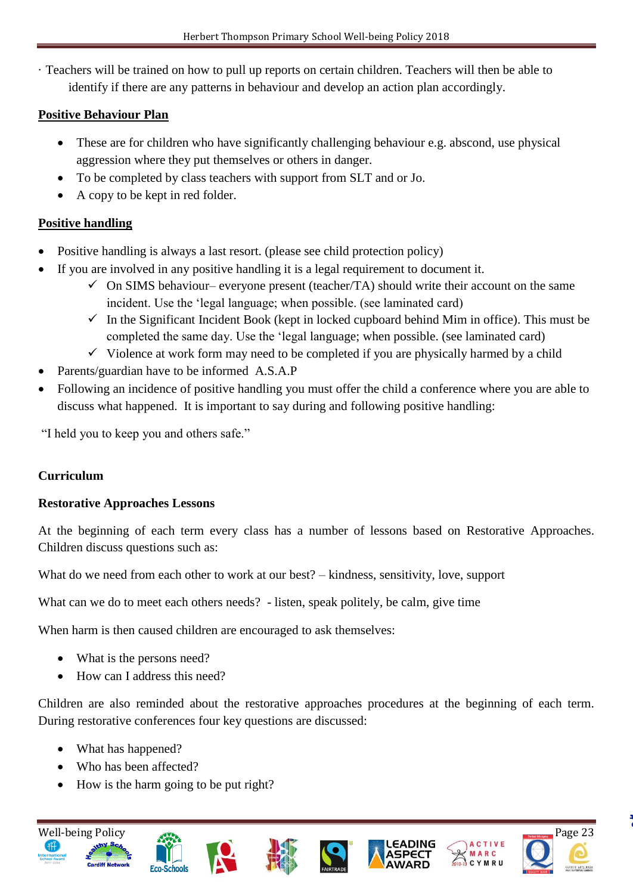· Teachers will be trained on how to pull up reports on certain children. Teachers will then be able to identify if there are any patterns in behaviour and develop an action plan accordingly.

**Positive Behaviour Plan**

- These are for children who have significantly challenging behaviour e.g. abscond, use physical aggression where they put themselves or others in danger.
- To be completed by class teachers with support from SLT and or Jo.
- A copy to be kept in red folder.

**Positive handling**

- Positive handling is always a last resort. (please see child protection policy)
- If you are involved in any positive handling it is a legal requirement to document it.
  - ✓ On SIMS behaviour– everyone present (teacher/TA) should write their account on the same incident. Use the 'legal language; when possible. (see laminated card)
  - ✓ In the Significant Incident Book (kept in locked cupboard behind Mim in office). This must be completed the same day. Use the 'legal language; when possible. (see laminated card)
  - ✓ Violence at work form may need to be completed if you are physically harmed by a child
- Parents/guardian have to be informed A.S.A.P
- Following an incidence of positive handling you must offer the child a conference where you are able to discuss what happened. It is important to say during and following positive handling:

"I held you to keep you and others safe."

**Curriculum**

**Restorative Approaches Lessons**

At the beginning of each term every class has a number of lessons based on Restorative Approaches. Children discuss questions such as:

What do we need from each other to work at our best? – kindness, sensitivity, love, support

What can we do to meet each others needs? - listen, speak politely, be calm, give time

When harm is then caused children are encouraged to ask themselves:

- What is the persons need?
- How can I address this need?

Children are also reminded about the restorative approaches procedures at the beginning of each term. During restorative conferences four key questions are discussed:

- What has happened?
- Who has been affected?
- How is the harm going to be put right?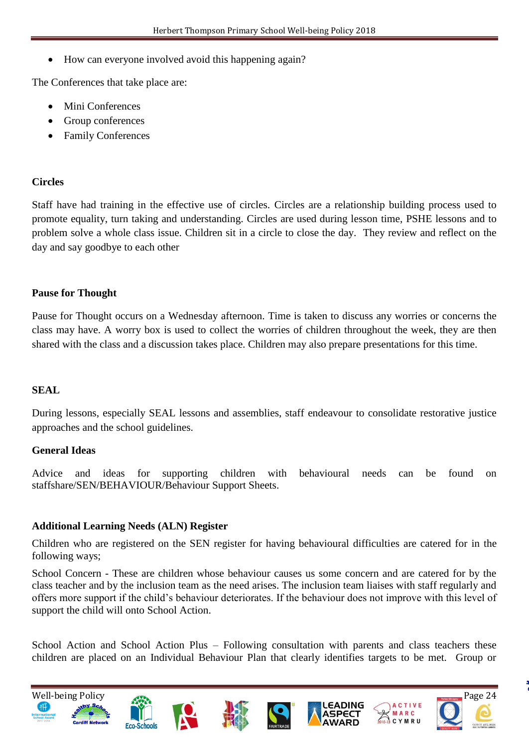- How can everyone involved avoid this happening again?

The Conferences that take place are:

- Mini Conferences
- Group conferences
- Family Conferences

**Circles**

Staff have had training in the effective use of circles. Circles are a relationship building process used to promote equality, turn taking and understanding. Circles are used during lesson time, PSHE lessons and to problem solve a whole class issue. Children sit in a circle to close the day. They review and reflect on the day and say goodbye to each other

**Pause for Thought**

Pause for Thought occurs on a Wednesday afternoon. Time is taken to discuss any worries or concerns the class may have. A worry box is used to collect the worries of children throughout the week, they are then shared with the class and a discussion takes place. Children may also prepare presentations for this time.

**SEAL**

During lessons, especially SEAL lessons and assemblies, staff endeavour to consolidate restorative justice approaches and the school guidelines.

**General Ideas**

Advice and ideas for supporting children with behavioural needs can be found on staffshare/SEN/BEHAVIOUR/Behaviour Support Sheets.

**Additional Learning Needs (ALN) Register**

Children who are registered on the SEN register for having behavioural difficulties are catered for in the following ways;

School Concern - These are children whose behaviour causes us some concern and are catered for by the class teacher and by the inclusion team as the need arises. The inclusion team liaises with staff regularly and offers more support if the child's behaviour deteriorates. If the behaviour does not improve with this level of support the child will onto School Action.

School Action and School Action Plus – Following consultation with parents and class teachers these children are placed on an Individual Behaviour Plan that clearly identifies targets to be met. Group or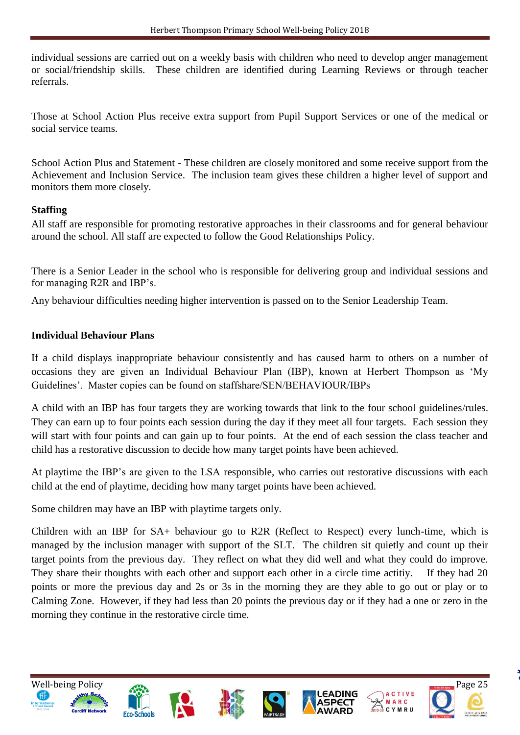individual sessions are carried out on a weekly basis with children who need to develop anger management or social/friendship skills. These children are identified during Learning Reviews or through teacher referrals.

Those at School Action Plus receive extra support from Pupil Support Services or one of the medical or social service teams.

School Action Plus and Statement - These children are closely monitored and some receive support from the Achievement and Inclusion Service. The inclusion team gives these children a higher level of support and monitors them more closely.

**Staffing**

All staff are responsible for promoting restorative approaches in their classrooms and for general behaviour around the school. All staff are expected to follow the Good Relationships Policy.

There is a Senior Leader in the school who is responsible for delivering group and individual sessions and for managing R2R and IBP's.

Any behaviour difficulties needing higher intervention is passed on to the Senior Leadership Team.

**Individual Behaviour Plans**

If a child displays inappropriate behaviour consistently and has caused harm to others on a number of occasions they are given an Individual Behaviour Plan (IBP), known at Herbert Thompson as 'My Guidelines'. Master copies can be found on staffshare/SEN/BEHAVIOUR/IBPs

A child with an IBP has four targets they are working towards that link to the four school guidelines/rules. They can earn up to four points each session during the day if they meet all four targets. Each session they will start with four points and can gain up to four points. At the end of each session the class teacher and child has a restorative discussion to decide how many target points have been achieved.

At playtime the IBP's are given to the LSA responsible, who carries out restorative discussions with each child at the end of playtime, deciding how many target points have been achieved.

Some children may have an IBP with playtime targets only.

Children with an IBP for SA+ behaviour go to R2R (Reflect to Respect) every lunch-time, which is managed by the inclusion manager with support of the SLT. The children sit quietly and count up their target points from the previous day. They reflect on what they did well and what they could do improve. They share their thoughts with each other and support each other in a circle time actitiy. If they had 20 points or more the previous day and 2s or 3s in the morning they are they able to go out or play or to Calming Zone. However, if they had less than 20 points the previous day or if they had a one or zero in the morning they continue in the restorative circle time.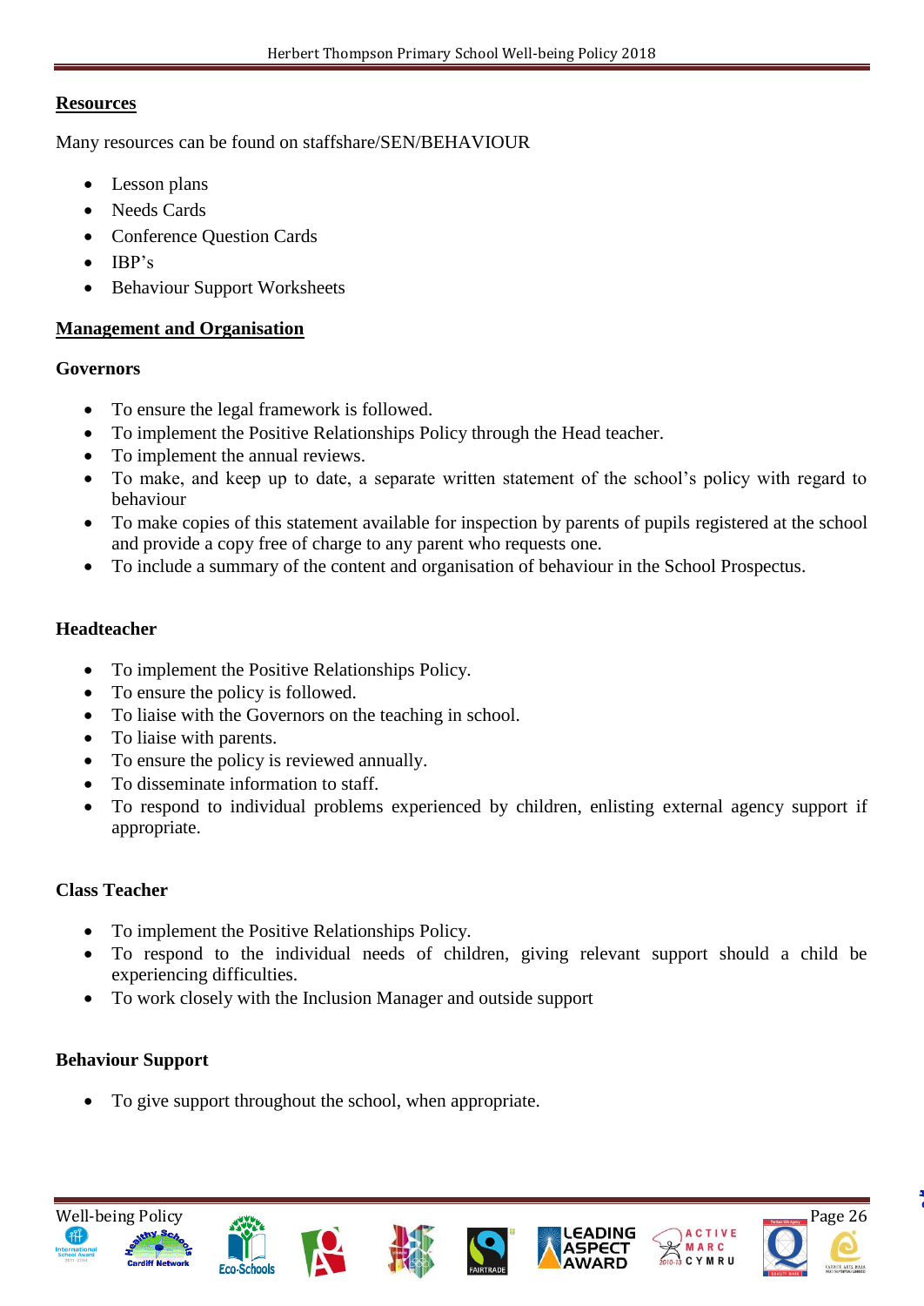## Resources

Many resources can be found on staffshare/SEN/BEHAVIOUR

- Lesson plans
- Needs Cards
- Conference Question Cards
- IBP's
- Behaviour Support Worksheets

## Management and Organisation

### Governors

- To ensure the legal framework is followed.
- To implement the Positive Relationships Policy through the Head teacher.
- To implement the annual reviews.
- To make, and keep up to date, a separate written statement of the school's policy with regard to behaviour
- To make copies of this statement available for inspection by parents of pupils registered at the school and provide a copy free of charge to any parent who requests one.
- To include a summary of the content and organisation of behaviour in the School Prospectus.

### Headteacher

- To implement the Positive Relationships Policy.
- To ensure the policy is followed.
- To liaise with the Governors on the teaching in school.
- To liaise with parents.
- To ensure the policy is reviewed annually.
- To disseminate information to staff.
- To respond to individual problems experienced by children, enlisting external agency support if appropriate.

### Class Teacher

- To implement the Positive Relationships Policy.
- To respond to the individual needs of children, giving relevant support should a child be experiencing difficulties.
- To work closely with the Inclusion Manager and outside support

### Behaviour Support

- To give support throughout the school, when appropriate.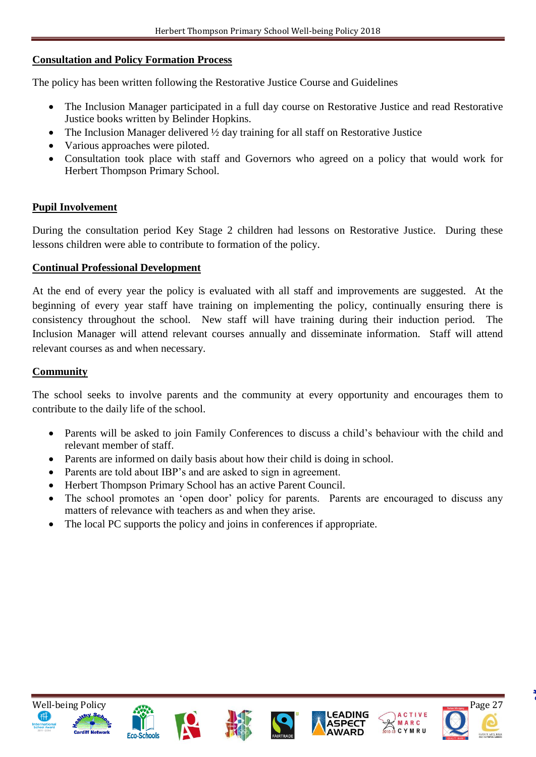## Consultation and Policy Formation Process

The policy has been written following the Restorative Justice Course and Guidelines

- The Inclusion Manager participated in a full day course on Restorative Justice and read Restorative Justice books written by Belinder Hopkins.
- The Inclusion Manager delivered ½ day training for all staff on Restorative Justice
- Various approaches were piloted.
- Consultation took place with staff and Governors who agreed on a policy that would work for Herbert Thompson Primary School.

## Pupil Involvement

During the consultation period Key Stage 2 children had lessons on Restorative Justice. During these lessons children were able to contribute to formation of the policy.

## Continual Professional Development

At the end of every year the policy is evaluated with all staff and improvements are suggested. At the beginning of every year staff have training on implementing the policy, continually ensuring there is consistency throughout the school. New staff will have training during their induction period. The Inclusion Manager will attend relevant courses annually and disseminate information. Staff will attend relevant courses as and when necessary.

## Community

The school seeks to involve parents and the community at every opportunity and encourages them to contribute to the daily life of the school.

- Parents will be asked to join Family Conferences to discuss a child's behaviour with the child and relevant member of staff.
- Parents are informed on daily basis about how their child is doing in school.
- Parents are told about IBP's and are asked to sign in agreement.
- Herbert Thompson Primary School has an active Parent Council.
- The school promotes an 'open door' policy for parents. Parents are encouraged to discuss any matters of relevance with teachers as and when they arise.
- The local PC supports the policy and joins in conferences if appropriate.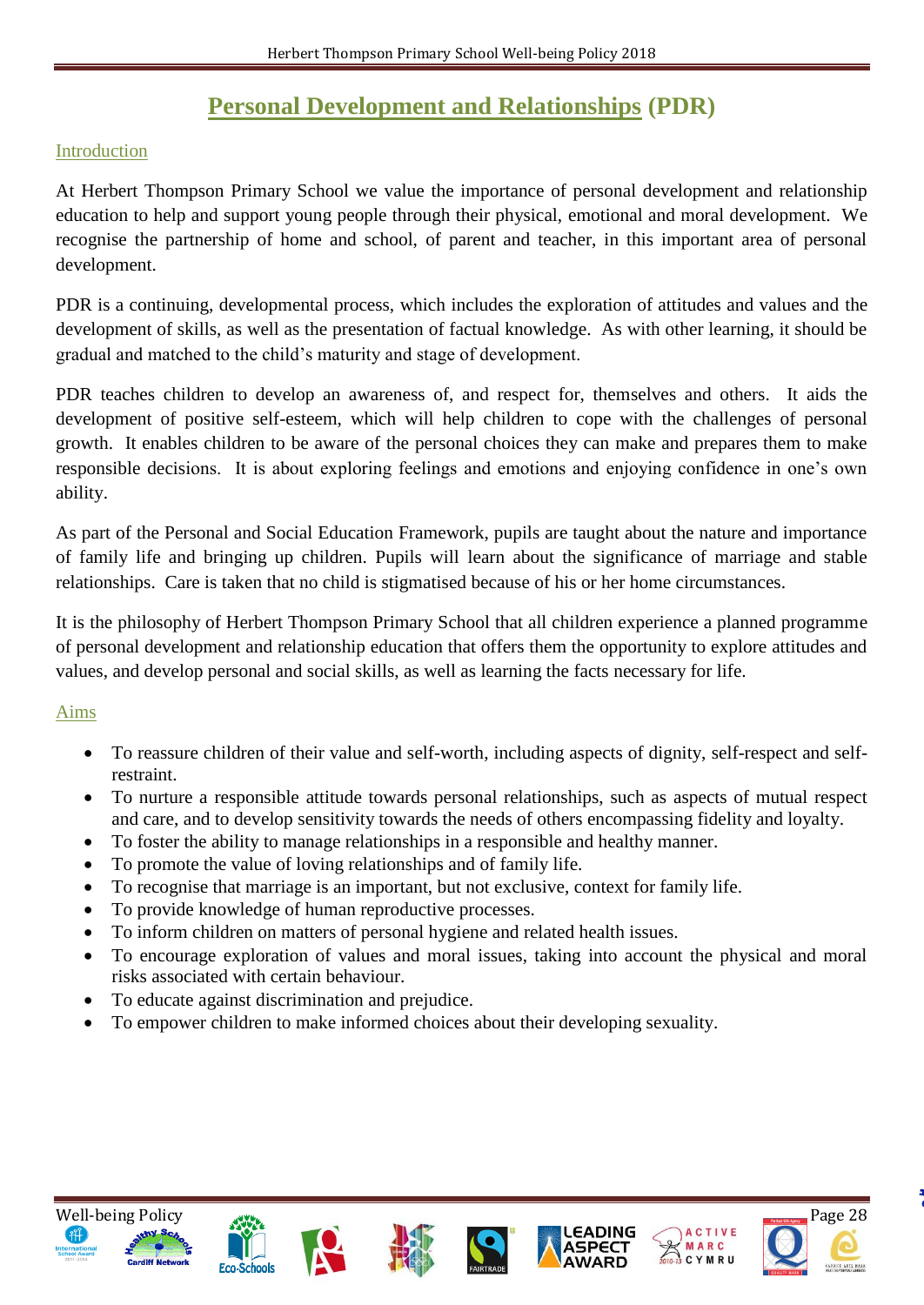# Personal Development and Relationships (PDR)

## Introduction

At Herbert Thompson Primary School we value the importance of personal development and relationship education to help and support young people through their physical, emotional and moral development. We recognise the partnership of home and school, of parent and teacher, in this important area of personal development.

PDR is a continuing, developmental process, which includes the exploration of attitudes and values and the development of skills, as well as the presentation of factual knowledge. As with other learning, it should be gradual and matched to the child's maturity and stage of development.

PDR teaches children to develop an awareness of, and respect for, themselves and others. It aids the development of positive self-esteem, which will help children to cope with the challenges of personal growth. It enables children to be aware of the personal choices they can make and prepares them to make responsible decisions. It is about exploring feelings and emotions and enjoying confidence in one's own ability.

As part of the Personal and Social Education Framework, pupils are taught about the nature and importance of family life and bringing up children. Pupils will learn about the significance of marriage and stable relationships. Care is taken that no child is stigmatised because of his or her home circumstances.

It is the philosophy of Herbert Thompson Primary School that all children experience a planned programme of personal development and relationship education that offers them the opportunity to explore attitudes and values, and develop personal and social skills, as well as learning the facts necessary for life.

## Aims

- To reassure children of their value and self-worth, including aspects of dignity, self-respect and self-restraint.
- To nurture a responsible attitude towards personal relationships, such as aspects of mutual respect and care, and to develop sensitivity towards the needs of others encompassing fidelity and loyalty.
- To foster the ability to manage relationships in a responsible and healthy manner.
- To promote the value of loving relationships and of family life.
- To recognise that marriage is an important, but not exclusive, context for family life.
- To provide knowledge of human reproductive processes.
- To inform children on matters of personal hygiene and related health issues.
- To encourage exploration of values and moral issues, taking into account the physical and moral risks associated with certain behaviour.
- To educate against discrimination and prejudice.
- To empower children to make informed choices about their developing sexuality.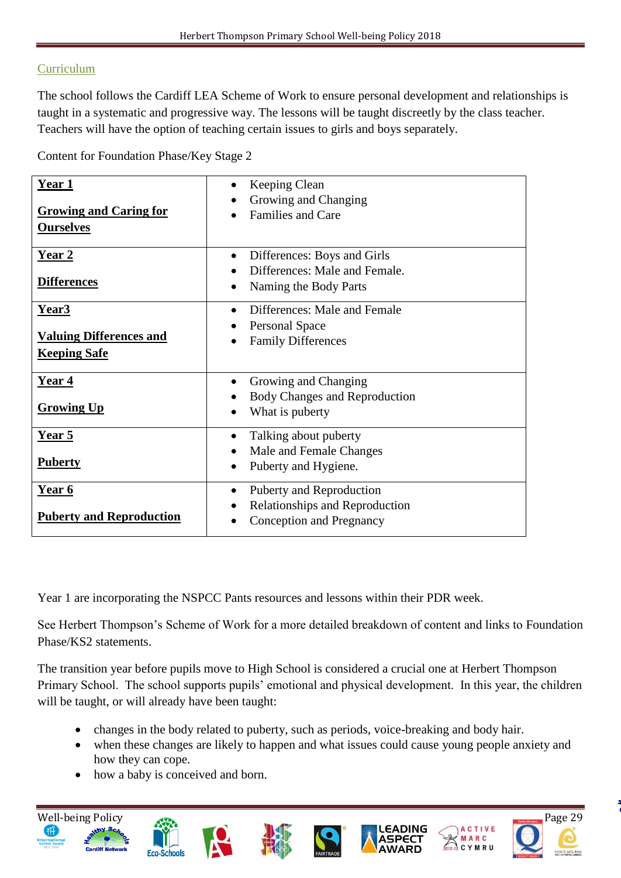## Curriculum

The school follows the Cardiff LEA Scheme of Work to ensure personal development and relationships is taught in a systematic and progressive way. The lessons will be taught discreetly by the class teacher. Teachers will have the option of teaching certain issues to girls and boys separately.

Content for Foundation Phase/Key Stage 2

| | |
|---|---|
| **Year 1**<br><br>**Growing and Caring for Ourselves** | • Keeping Clean<br>• Growing and Changing<br>• Families and Care |
| **Year 2**<br><br>**Differences** | • Differences: Boys and Girls<br>• Differences: Male and Female.<br>• Naming the Body Parts |
| **Year3**<br><br>**Valuing Differences and Keeping Safe** | • Differences: Male and Female<br>• Personal Space<br>• Family Differences |
| **Year 4**<br><br>**Growing Up** | • Growing and Changing<br>• Body Changes and Reproduction<br>• What is puberty |
| **Year 5**<br><br>**Puberty** | • Talking about puberty<br>• Male and Female Changes<br>• Puberty and Hygiene. |
| **Year 6**<br><br>**Puberty and Reproduction** | • Puberty and Reproduction<br>• Relationships and Reproduction<br>• Conception and Pregnancy |

Year 1 are incorporating the NSPCC Pants resources and lessons within their PDR week.

See Herbert Thompson's Scheme of Work for a more detailed breakdown of content and links to Foundation Phase/KS2 statements.

The transition year before pupils move to High School is considered a crucial one at Herbert Thompson Primary School. The school supports pupils' emotional and physical development. In this year, the children will be taught, or will already have been taught:

- changes in the body related to puberty, such as periods, voice-breaking and body hair.
- when these changes are likely to happen and what issues could cause young people anxiety and how they can cope.
- how a baby is conceived and born.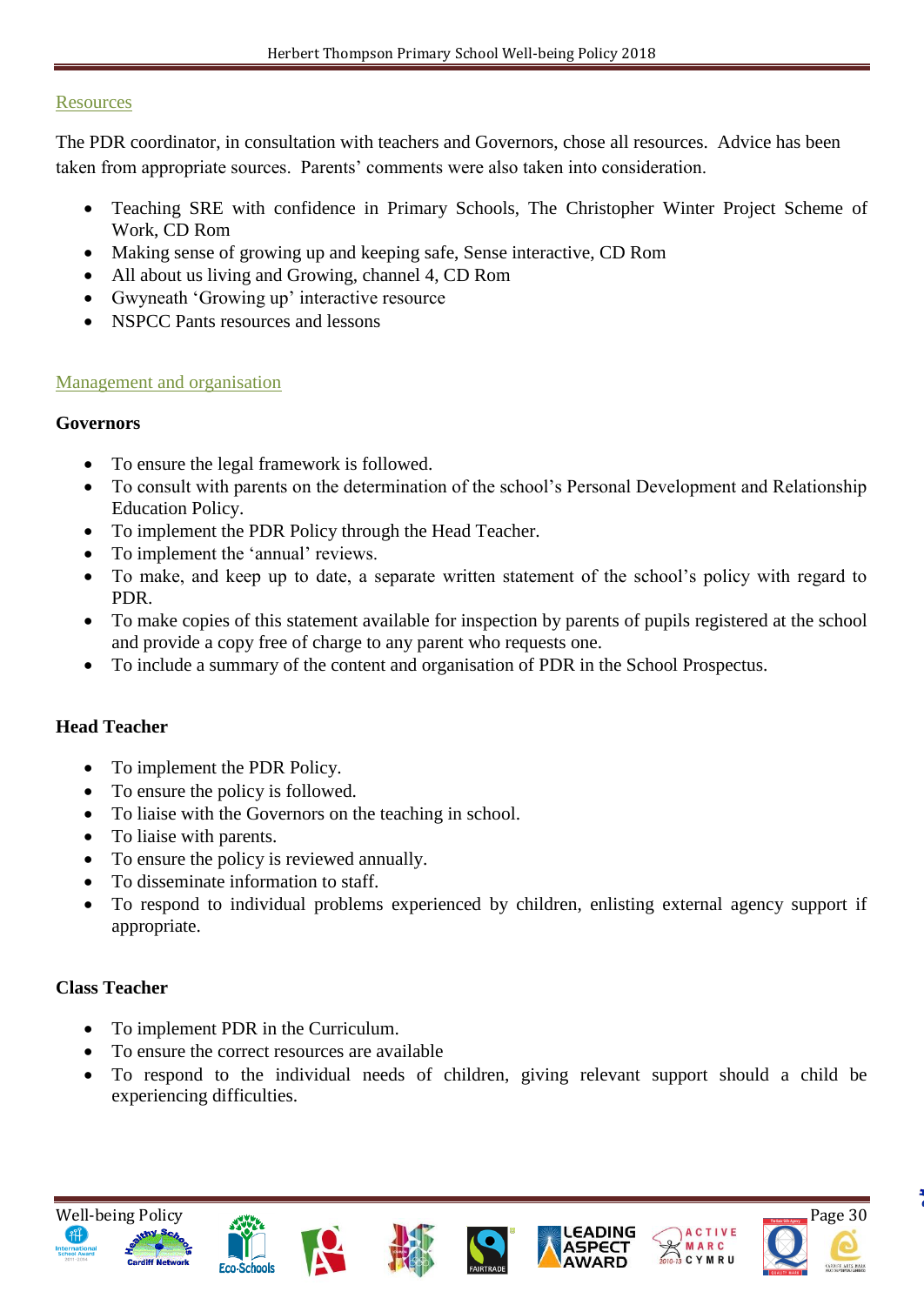## Resources

The PDR coordinator, in consultation with teachers and Governors, chose all resources. Advice has been taken from appropriate sources. Parents' comments were also taken into consideration.

- Teaching SRE with confidence in Primary Schools, The Christopher Winter Project Scheme of Work, CD Rom
- Making sense of growing up and keeping safe, Sense interactive, CD Rom
- All about us living and Growing, channel 4, CD Rom
- Gwyneath 'Growing up' interactive resource
- NSPCC Pants resources and lessons

## Management and organisation

### Governors

- To ensure the legal framework is followed.
- To consult with parents on the determination of the school's Personal Development and Relationship Education Policy.
- To implement the PDR Policy through the Head Teacher.
- To implement the 'annual' reviews.
- To make, and keep up to date, a separate written statement of the school's policy with regard to PDR.
- To make copies of this statement available for inspection by parents of pupils registered at the school and provide a copy free of charge to any parent who requests one.
- To include a summary of the content and organisation of PDR in the School Prospectus.

### Head Teacher

- To implement the PDR Policy.
- To ensure the policy is followed.
- To liaise with the Governors on the teaching in school.
- To liaise with parents.
- To ensure the policy is reviewed annually.
- To disseminate information to staff.
- To respond to individual problems experienced by children, enlisting external agency support if appropriate.

### Class Teacher

- To implement PDR in the Curriculum.
- To ensure the correct resources are available
- To respond to the individual needs of children, giving relevant support should a child be experiencing difficulties.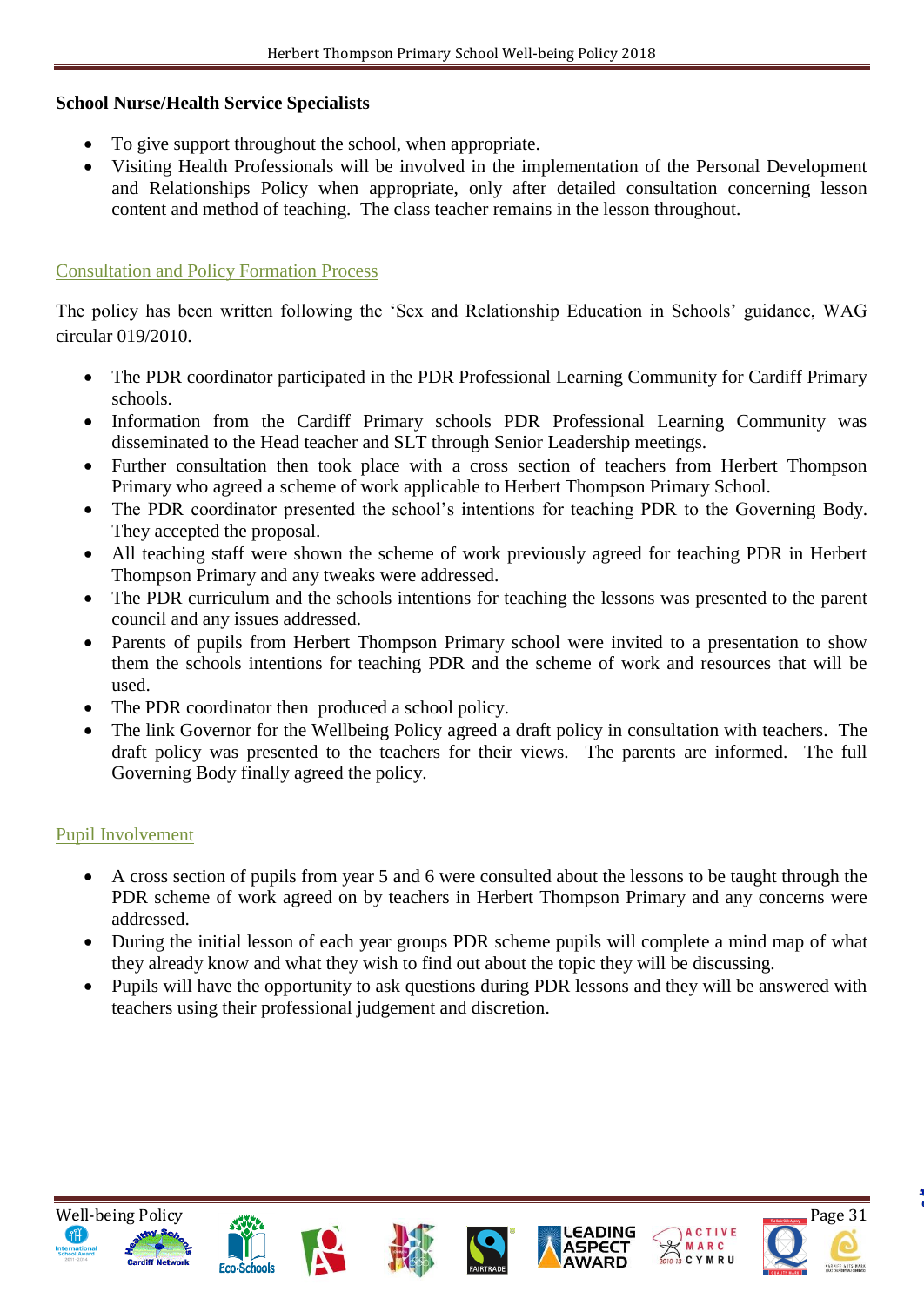**School Nurse/Health Service Specialists**

- To give support throughout the school, when appropriate.
- Visiting Health Professionals will be involved in the implementation of the Personal Development and Relationships Policy when appropriate, only after detailed consultation concerning lesson content and method of teaching. The class teacher remains in the lesson throughout.

## Consultation and Policy Formation Process

The policy has been written following the 'Sex and Relationship Education in Schools' guidance, WAG circular 019/2010.

- The PDR coordinator participated in the PDR Professional Learning Community for Cardiff Primary schools.
- Information from the Cardiff Primary schools PDR Professional Learning Community was disseminated to the Head teacher and SLT through Senior Leadership meetings.
- Further consultation then took place with a cross section of teachers from Herbert Thompson Primary who agreed a scheme of work applicable to Herbert Thompson Primary School.
- The PDR coordinator presented the school's intentions for teaching PDR to the Governing Body. They accepted the proposal.
- All teaching staff were shown the scheme of work previously agreed for teaching PDR in Herbert Thompson Primary and any tweaks were addressed.
- The PDR curriculum and the schools intentions for teaching the lessons was presented to the parent council and any issues addressed.
- Parents of pupils from Herbert Thompson Primary school were invited to a presentation to show them the schools intentions for teaching PDR and the scheme of work and resources that will be used.
- The PDR coordinator then produced a school policy.
- The link Governor for the Wellbeing Policy agreed a draft policy in consultation with teachers. The draft policy was presented to the teachers for their views. The parents are informed. The full Governing Body finally agreed the policy.

## Pupil Involvement

- A cross section of pupils from year 5 and 6 were consulted about the lessons to be taught through the PDR scheme of work agreed on by teachers in Herbert Thompson Primary and any concerns were addressed.
- During the initial lesson of each year groups PDR scheme pupils will complete a mind map of what they already know and what they wish to find out about the topic they will be discussing.
- Pupils will have the opportunity to ask questions during PDR lessons and they will be answered with teachers using their professional judgement and discretion.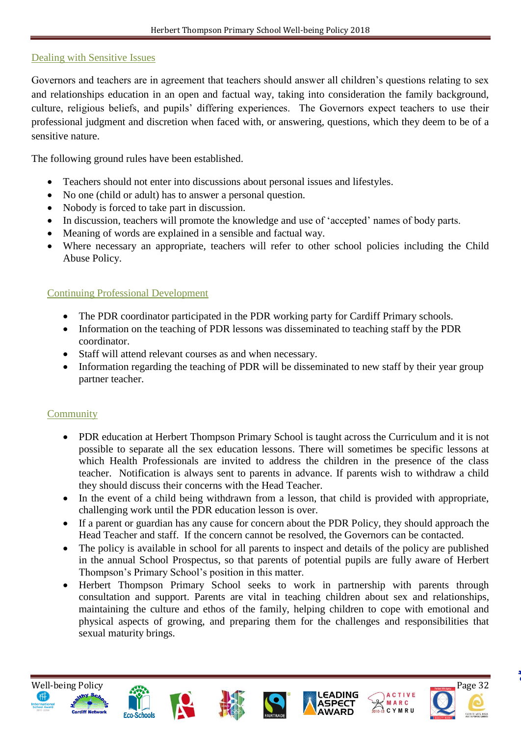## Dealing with Sensitive Issues

Governors and teachers are in agreement that teachers should answer all children's questions relating to sex and relationships education in an open and factual way, taking into consideration the family background, culture, religious beliefs, and pupils' differing experiences. The Governors expect teachers to use their professional judgment and discretion when faced with, or answering, questions, which they deem to be of a sensitive nature.

The following ground rules have been established.

- Teachers should not enter into discussions about personal issues and lifestyles.
- No one (child or adult) has to answer a personal question.
- Nobody is forced to take part in discussion.
- In discussion, teachers will promote the knowledge and use of 'accepted' names of body parts.
- Meaning of words are explained in a sensible and factual way.
- Where necessary an appropriate, teachers will refer to other school policies including the Child Abuse Policy.

## Continuing Professional Development

- The PDR coordinator participated in the PDR working party for Cardiff Primary schools.
- Information on the teaching of PDR lessons was disseminated to teaching staff by the PDR coordinator.
- Staff will attend relevant courses as and when necessary.
- Information regarding the teaching of PDR will be disseminated to new staff by their year group partner teacher.

## Community

- PDR education at Herbert Thompson Primary School is taught across the Curriculum and it is not possible to separate all the sex education lessons. There will sometimes be specific lessons at which Health Professionals are invited to address the children in the presence of the class teacher. Notification is always sent to parents in advance. If parents wish to withdraw a child they should discuss their concerns with the Head Teacher.
- In the event of a child being withdrawn from a lesson, that child is provided with appropriate, challenging work until the PDR education lesson is over.
- If a parent or guardian has any cause for concern about the PDR Policy, they should approach the Head Teacher and staff. If the concern cannot be resolved, the Governors can be contacted.
- The policy is available in school for all parents to inspect and details of the policy are published in the annual School Prospectus, so that parents of potential pupils are fully aware of Herbert Thompson's Primary School's position in this matter.
- Herbert Thompson Primary School seeks to work in partnership with parents through consultation and support. Parents are vital in teaching children about sex and relationships, maintaining the culture and ethos of the family, helping children to cope with emotional and physical aspects of growing, and preparing them for the challenges and responsibilities that sexual maturity brings.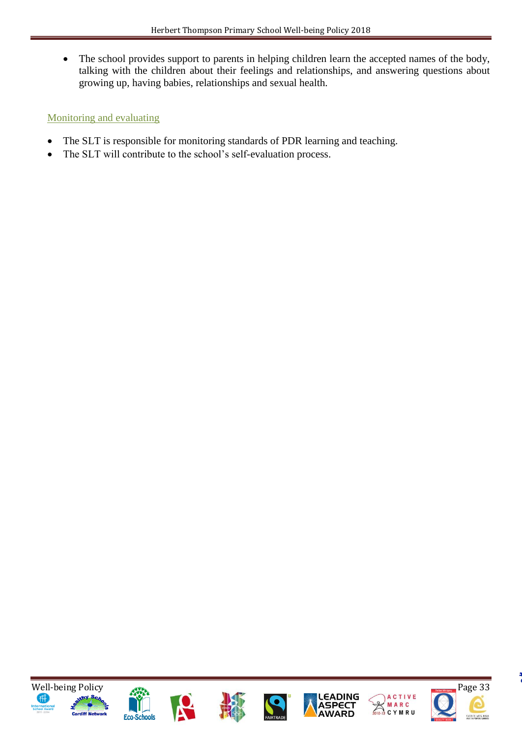- The school provides support to parents in helping children learn the accepted names of the body, talking with the children about their feelings and relationships, and answering questions about growing up, having babies, relationships and sexual health.

## Monitoring and evaluating

- The SLT is responsible for monitoring standards of PDR learning and teaching.
- The SLT will contribute to the school's self-evaluation process.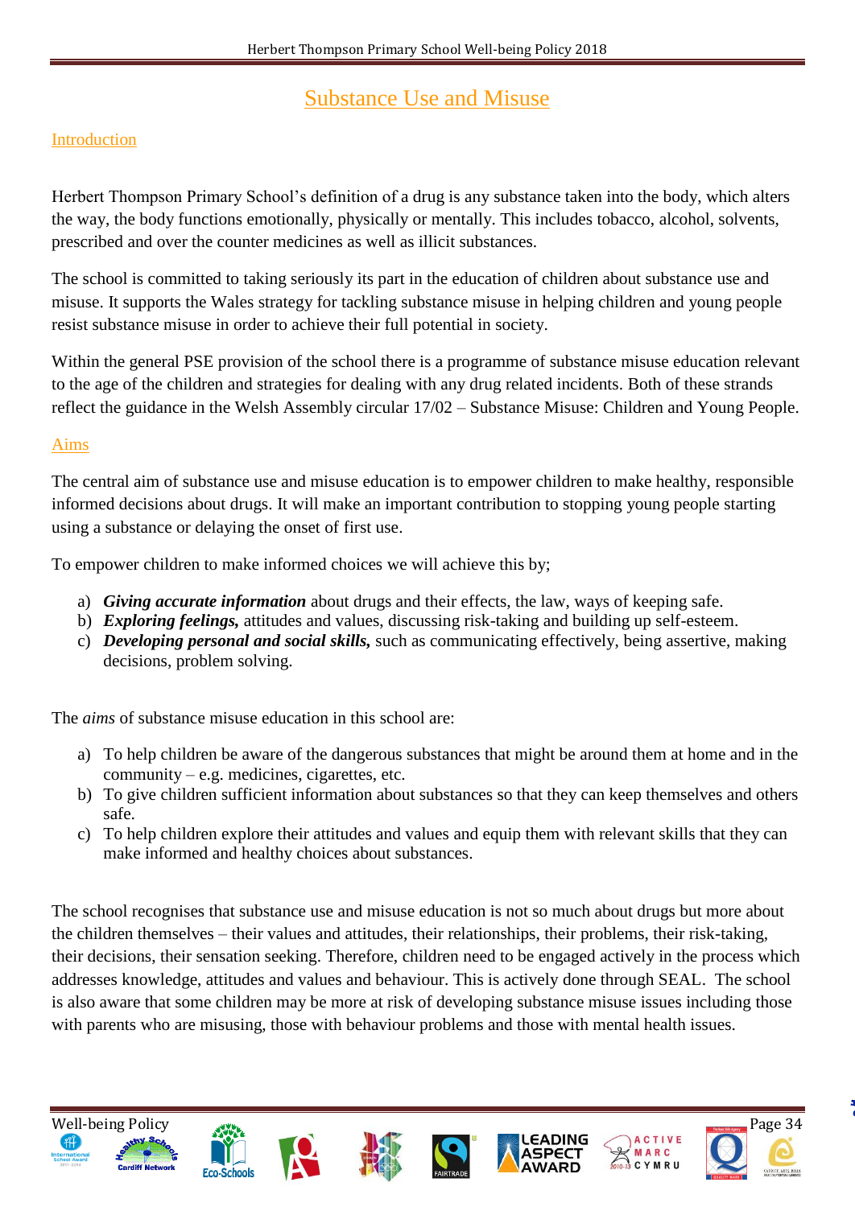# Substance Use and Misuse

## Introduction

Herbert Thompson Primary School's definition of a drug is any substance taken into the body, which alters the way, the body functions emotionally, physically or mentally. This includes tobacco, alcohol, solvents, prescribed and over the counter medicines as well as illicit substances.

The school is committed to taking seriously its part in the education of children about substance use and misuse. It supports the Wales strategy for tackling substance misuse in helping children and young people resist substance misuse in order to achieve their full potential in society.

Within the general PSE provision of the school there is a programme of substance misuse education relevant to the age of the children and strategies for dealing with any drug related incidents. Both of these strands reflect the guidance in the Welsh Assembly circular 17/02 – Substance Misuse: Children and Young People.

## Aims

The central aim of substance use and misuse education is to empower children to make healthy, responsible informed decisions about drugs. It will make an important contribution to stopping young people starting using a substance or delaying the onset of first use.

To empower children to make informed choices we will achieve this by;

a) ***Giving accurate information*** about drugs and their effects, the law, ways of keeping safe.
b) ***Exploring feelings,*** attitudes and values, discussing risk-taking and building up self-esteem.
c) ***Developing personal and social skills,*** such as communicating effectively, being assertive, making decisions, problem solving.

The *aims* of substance misuse education in this school are:

a) To help children be aware of the dangerous substances that might be around them at home and in the community – e.g. medicines, cigarettes, etc.
b) To give children sufficient information about substances so that they can keep themselves and others safe.
c) To help children explore their attitudes and values and equip them with relevant skills that they can make informed and healthy choices about substances.

The school recognises that substance use and misuse education is not so much about drugs but more about the children themselves – their values and attitudes, their relationships, their problems, their risk-taking, their decisions, their sensation seeking. Therefore, children need to be engaged actively in the process which addresses knowledge, attitudes and values and behaviour. This is actively done through SEAL. The school is also aware that some children may be more at risk of developing substance misuse issues including those with parents who are misusing, those with behaviour problems and those with mental health issues.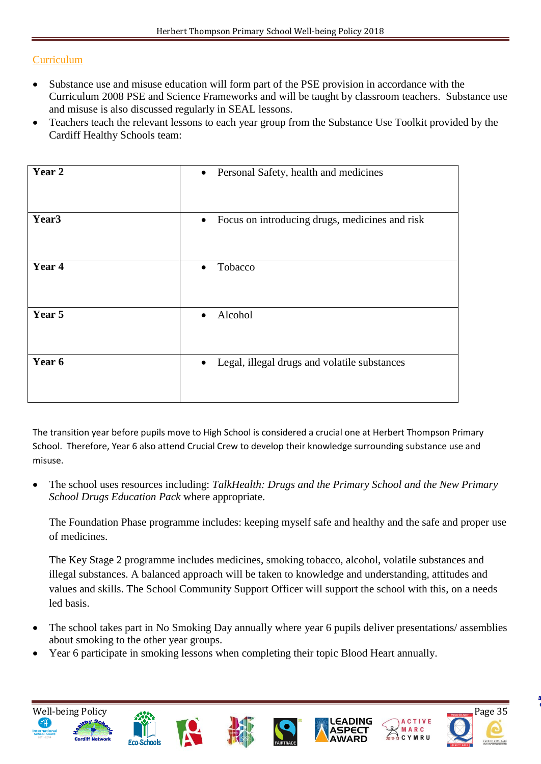## Curriculum

- Substance use and misuse education will form part of the PSE provision in accordance with the Curriculum 2008 PSE and Science Frameworks and will be taught by classroom teachers. Substance use and misuse is also discussed regularly in SEAL lessons.
- Teachers teach the relevant lessons to each year group from the Substance Use Toolkit provided by the Cardiff Healthy Schools team:

| | |
|---|---|
| **Year 2** | • Personal Safety, health and medicines |
| **Year3** | • Focus on introducing drugs, medicines and risk |
| **Year 4** | • Tobacco |
| **Year 5** | • Alcohol |
| **Year 6** | • Legal, illegal drugs and volatile substances |

The transition year before pupils move to High School is considered a crucial one at Herbert Thompson Primary School. Therefore, Year 6 also attend Crucial Crew to develop their knowledge surrounding substance use and misuse.

- The school uses resources including: *TalkHealth: Drugs and the Primary School and the New Primary School Drugs Education Pack* where appropriate.

  The Foundation Phase programme includes: keeping myself safe and healthy and the safe and proper use of medicines.

  The Key Stage 2 programme includes medicines, smoking tobacco, alcohol, volatile substances and illegal substances. A balanced approach will be taken to knowledge and understanding, attitudes and values and skills. The School Community Support Officer will support the school with this, on a needs led basis.

- The school takes part in No Smoking Day annually where year 6 pupils deliver presentations/ assemblies about smoking to the other year groups.
- Year 6 participate in smoking lessons when completing their topic Blood Heart annually.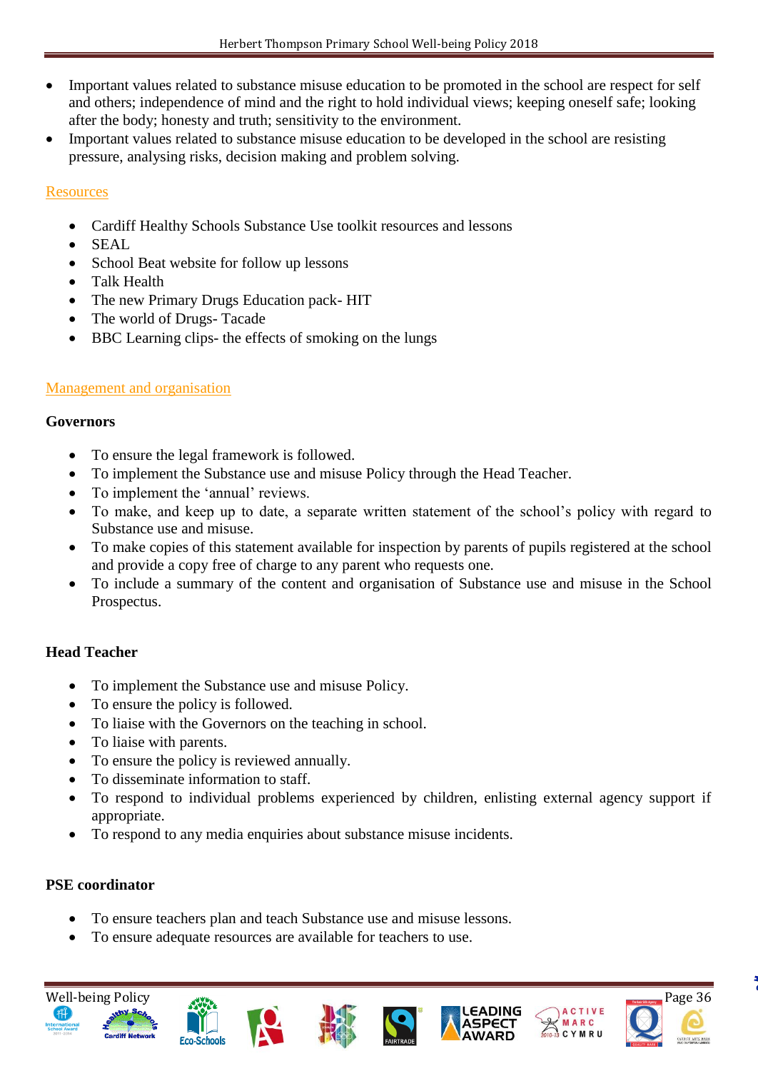- Important values related to substance misuse education to be promoted in the school are respect for self and others; independence of mind and the right to hold individual views; keeping oneself safe; looking after the body; honesty and truth; sensitivity to the environment.
- Important values related to substance misuse education to be developed in the school are resisting pressure, analysing risks, decision making and problem solving.

## Resources

- Cardiff Healthy Schools Substance Use toolkit resources and lessons
- SEAL
- School Beat website for follow up lessons
- Talk Health
- The new Primary Drugs Education pack- HIT
- The world of Drugs- Tacade
- BBC Learning clips- the effects of smoking on the lungs

## Management and organisation

**Governors**

- To ensure the legal framework is followed.
- To implement the Substance use and misuse Policy through the Head Teacher.
- To implement the 'annual' reviews.
- To make, and keep up to date, a separate written statement of the school's policy with regard to Substance use and misuse.
- To make copies of this statement available for inspection by parents of pupils registered at the school and provide a copy free of charge to any parent who requests one.
- To include a summary of the content and organisation of Substance use and misuse in the School Prospectus.

**Head Teacher**

- To implement the Substance use and misuse Policy.
- To ensure the policy is followed.
- To liaise with the Governors on the teaching in school.
- To liaise with parents.
- To ensure the policy is reviewed annually.
- To disseminate information to staff.
- To respond to individual problems experienced by children, enlisting external agency support if appropriate.
- To respond to any media enquiries about substance misuse incidents.

**PSE coordinator**

- To ensure teachers plan and teach Substance use and misuse lessons.
- To ensure adequate resources are available for teachers to use.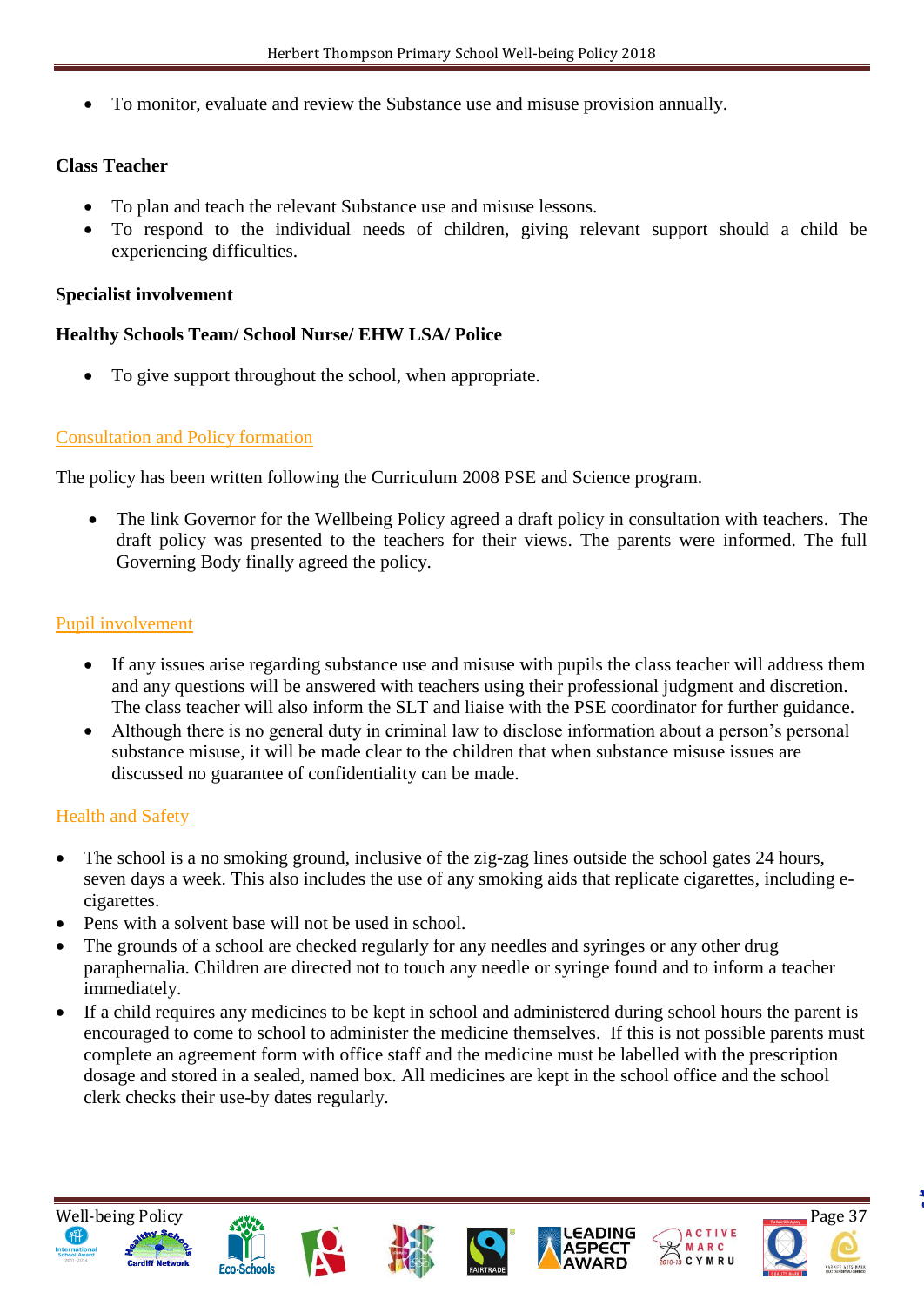- To monitor, evaluate and review the Substance use and misuse provision annually.

**Class Teacher**

- To plan and teach the relevant Substance use and misuse lessons.
- To respond to the individual needs of children, giving relevant support should a child be experiencing difficulties.

**Specialist involvement**

**Healthy Schools Team/ School Nurse/ EHW LSA/ Police**

- To give support throughout the school, when appropriate.

## Consultation and Policy formation

The policy has been written following the Curriculum 2008 PSE and Science program.

- The link Governor for the Wellbeing Policy agreed a draft policy in consultation with teachers. The draft policy was presented to the teachers for their views. The parents were informed. The full Governing Body finally agreed the policy.

## Pupil involvement

- If any issues arise regarding substance use and misuse with pupils the class teacher will address them and any questions will be answered with teachers using their professional judgment and discretion. The class teacher will also inform the SLT and liaise with the PSE coordinator for further guidance.
- Although there is no general duty in criminal law to disclose information about a person's personal substance misuse, it will be made clear to the children that when substance misuse issues are discussed no guarantee of confidentiality can be made.

## Health and Safety

- The school is a no smoking ground, inclusive of the zig-zag lines outside the school gates 24 hours, seven days a week. This also includes the use of any smoking aids that replicate cigarettes, including e-cigarettes.
- Pens with a solvent base will not be used in school.
- The grounds of a school are checked regularly for any needles and syringes or any other drug paraphernalia. Children are directed not to touch any needle or syringe found and to inform a teacher immediately.
- If a child requires any medicines to be kept in school and administered during school hours the parent is encouraged to come to school to administer the medicine themselves. If this is not possible parents must complete an agreement form with office staff and the medicine must be labelled with the prescription dosage and stored in a sealed, named box. All medicines are kept in the school office and the school clerk checks their use-by dates regularly.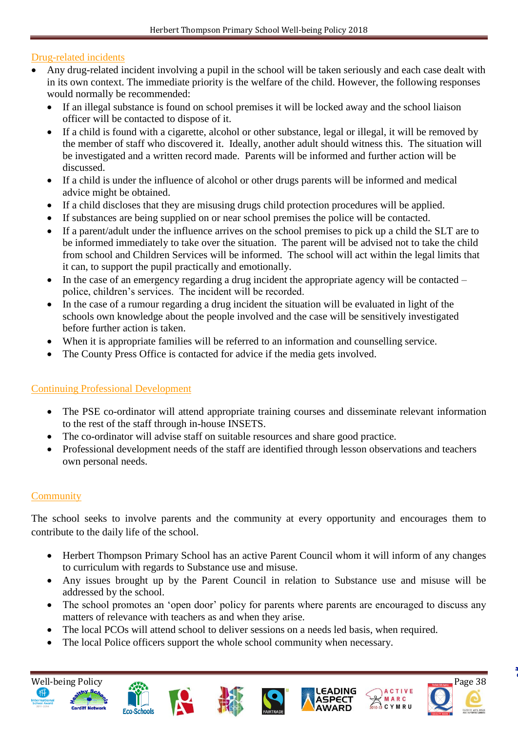## Drug-related incidents

- Any drug-related incident involving a pupil in the school will be taken seriously and each case dealt with in its own context. The immediate priority is the welfare of the child. However, the following responses would normally be recommended:
  - If an illegal substance is found on school premises it will be locked away and the school liaison officer will be contacted to dispose of it.
  - If a child is found with a cigarette, alcohol or other substance, legal or illegal, it will be removed by the member of staff who discovered it. Ideally, another adult should witness this. The situation will be investigated and a written record made. Parents will be informed and further action will be discussed.
  - If a child is under the influence of alcohol or other drugs parents will be informed and medical advice might be obtained.
  - If a child discloses that they are misusing drugs child protection procedures will be applied.
  - If substances are being supplied on or near school premises the police will be contacted.
  - If a parent/adult under the influence arrives on the school premises to pick up a child the SLT are to be informed immediately to take over the situation. The parent will be advised not to take the child from school and Children Services will be informed. The school will act within the legal limits that it can, to support the pupil practically and emotionally.
  - In the case of an emergency regarding a drug incident the appropriate agency will be contacted – police, children's services. The incident will be recorded.
  - In the case of a rumour regarding a drug incident the situation will be evaluated in light of the schools own knowledge about the people involved and the case will be sensitively investigated before further action is taken.
  - When it is appropriate families will be referred to an information and counselling service.
  - The County Press Office is contacted for advice if the media gets involved.

## Continuing Professional Development

- The PSE co-ordinator will attend appropriate training courses and disseminate relevant information to the rest of the staff through in-house INSETS.
- The co-ordinator will advise staff on suitable resources and share good practice.
- Professional development needs of the staff are identified through lesson observations and teachers own personal needs.

## Community

The school seeks to involve parents and the community at every opportunity and encourages them to contribute to the daily life of the school.

- Herbert Thompson Primary School has an active Parent Council whom it will inform of any changes to curriculum with regards to Substance use and misuse.
- Any issues brought up by the Parent Council in relation to Substance use and misuse will be addressed by the school.
- The school promotes an 'open door' policy for parents where parents are encouraged to discuss any matters of relevance with teachers as and when they arise.
- The local PCOs will attend school to deliver sessions on a needs led basis, when required.
- The local Police officers support the whole school community when necessary.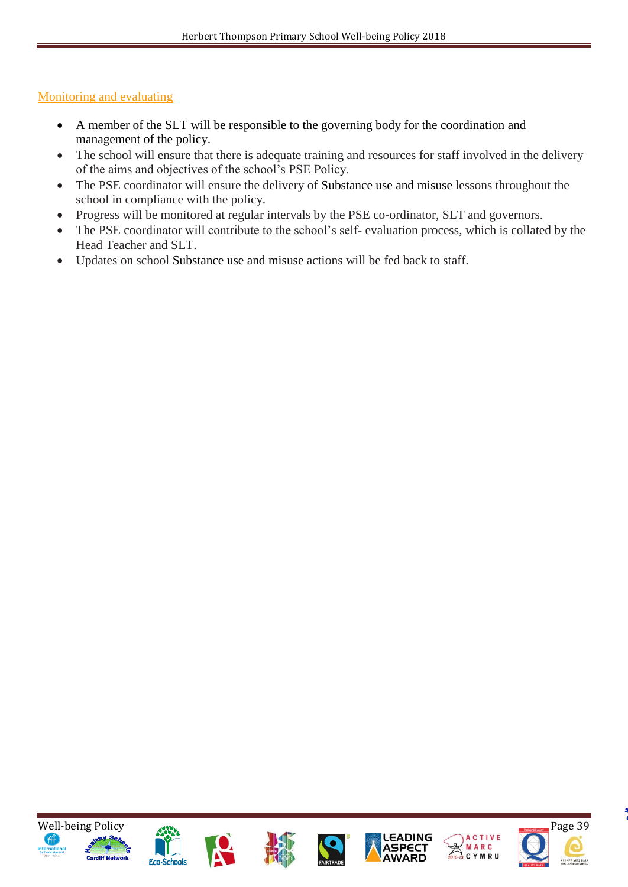## Monitoring and evaluating

- A member of the SLT will be responsible to the governing body for the coordination and management of the policy.
- The school will ensure that there is adequate training and resources for staff involved in the delivery of the aims and objectives of the school's PSE Policy.
- The PSE coordinator will ensure the delivery of Substance use and misuse lessons throughout the school in compliance with the policy.
- Progress will be monitored at regular intervals by the PSE co-ordinator, SLT and governors.
- The PSE coordinator will contribute to the school's self- evaluation process, which is collated by the Head Teacher and SLT.
- Updates on school Substance use and misuse actions will be fed back to staff.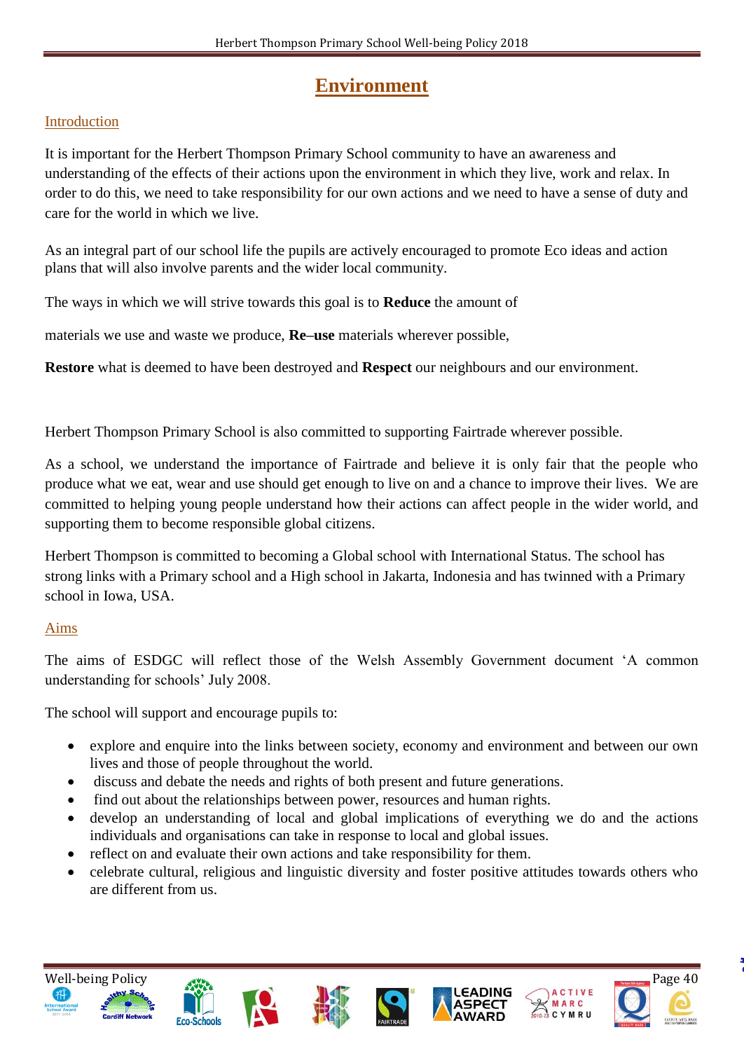# Environment

## Introduction

It is important for the Herbert Thompson Primary School community to have an awareness and understanding of the effects of their actions upon the environment in which they live, work and relax. In order to do this, we need to take responsibility for our own actions and we need to have a sense of duty and care for the world in which we live.

As an integral part of our school life the pupils are actively encouraged to promote Eco ideas and action plans that will also involve parents and the wider local community.

The ways in which we will strive towards this goal is to **Reduce** the amount of

materials we use and waste we produce, **Re–use** materials wherever possible,

**Restore** what is deemed to have been destroyed and **Respect** our neighbours and our environment.

Herbert Thompson Primary School is also committed to supporting Fairtrade wherever possible.

As a school, we understand the importance of Fairtrade and believe it is only fair that the people who produce what we eat, wear and use should get enough to live on and a chance to improve their lives. We are committed to helping young people understand how their actions can affect people in the wider world, and supporting them to become responsible global citizens.

Herbert Thompson is committed to becoming a Global school with International Status. The school has strong links with a Primary school and a High school in Jakarta, Indonesia and has twinned with a Primary school in Iowa, USA.

## Aims

The aims of ESDGC will reflect those of the Welsh Assembly Government document 'A common understanding for schools' July 2008.

The school will support and encourage pupils to:

- explore and enquire into the links between society, economy and environment and between our own lives and those of people throughout the world.
- discuss and debate the needs and rights of both present and future generations.
- find out about the relationships between power, resources and human rights.
- develop an understanding of local and global implications of everything we do and the actions individuals and organisations can take in response to local and global issues.
- reflect on and evaluate their own actions and take responsibility for them.
- celebrate cultural, religious and linguistic diversity and foster positive attitudes towards others who are different from us.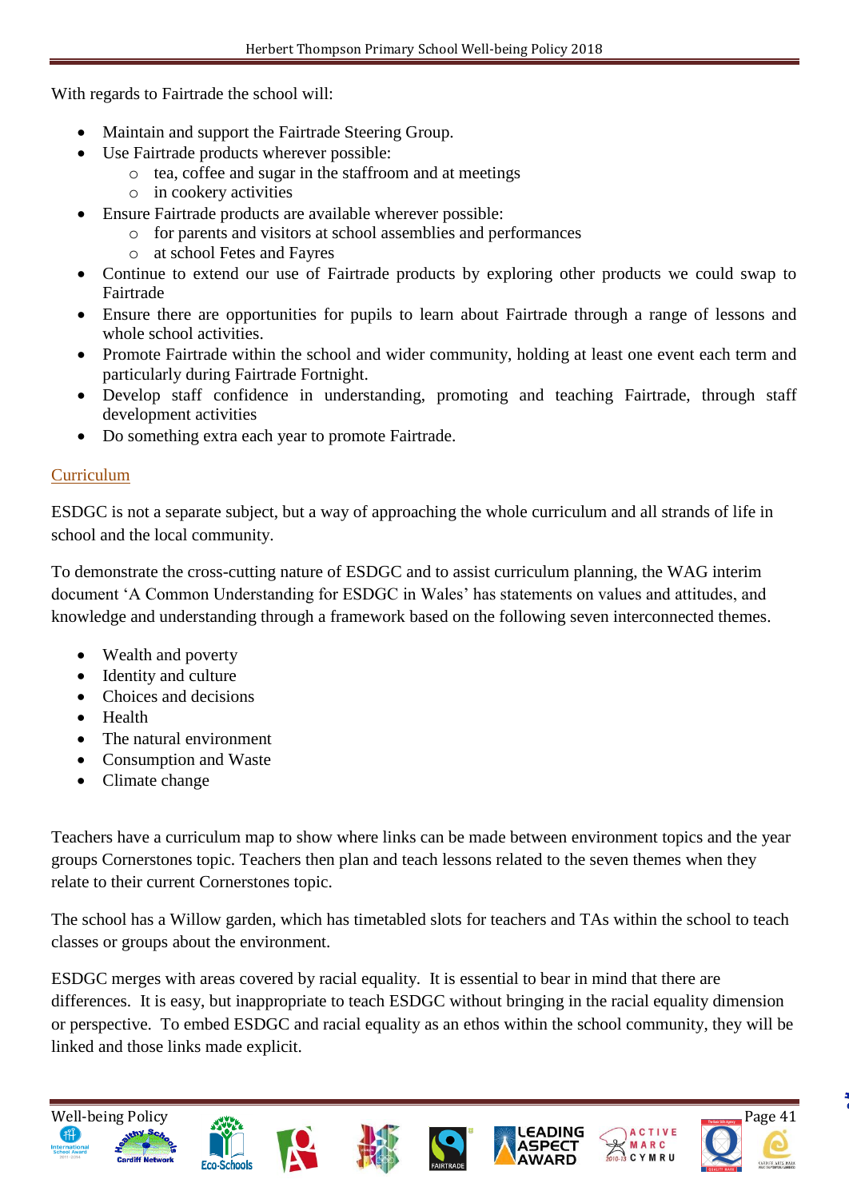With regards to Fairtrade the school will:

- Maintain and support the Fairtrade Steering Group.
- Use Fairtrade products wherever possible:
  - tea, coffee and sugar in the staffroom and at meetings
  - in cookery activities
- Ensure Fairtrade products are available wherever possible:
  - for parents and visitors at school assemblies and performances
  - at school Fetes and Fayres
- Continue to extend our use of Fairtrade products by exploring other products we could swap to Fairtrade
- Ensure there are opportunities for pupils to learn about Fairtrade through a range of lessons and whole school activities.
- Promote Fairtrade within the school and wider community, holding at least one event each term and particularly during Fairtrade Fortnight.
- Develop staff confidence in understanding, promoting and teaching Fairtrade, through staff development activities
- Do something extra each year to promote Fairtrade.

## Curriculum

ESDGC is not a separate subject, but a way of approaching the whole curriculum and all strands of life in school and the local community.

To demonstrate the cross-cutting nature of ESDGC and to assist curriculum planning, the WAG interim document 'A Common Understanding for ESDGC in Wales' has statements on values and attitudes, and knowledge and understanding through a framework based on the following seven interconnected themes.

- Wealth and poverty
- Identity and culture
- Choices and decisions
- Health
- The natural environment
- Consumption and Waste
- Climate change

Teachers have a curriculum map to show where links can be made between environment topics and the year groups Cornerstones topic. Teachers then plan and teach lessons related to the seven themes when they relate to their current Cornerstones topic.

The school has a Willow garden, which has timetabled slots for teachers and TAs within the school to teach classes or groups about the environment.

ESDGC merges with areas covered by racial equality. It is essential to bear in mind that there are differences. It is easy, but inappropriate to teach ESDGC without bringing in the racial equality dimension or perspective. To embed ESDGC and racial equality as an ethos within the school community, they will be linked and those links made explicit.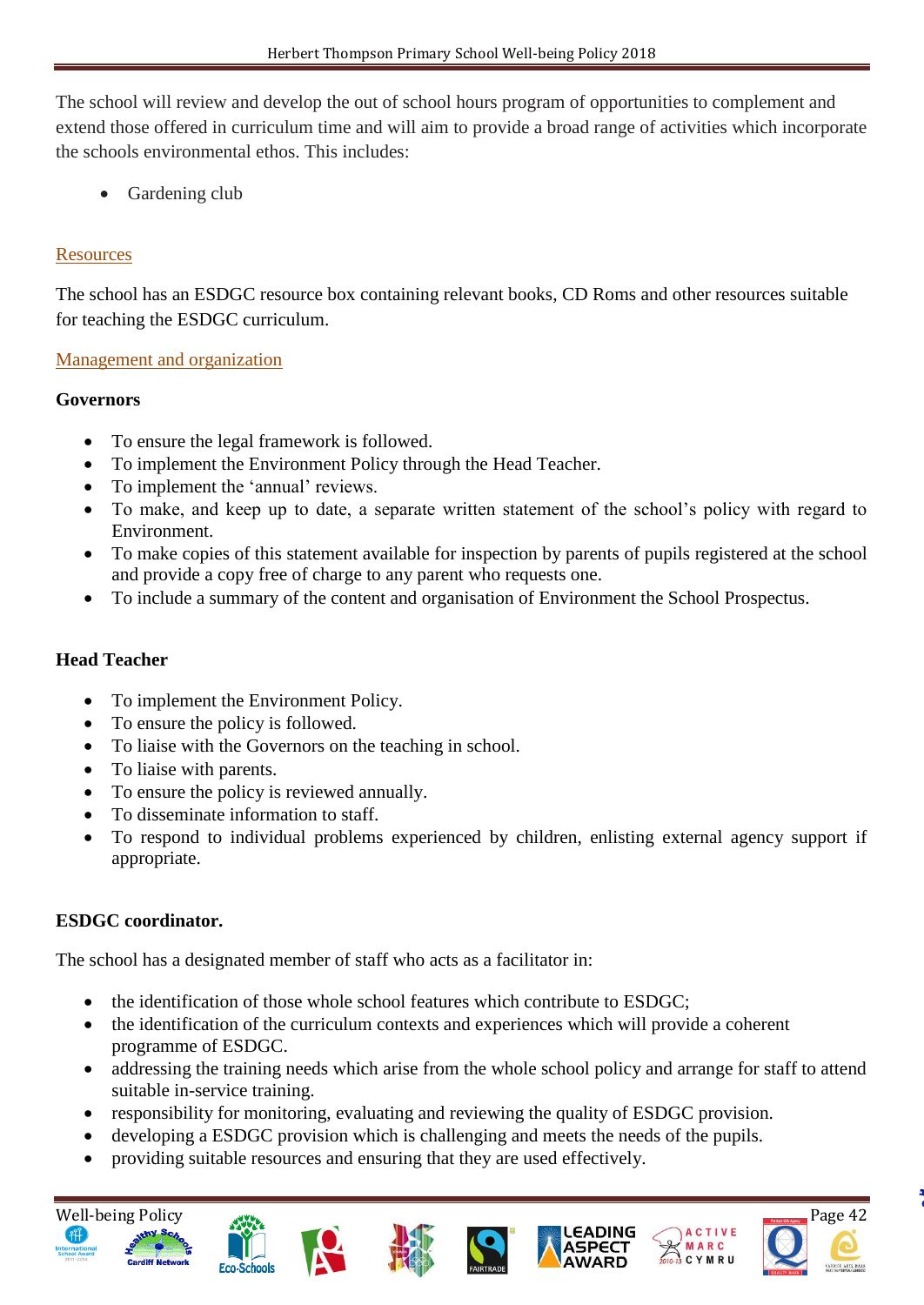The school will review and develop the out of school hours program of opportunities to complement and extend those offered in curriculum time and will aim to provide a broad range of activities which incorporate the schools environmental ethos. This includes:

- Gardening club

## Resources

The school has an ESDGC resource box containing relevant books, CD Roms and other resources suitable for teaching the ESDGC curriculum.

## Management and organization

**Governors**

- To ensure the legal framework is followed.
- To implement the Environment Policy through the Head Teacher.
- To implement the 'annual' reviews.
- To make, and keep up to date, a separate written statement of the school's policy with regard to Environment.
- To make copies of this statement available for inspection by parents of pupils registered at the school and provide a copy free of charge to any parent who requests one.
- To include a summary of the content and organisation of Environment the School Prospectus.

**Head Teacher**

- To implement the Environment Policy.
- To ensure the policy is followed.
- To liaise with the Governors on the teaching in school.
- To liaise with parents.
- To ensure the policy is reviewed annually.
- To disseminate information to staff.
- To respond to individual problems experienced by children, enlisting external agency support if appropriate.

**ESDGC coordinator.**

The school has a designated member of staff who acts as a facilitator in:

- the identification of those whole school features which contribute to ESDGC;
- the identification of the curriculum contexts and experiences which will provide a coherent programme of ESDGC.
- addressing the training needs which arise from the whole school policy and arrange for staff to attend suitable in-service training.
- responsibility for monitoring, evaluating and reviewing the quality of ESDGC provision.
- developing a ESDGC provision which is challenging and meets the needs of the pupils.
- providing suitable resources and ensuring that they are used effectively.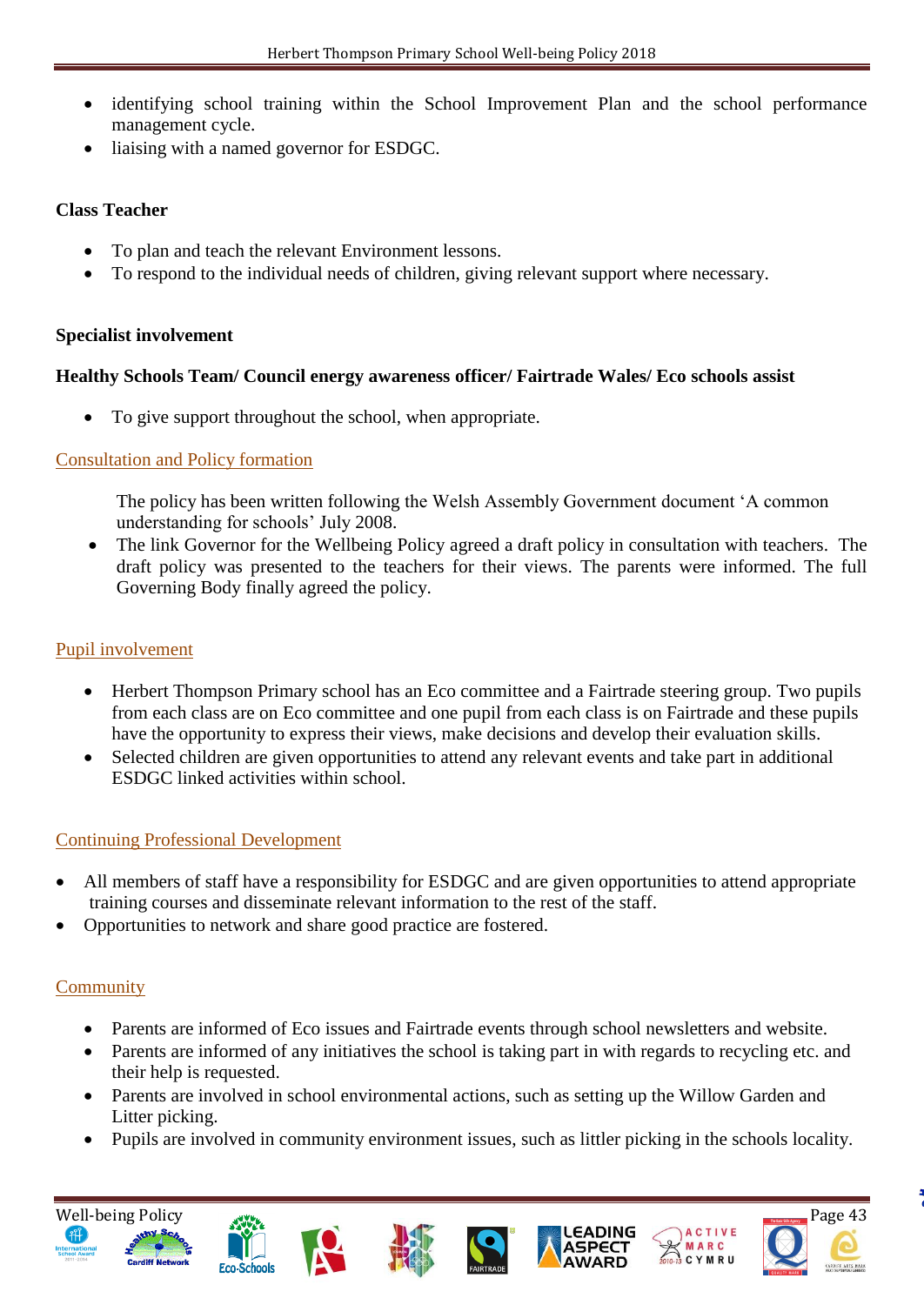- identifying school training within the School Improvement Plan and the school performance management cycle.
- liaising with a named governor for ESDGC.

**Class Teacher**

- To plan and teach the relevant Environment lessons.
- To respond to the individual needs of children, giving relevant support where necessary.

**Specialist involvement**

**Healthy Schools Team/ Council energy awareness officer/ Fairtrade Wales/ Eco schools assist**

- To give support throughout the school, when appropriate.

## Consultation and Policy formation

The policy has been written following the Welsh Assembly Government document 'A common understanding for schools' July 2008.

- The link Governor for the Wellbeing Policy agreed a draft policy in consultation with teachers. The draft policy was presented to the teachers for their views. The parents were informed. The full Governing Body finally agreed the policy.

## Pupil involvement

- Herbert Thompson Primary school has an Eco committee and a Fairtrade steering group. Two pupils from each class are on Eco committee and one pupil from each class is on Fairtrade and these pupils have the opportunity to express their views, make decisions and develop their evaluation skills.
- Selected children are given opportunities to attend any relevant events and take part in additional ESDGC linked activities within school.

## Continuing Professional Development

- All members of staff have a responsibility for ESDGC and are given opportunities to attend appropriate training courses and disseminate relevant information to the rest of the staff.
- Opportunities to network and share good practice are fostered.

## Community

- Parents are informed of Eco issues and Fairtrade events through school newsletters and website.
- Parents are informed of any initiatives the school is taking part in with regards to recycling etc. and their help is requested.
- Parents are involved in school environmental actions, such as setting up the Willow Garden and Litter picking.
- Pupils are involved in community environment issues, such as littler picking in the schools locality.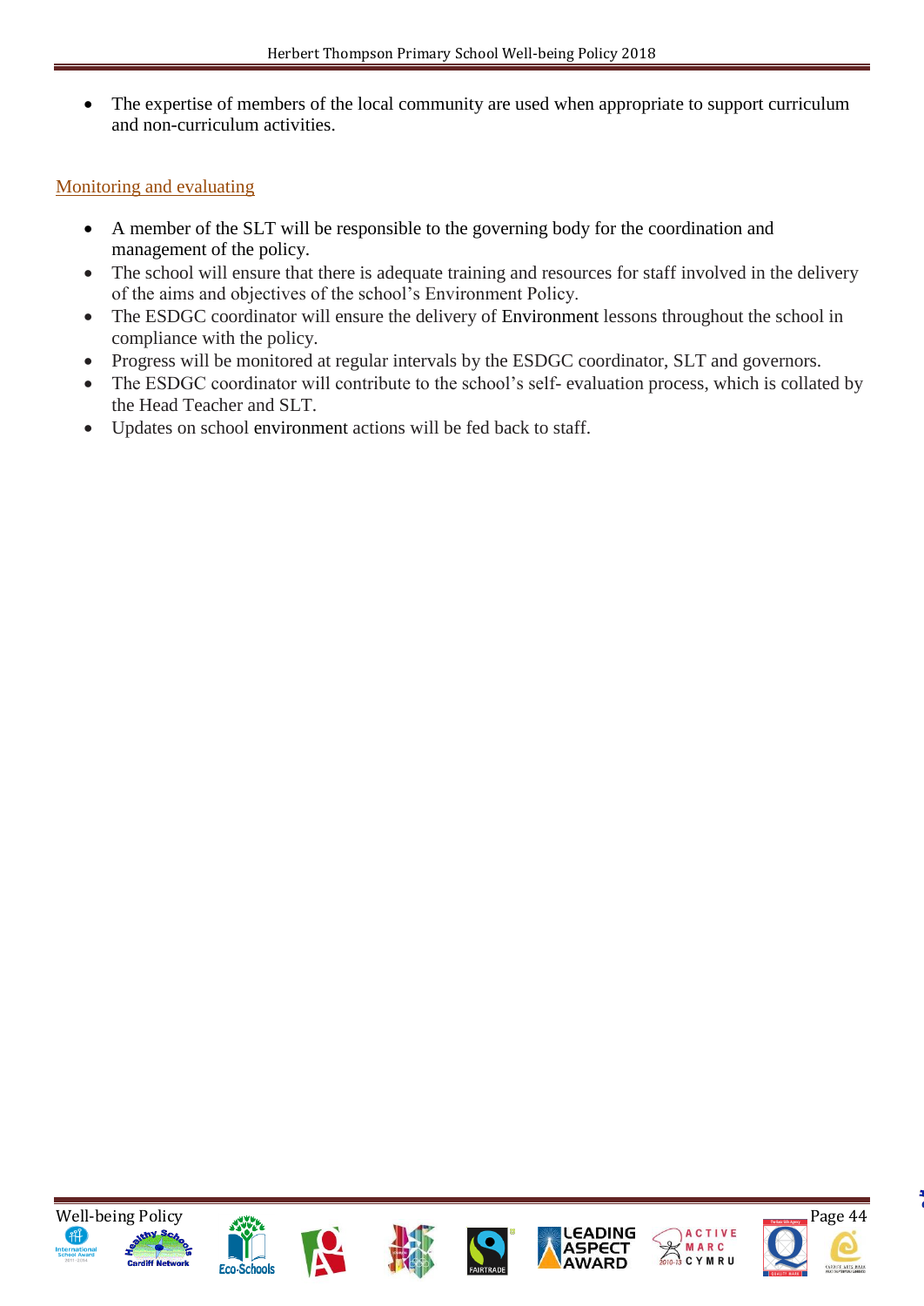- The expertise of members of the local community are used when appropriate to support curriculum and non-curriculum activities.

## Monitoring and evaluating

- A member of the SLT will be responsible to the governing body for the coordination and management of the policy.
- The school will ensure that there is adequate training and resources for staff involved in the delivery of the aims and objectives of the school's Environment Policy.
- The ESDGC coordinator will ensure the delivery of Environment lessons throughout the school in compliance with the policy.
- Progress will be monitored at regular intervals by the ESDGC coordinator, SLT and governors.
- The ESDGC coordinator will contribute to the school's self- evaluation process, which is collated by the Head Teacher and SLT.
- Updates on school environment actions will be fed back to staff.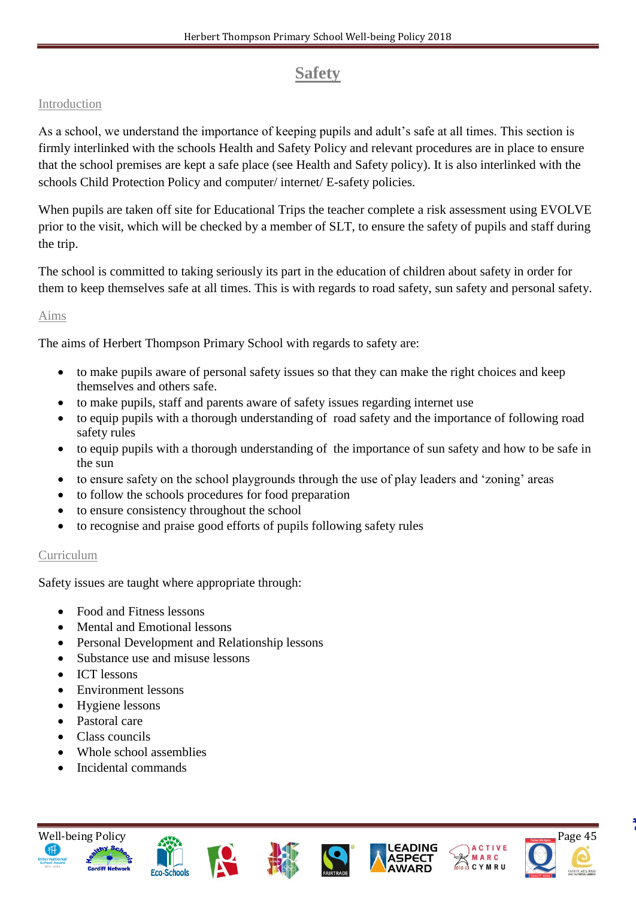# Safety

## Introduction

As a school, we understand the importance of keeping pupils and adult's safe at all times. This section is firmly interlinked with the schools Health and Safety Policy and relevant procedures are in place to ensure that the school premises are kept a safe place (see Health and Safety policy). It is also interlinked with the schools Child Protection Policy and computer/ internet/ E-safety policies.

When pupils are taken off site for Educational Trips the teacher complete a risk assessment using EVOLVE prior to the visit, which will be checked by a member of SLT, to ensure the safety of pupils and staff during the trip.

The school is committed to taking seriously its part in the education of children about safety in order for them to keep themselves safe at all times. This is with regards to road safety, sun safety and personal safety.

## Aims

The aims of Herbert Thompson Primary School with regards to safety are:

- to make pupils aware of personal safety issues so that they can make the right choices and keep themselves and others safe.
- to make pupils, staff and parents aware of safety issues regarding internet use
- to equip pupils with a thorough understanding of road safety and the importance of following road safety rules
- to equip pupils with a thorough understanding of the importance of sun safety and how to be safe in the sun
- to ensure safety on the school playgrounds through the use of play leaders and 'zoning' areas
- to follow the schools procedures for food preparation
- to ensure consistency throughout the school
- to recognise and praise good efforts of pupils following safety rules

## Curriculum

Safety issues are taught where appropriate through:

- Food and Fitness lessons
- Mental and Emotional lessons
- Personal Development and Relationship lessons
- Substance use and misuse lessons
- ICT lessons
- Environment lessons
- Hygiene lessons
- Pastoral care
- Class councils
- Whole school assemblies
- Incidental commands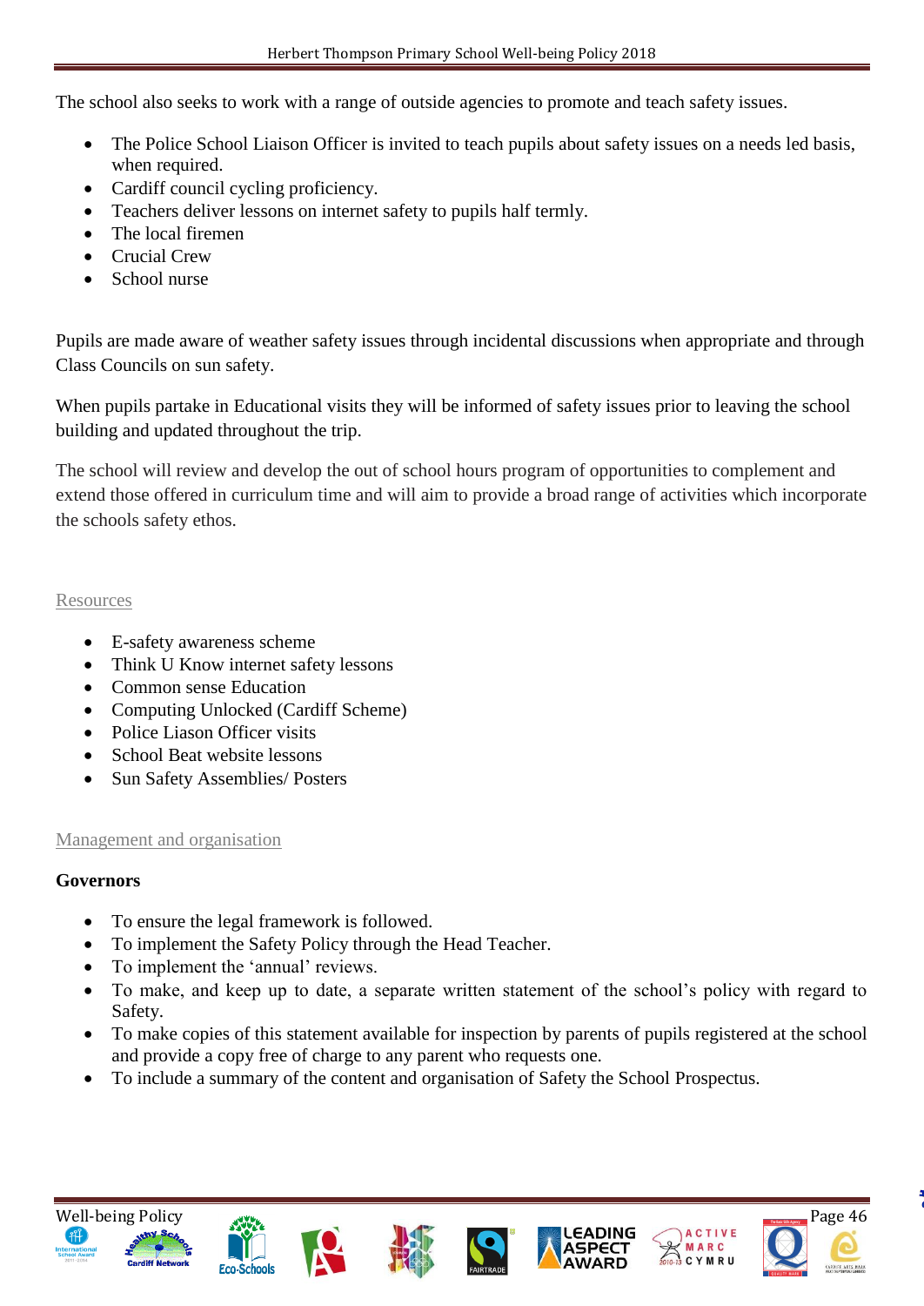The school also seeks to work with a range of outside agencies to promote and teach safety issues.

- The Police School Liaison Officer is invited to teach pupils about safety issues on a needs led basis, when required.
- Cardiff council cycling proficiency.
- Teachers deliver lessons on internet safety to pupils half termly.
- The local firemen
- Crucial Crew
- School nurse

Pupils are made aware of weather safety issues through incidental discussions when appropriate and through Class Councils on sun safety.

When pupils partake in Educational visits they will be informed of safety issues prior to leaving the school building and updated throughout the trip.

The school will review and develop the out of school hours program of opportunities to complement and extend those offered in curriculum time and will aim to provide a broad range of activities which incorporate the schools safety ethos.

## Resources

- E-safety awareness scheme
- Think U Know internet safety lessons
- Common sense Education
- Computing Unlocked (Cardiff Scheme)
- Police Liason Officer visits
- School Beat website lessons
- Sun Safety Assemblies/ Posters

## Management and organisation

**Governors**

- To ensure the legal framework is followed.
- To implement the Safety Policy through the Head Teacher.
- To implement the 'annual' reviews.
- To make, and keep up to date, a separate written statement of the school's policy with regard to Safety.
- To make copies of this statement available for inspection by parents of pupils registered at the school and provide a copy free of charge to any parent who requests one.
- To include a summary of the content and organisation of Safety the School Prospectus.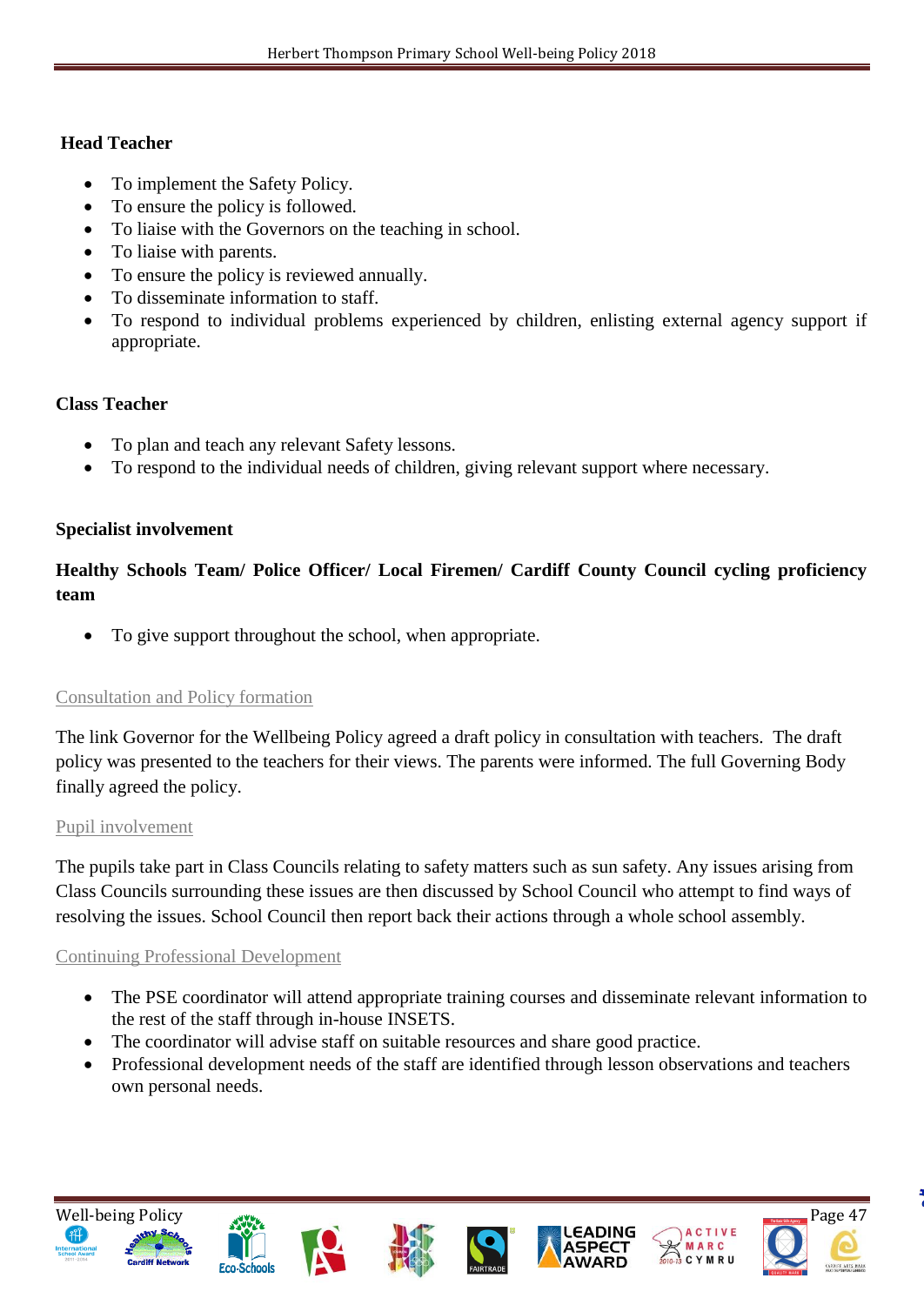**Head Teacher**

- To implement the Safety Policy.
- To ensure the policy is followed.
- To liaise with the Governors on the teaching in school.
- To liaise with parents.
- To ensure the policy is reviewed annually.
- To disseminate information to staff.
- To respond to individual problems experienced by children, enlisting external agency support if appropriate.

**Class Teacher**

- To plan and teach any relevant Safety lessons.
- To respond to the individual needs of children, giving relevant support where necessary.

**Specialist involvement**

**Healthy Schools Team/ Police Officer/ Local Firemen/ Cardiff County Council cycling proficiency team**

- To give support throughout the school, when appropriate.

Consultation and Policy formation

The link Governor for the Wellbeing Policy agreed a draft policy in consultation with teachers. The draft policy was presented to the teachers for their views. The parents were informed. The full Governing Body finally agreed the policy.

Pupil involvement

The pupils take part in Class Councils relating to safety matters such as sun safety. Any issues arising from Class Councils surrounding these issues are then discussed by School Council who attempt to find ways of resolving the issues. School Council then report back their actions through a whole school assembly.

Continuing Professional Development

- The PSE coordinator will attend appropriate training courses and disseminate relevant information to the rest of the staff through in-house INSETS.
- The coordinator will advise staff on suitable resources and share good practice.
- Professional development needs of the staff are identified through lesson observations and teachers own personal needs.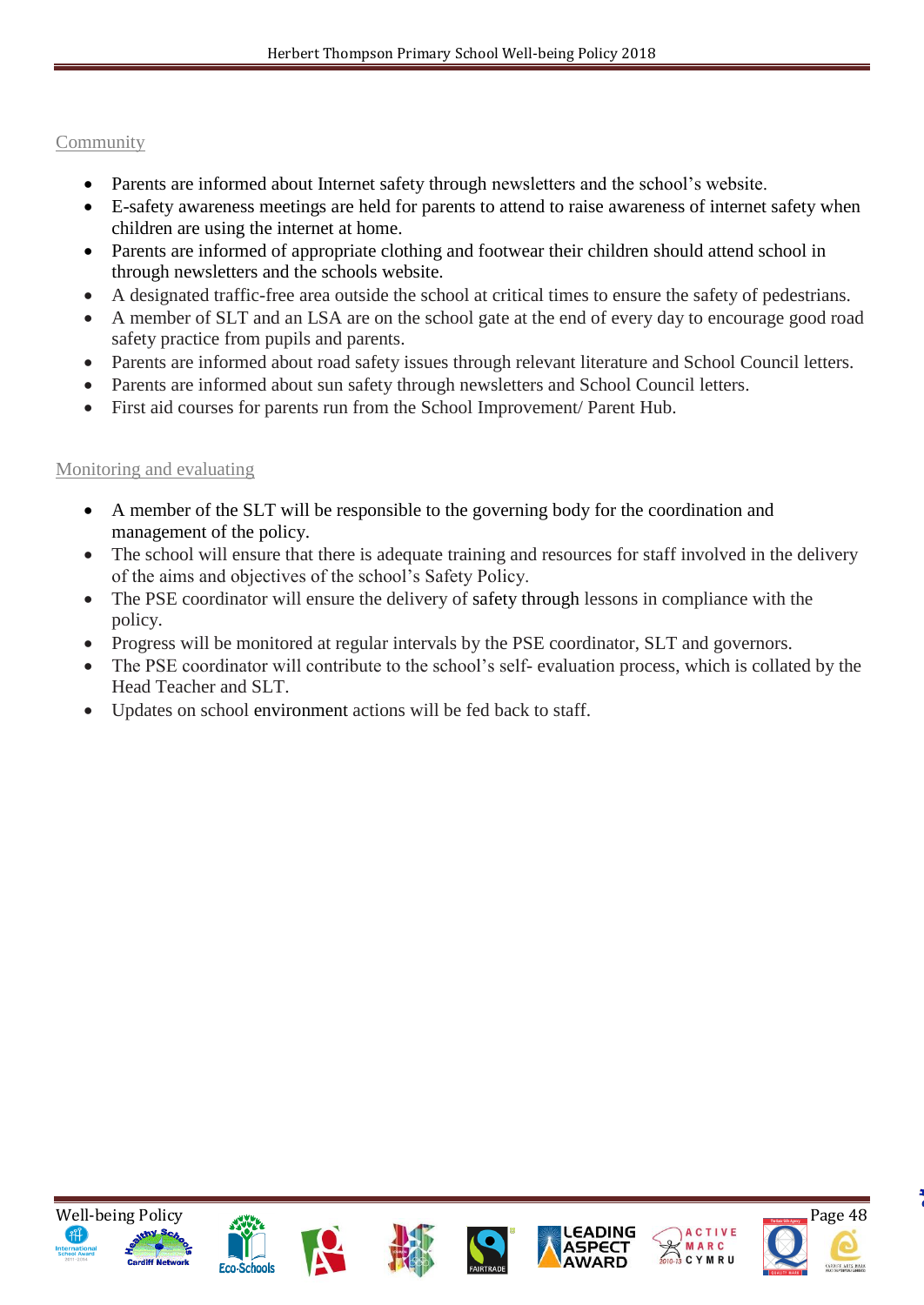## Community

- Parents are informed about Internet safety through newsletters and the school's website.
- E-safety awareness meetings are held for parents to attend to raise awareness of internet safety when children are using the internet at home.
- Parents are informed of appropriate clothing and footwear their children should attend school in through newsletters and the schools website.
- A designated traffic-free area outside the school at critical times to ensure the safety of pedestrians.
- A member of SLT and an LSA are on the school gate at the end of every day to encourage good road safety practice from pupils and parents.
- Parents are informed about road safety issues through relevant literature and School Council letters.
- Parents are informed about sun safety through newsletters and School Council letters.
- First aid courses for parents run from the School Improvement/ Parent Hub.

## Monitoring and evaluating

- A member of the SLT will be responsible to the governing body for the coordination and management of the policy.
- The school will ensure that there is adequate training and resources for staff involved in the delivery of the aims and objectives of the school's Safety Policy.
- The PSE coordinator will ensure the delivery of safety through lessons in compliance with the policy.
- Progress will be monitored at regular intervals by the PSE coordinator, SLT and governors.
- The PSE coordinator will contribute to the school's self- evaluation process, which is collated by the Head Teacher and SLT.
- Updates on school environment actions will be fed back to staff.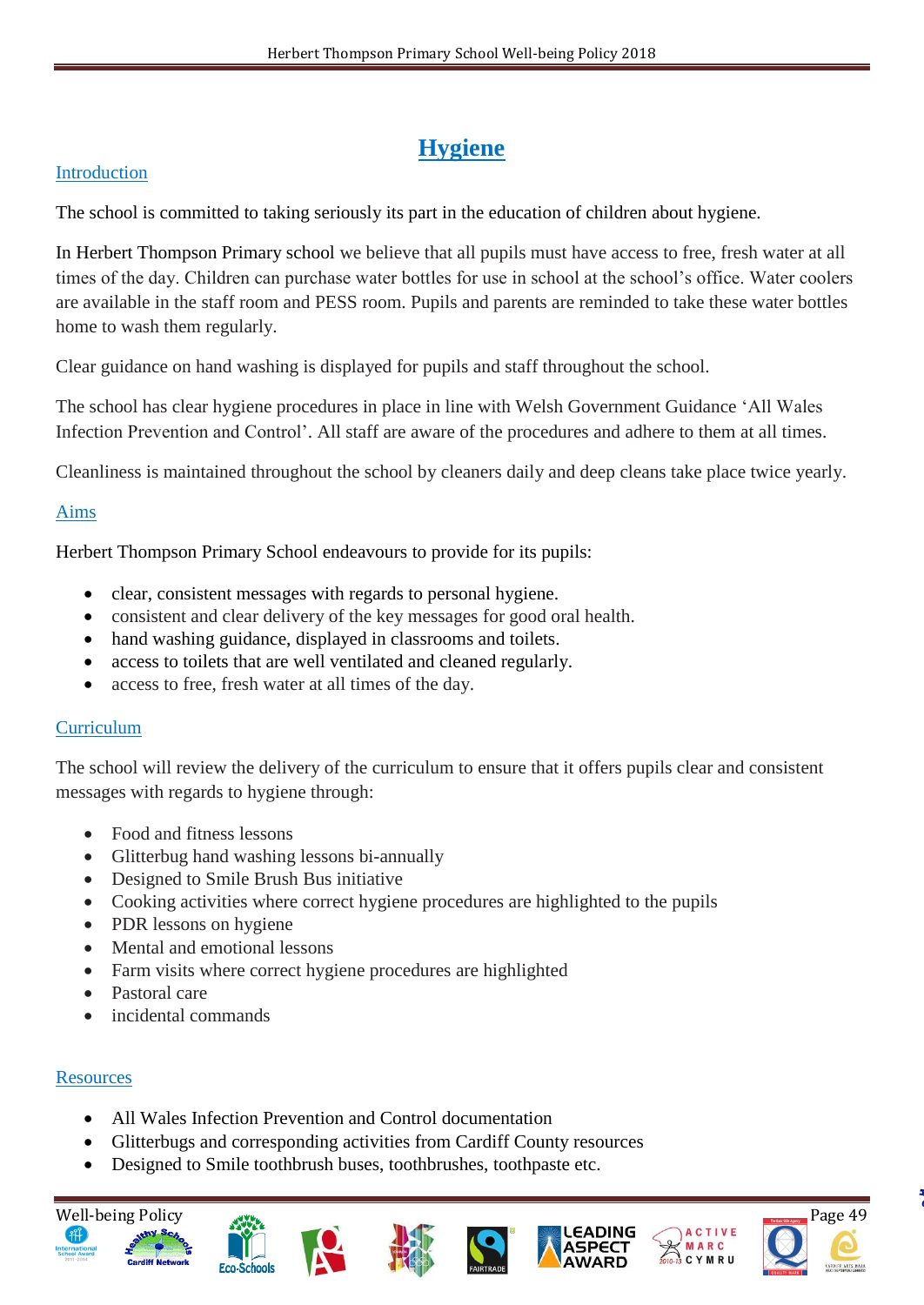# Hygiene

## Introduction

The school is committed to taking seriously its part in the education of children about hygiene.

In Herbert Thompson Primary school we believe that all pupils must have access to free, fresh water at all times of the day. Children can purchase water bottles for use in school at the school's office. Water coolers are available in the staff room and PESS room. Pupils and parents are reminded to take these water bottles home to wash them regularly.

Clear guidance on hand washing is displayed for pupils and staff throughout the school.

The school has clear hygiene procedures in place in line with Welsh Government Guidance 'All Wales Infection Prevention and Control'. All staff are aware of the procedures and adhere to them at all times.

Cleanliness is maintained throughout the school by cleaners daily and deep cleans take place twice yearly.

## Aims

Herbert Thompson Primary School endeavours to provide for its pupils:

- clear, consistent messages with regards to personal hygiene.
- consistent and clear delivery of the key messages for good oral health.
- hand washing guidance, displayed in classrooms and toilets.
- access to toilets that are well ventilated and cleaned regularly.
- access to free, fresh water at all times of the day.

## Curriculum

The school will review the delivery of the curriculum to ensure that it offers pupils clear and consistent messages with regards to hygiene through:

- Food and fitness lessons
- Glitterbug hand washing lessons bi-annually
- Designed to Smile Brush Bus initiative
- Cooking activities where correct hygiene procedures are highlighted to the pupils
- PDR lessons on hygiene
- Mental and emotional lessons
- Farm visits where correct hygiene procedures are highlighted
- Pastoral care
- incidental commands

## Resources

- All Wales Infection Prevention and Control documentation
- Glitterbugs and corresponding activities from Cardiff County resources
- Designed to Smile toothbrush buses, toothbrushes, toothpaste etc.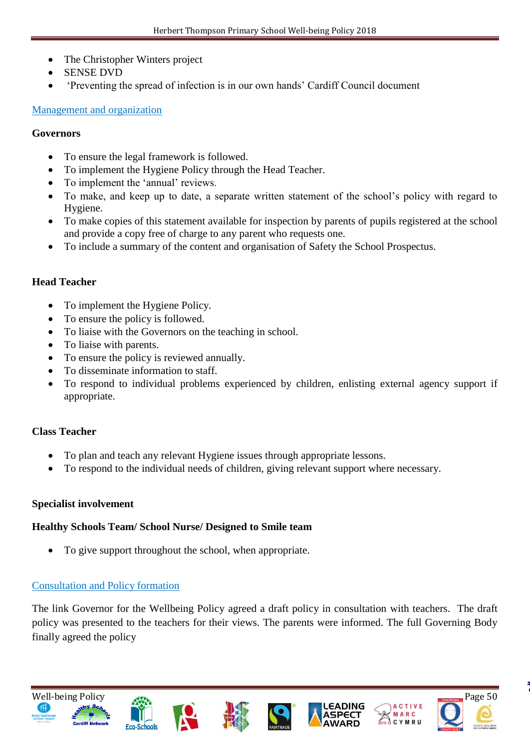- The Christopher Winters project
- SENSE DVD
- 'Preventing the spread of infection is in our own hands' Cardiff Council document

## Management and organization

**Governors**

- To ensure the legal framework is followed.
- To implement the Hygiene Policy through the Head Teacher.
- To implement the 'annual' reviews.
- To make, and keep up to date, a separate written statement of the school's policy with regard to Hygiene.
- To make copies of this statement available for inspection by parents of pupils registered at the school and provide a copy free of charge to any parent who requests one.
- To include a summary of the content and organisation of Safety the School Prospectus.

**Head Teacher**

- To implement the Hygiene Policy.
- To ensure the policy is followed.
- To liaise with the Governors on the teaching in school.
- To liaise with parents.
- To ensure the policy is reviewed annually.
- To disseminate information to staff.
- To respond to individual problems experienced by children, enlisting external agency support if appropriate.

**Class Teacher**

- To plan and teach any relevant Hygiene issues through appropriate lessons.
- To respond to the individual needs of children, giving relevant support where necessary.

**Specialist involvement**

**Healthy Schools Team/ School Nurse/ Designed to Smile team**

- To give support throughout the school, when appropriate.

## Consultation and Policy formation

The link Governor for the Wellbeing Policy agreed a draft policy in consultation with teachers. The draft policy was presented to the teachers for their views. The parents were informed. The full Governing Body finally agreed the policy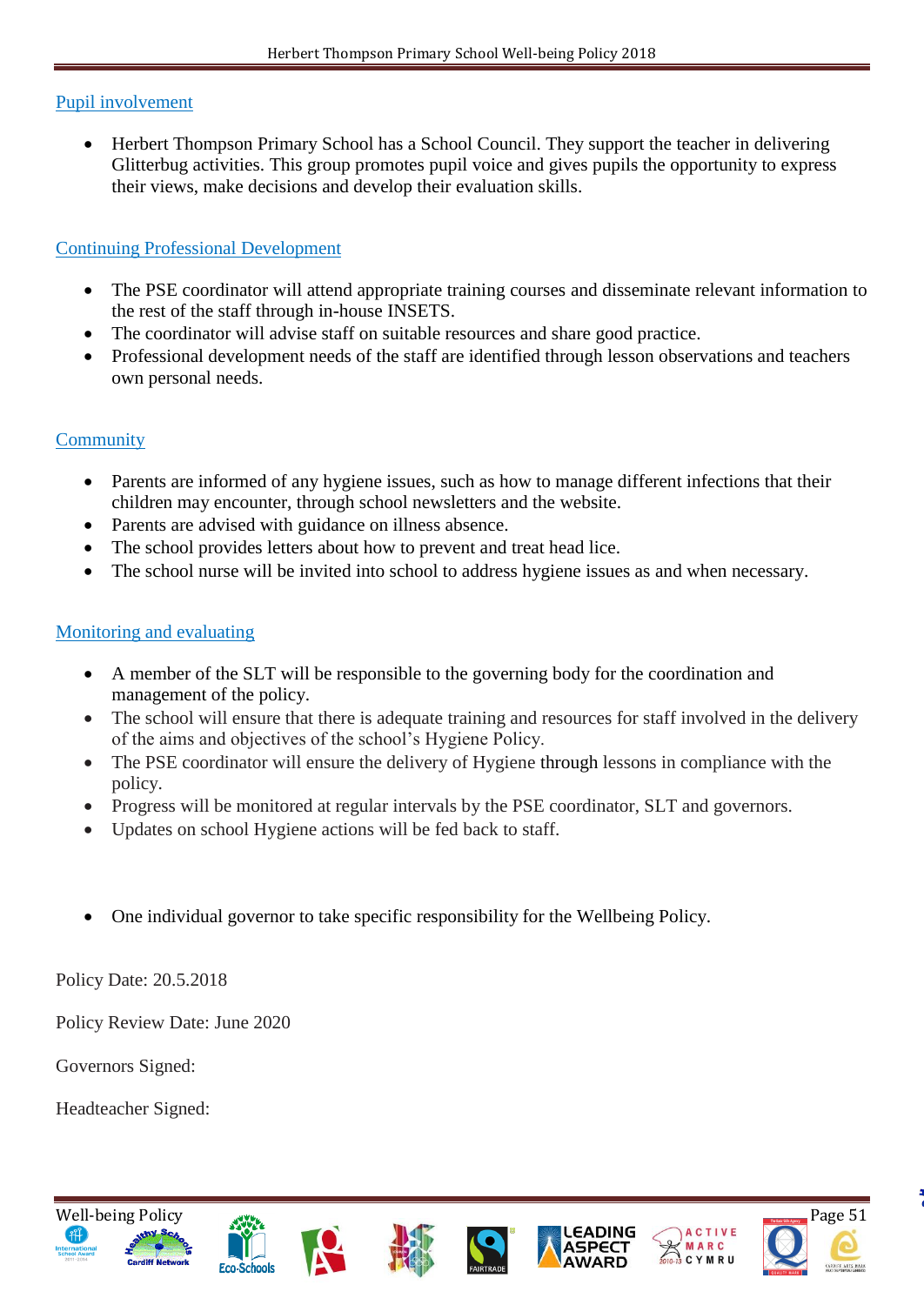## Pupil involvement

- Herbert Thompson Primary School has a School Council. They support the teacher in delivering Glitterbug activities. This group promotes pupil voice and gives pupils the opportunity to express their views, make decisions and develop their evaluation skills.

## Continuing Professional Development

- The PSE coordinator will attend appropriate training courses and disseminate relevant information to the rest of the staff through in-house INSETS.
- The coordinator will advise staff on suitable resources and share good practice.
- Professional development needs of the staff are identified through lesson observations and teachers own personal needs.

## Community

- Parents are informed of any hygiene issues, such as how to manage different infections that their children may encounter, through school newsletters and the website.
- Parents are advised with guidance on illness absence.
- The school provides letters about how to prevent and treat head lice.
- The school nurse will be invited into school to address hygiene issues as and when necessary.

## Monitoring and evaluating

- A member of the SLT will be responsible to the governing body for the coordination and management of the policy.
- The school will ensure that there is adequate training and resources for staff involved in the delivery of the aims and objectives of the school's Hygiene Policy.
- The PSE coordinator will ensure the delivery of Hygiene through lessons in compliance with the policy.
- Progress will be monitored at regular intervals by the PSE coordinator, SLT and governors.
- Updates on school Hygiene actions will be fed back to staff.

- One individual governor to take specific responsibility for the Wellbeing Policy.

Policy Date: 20.5.2018

Policy Review Date: June 2020

Governors Signed:

Headteacher Signed: